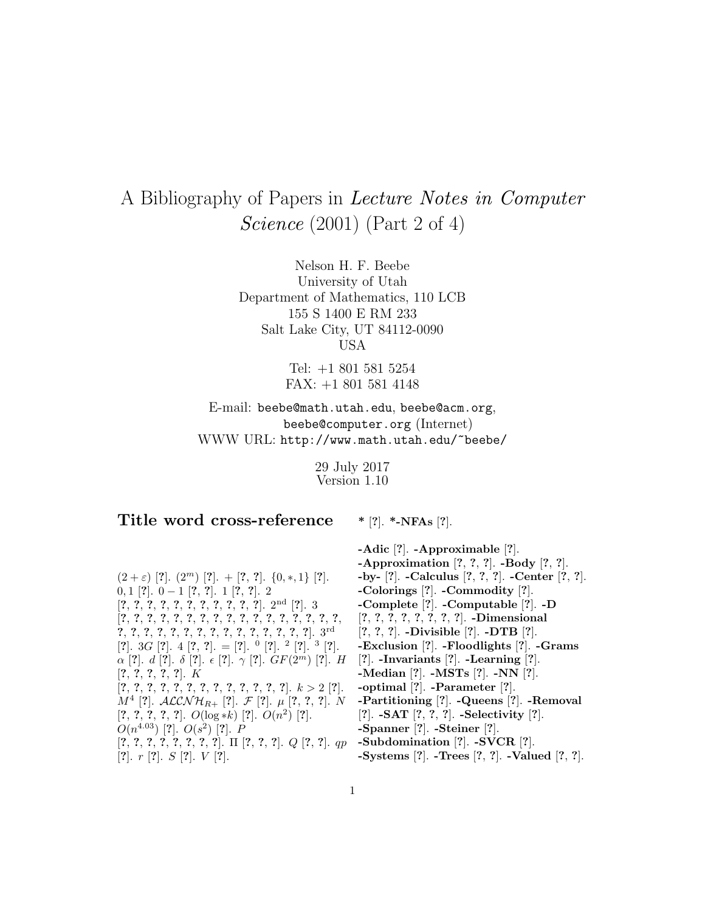# A Bibliography of Papers in *Lecture Notes in Computer Science* (2001) (Part 2 of 4)

Nelson H. F. Beebe
University of Utah
Department of Mathematics, 110 LCB
155 S 1400 E RM 233
Salt Lake City, UT 84112-0090
USA

Tel: +1 801 581 5254
FAX: +1 801 581 4148

E-mail: beebe@math.utah.edu, beebe@acm.org, beebe@computer.org (Internet)
WWW URL: http://www.math.utah.edu/~beebe/

29 July 2017
Version 1.10

## Title word cross-reference

$(2+\varepsilon)$ [?]. $(2^m)$ [?]. $+$ [?, ?]. $\{0,*,1\}$ [?]. $0,1$ [?]. $0-1$ [?, ?]. $1$ [?, ?]. $2$ [?, ?, ?, ?, ?, ?, ?, ?, ?, ?, ?, ?]. $2^{\rm nd}$ [?]. $3$ [?, ?, ?, ?, ?, ?, ?, ?, ?, ?, ?, ?, ?, ?, ?, ?, ?, ?, ?, ?, ?, ?, ?, ?, ?, ?, ?, ?, ?, ?, ?, ?, ?, ?, ?, ?]. $3^{\rm rd}$ [?]. $3G$ [?]. $4$ [?, ?]. $=$ [?]. $^0$ [?]. $^2$ [?]. $^3$ [?]. $\alpha$ [?]. $d$ [?]. $\delta$ [?]. $\epsilon$ [?]. $\gamma$ [?]. $GF(2^m)$ [?]. $H$ [?, ?, ?, ?, ?]. $K$ [?, ?, ?, ?, ?, ?, ?, ?, ?, ?, ?, ?, ?]. $k>2$ [?]. $M^4$ [?]. $\mathcal{ALCNH}_{R+}$ [?]. $\mathcal{F}$ [?]. $\mu$ [?, ?, ?]. $N$ [?, ?, ?, ?, ?]. $O(\log *k)$ [?]. $O(n^2)$ [?]. $O(n^{4.03})$ [?]. $O(s^2)$ [?]. $P$ [?, ?, ?, ?, ?, ?, ?, ?]. $\Pi$ [?, ?, ?]. $Q$ [?, ?]. $qp$ [?]. $r$ [?]. $S$ [?]. $V$ [?].

**\*** [?]. **\*-NFAs** [?].

**-Adic** [?]. **-Approximable** [?]. **-Approximation** [?, ?, ?]. **-Body** [?, ?]. **-by-** [?]. **-Calculus** [?, ?, ?]. **-Center** [?, ?]. **-Colorings** [?]. **-Commodity** [?]. **-Complete** [?]. **-Computable** [?]. **-D** [?, ?, ?, ?, ?, ?, ?, ?]. **-Dimensional** [?, ?, ?]. **-Divisible** [?]. **-DTB** [?]. **-Exclusion** [?]. **-Floodlights** [?]. **-Grams** [?]. **-Invariants** [?]. **-Learning** [?]. **-Median** [?]. **-MSTs** [?]. **-NN** [?]. **-optimal** [?]. **-Parameter** [?]. **-Partitioning** [?]. **-Queens** [?]. **-Removal** [?]. **-SAT** [?, ?, ?]. **-Selectivity** [?]. **-Spanner** [?]. **-Steiner** [?]. **-Subdomination** [?]. **-SVCR** [?]. **-Systems** [?]. **-Trees** [?, ?]. **-Valued** [?, ?].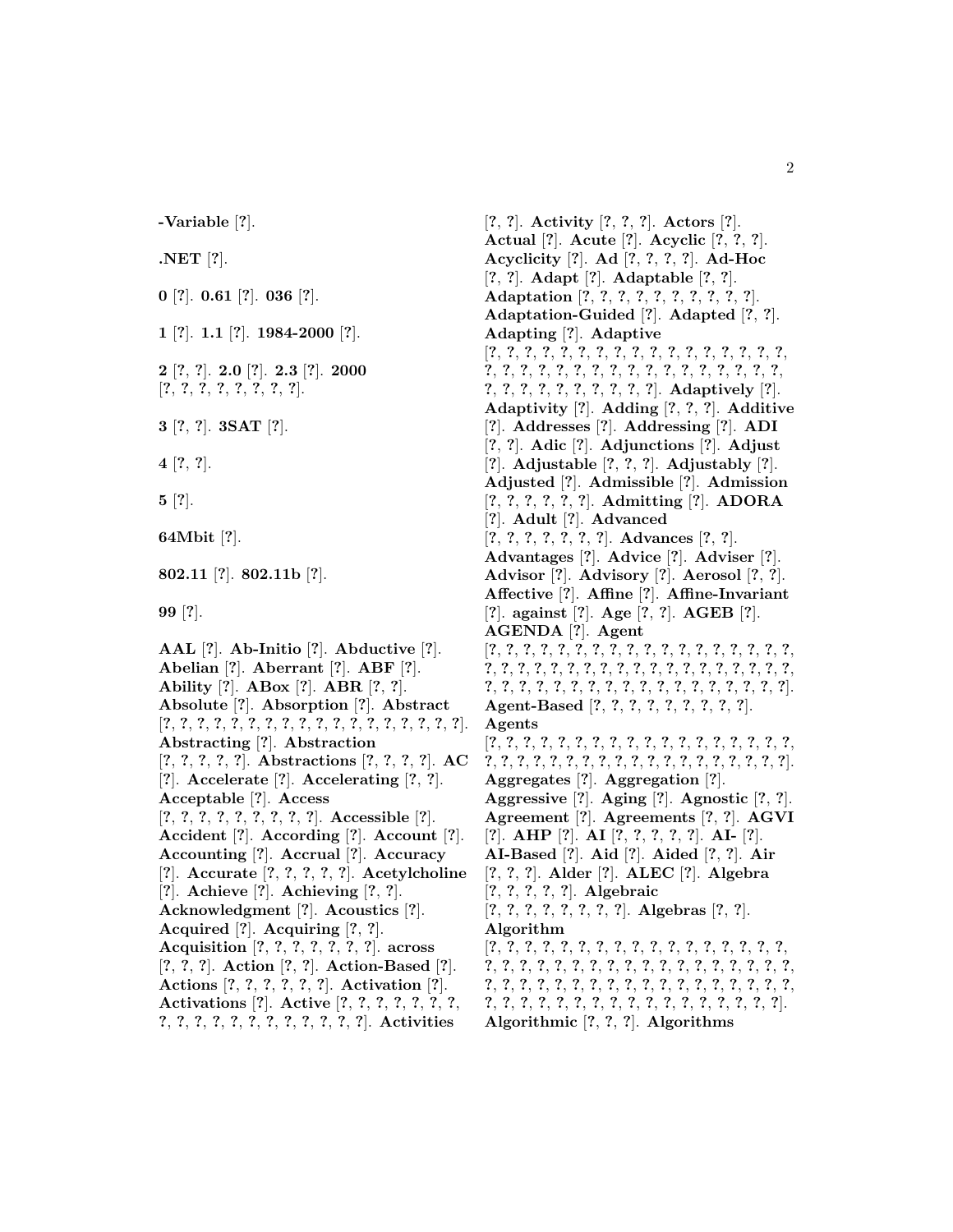**-Variable** [?].

**.NET** [?].

**0** [?]. **0.61** [?]. **036** [?].

**1** [?]. **1.1** [?]. **1984-2000** [?].

**2** [?, ?]. **2.0** [?]. **2.3** [?]. **2000** [?, ?, ?, ?, ?, ?, ?, ?, ?].

**3** [?, ?]. **3SAT** [?].

**4** [?, ?].

**5** [?].

**64Mbit** [?].

**802.11** [?]. **802.11b** [?].

**99** [?].

**AAL** [?]. **Ab-Initio** [?]. **Abductive** [?]. **Abelian** [?]. **Aberrant** [?]. **ABF** [?]. **Ability** [?]. **ABox** [?]. **ABR** [?, ?]. **Absolute** [?]. **Absorption** [?]. **Abstract** [?, ?, ?, ?, ?, ?, ?, ?, ?, ?, ?, ?, ?, ?, ?, ?, ?, ?, ?, ?]. **Abstracting** [?]. **Abstraction** [?, ?, ?, ?, ?]. **Abstractions** [?, ?, ?, ?]. **AC** [?]. **Accelerate** [?]. **Accelerating** [?, ?]. **Acceptable** [?]. **Access** [?, ?, ?, ?, ?, ?, ?, ?, ?, ?]. **Accessible** [?]. **Accident** [?]. **According** [?]. **Account** [?]. **Accounting** [?]. **Accrual** [?]. **Accuracy** [?]. **Accurate** [?, ?, ?, ?, ?]. **Acetylcholine** [?]. **Achieve** [?]. **Achieving** [?, ?]. **Acknowledgment** [?]. **Acoustics** [?]. **Acquired** [?]. **Acquiring** [?, ?]. **Acquisition** [?, ?, ?, ?, ?, ?, ?, ?]. **across** [?, ?, ?]. **Action** [?, ?]. **Action-Based** [?]. **Actions** [?, ?, ?, ?, ?, ?]. **Activation** [?]. **Activations** [?]. **Active** [?, ?, ?, ?, ?, ?, ?, ?, ?, ?, ?, ?, ?, ?, ?, ?, ?, ?, ?, ?]. **Activities** [?, ?]. **Activity** [?, ?, ?]. **Actors** [?]. **Actual** [?]. **Acute** [?]. **Acyclic** [?, ?, ?]. **Acyclicity** [?]. **Ad** [?, ?, ?, ?]. **Ad-Hoc** [?, ?]. **Adapt** [?]. **Adaptable** [?, ?]. **Adaptation** [?, ?, ?, ?, ?, ?, ?, ?, ?, ?]. **Adaptation-Guided** [?]. **Adapted** [?, ?]. **Adapting** [?]. **Adaptive** [?, ?, ?, ?, ?, ?, ?, ?, ?, ?, ?, ?, ?, ?, ?, ?, ?, ?, ?, ?, ?, ?, ?, ?, ?, ?, ?, ?, ?, ?, ?, ?, ?, ?, ?, ?, ?, ?, ?, ?, ?, ?, ?, ?, ?, ?, ?, ?, ?, ?]. **Adaptively** [?]. **Adaptivity** [?]. **Adding** [?, ?, ?]. **Additive** [?]. **Addresses** [?]. **Addressing** [?]. **ADI** [?, ?]. **Adic** [?]. **Adjunctions** [?]. **Adjust** [?]. **Adjustable** [?, ?, ?]. **Adjustably** [?]. **Adjusted** [?]. **Admissible** [?]. **Admission** [?, ?, ?, ?, ?, ?]. **Admitting** [?]. **ADORA** [?]. **Adult** [?]. **Advanced** [?, ?, ?, ?, ?, ?, ?, ?]. **Advances** [?, ?]. **Advantages** [?]. **Advice** [?]. **Adviser** [?]. **Advisor** [?]. **Advisory** [?]. **Aerosol** [?, ?]. **Affective** [?]. **Affine** [?]. **Affine-Invariant** [?]. **against** [?]. **Age** [?, ?]. **AGEB** [?]. **AGENDA** [?]. **Agent** [?, ?, ?, ?, ?, ?, ?, ?, ?, ?, ?, ?, ?, ?, ?, ?, ?, ?, ?, ?, ?, ?, ?, ?, ?, ?, ?, ?, ?, ?, ?, ?, ?, ?, ?, ?, ?, ?, ?, ?, ?, ?, ?, ?, ?, ?, ?, ?, ?, ?, ?, ?, ?, ?, ?, ?, ?, ?, ?, ?, ?]. **Agent-Based** [?, ?, ?, ?, ?, ?, ?, ?, ?]. **Agents** [?, ?, ?, ?, ?, ?, ?, ?, ?, ?, ?, ?, ?, ?, ?, ?, ?, ?, ?, ?, ?, ?, ?, ?, ?, ?, ?, ?, ?, ?, ?, ?, ?, ?, ?, ?, ?, ?, ?, ?, ?]. **Aggregates** [?]. **Aggregation** [?]. **Aggressive** [?]. **Aging** [?]. **Agnostic** [?, ?]. **Agreement** [?]. **Agreements** [?, ?]. **AGVI** [?]. **AHP** [?]. **AI** [?, ?, ?, ?, ?]. **AI-** [?]. **AI-Based** [?]. **Aid** [?]. **Aided** [?, ?]. **Air** [?, ?, ?]. **Alder** [?]. **ALEC** [?]. **Algebra** [?, ?, ?, ?, ?]. **Algebraic** [?, ?, ?, ?, ?, ?, ?, ?, ?]. **Algebras** [?, ?]. **Algorithm** [?, ?, ?, ?, ?, ?, ?, ?, ?, ?, ?, ?, ?, ?, ?, ?, ?, ?, ?, ?, ?, ?, ?, ?, ?, ?, ?, ?, ?, ?, ?, ?, ?, ?, ?, ?, ?, ?, ?, ?, ?, ?, ?, ?, ?, ?, ?, ?, ?, ?, ?, ?, ?, ?, ?, ?, ?, ?, ?, ?, ?, ?, ?, ?, ?, ?, ?, ?, ?, ?, ?, ?, ?, ?, ?, ?, ?, ?, ?, ?]. **Algorithmic** [?, ?, ?]. **Algorithms**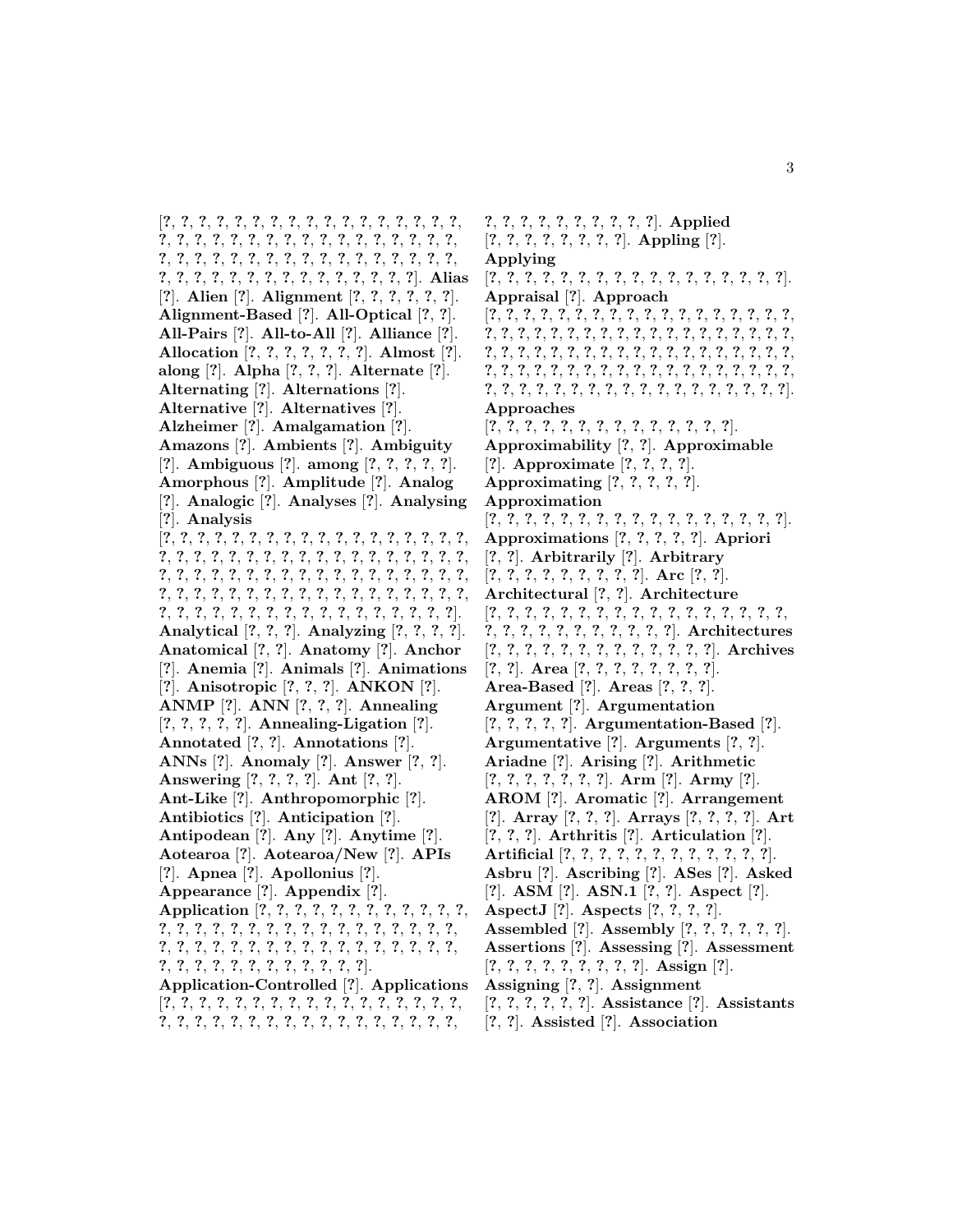[?, ?, ?, ?, ?, ?, ?, ?, ?, ?, ?, ?, ?, ?, ?, ?, ?, ?, ?, ?, ?, ?, ?, ?, ?, ?, ?, ?, ?, ?, ?, ?, ?, ?, ?, ?, ?, ?, ?, ?, ?, ?, ?, ?, ?, ?, ?, ?, ?, ?, ?, ?, ?, ?, ?, ?, ?, ?, ?, ?, ?, ?, ?, ?, ?, ?, ?, ?, ?, ?, ?, ?, ?, ?]. **Alias** [?]. **Alien** [?]. **Alignment** [?, ?, ?, ?, ?, ?]. **Alignment-Based** [?]. **All-Optical** [?, ?]. **All-Pairs** [?]. **All-to-All** [?]. **Alliance** [?]. **Allocation** [?, ?, ?, ?, ?, ?, ?]. **Almost** [?]. **along** [?]. **Alpha** [?, ?, ?]. **Alternate** [?]. **Alternating** [?]. **Alternations** [?]. **Alternative** [?]. **Alternatives** [?]. **Alzheimer** [?]. **Amalgamation** [?]. **Amazons** [?]. **Ambients** [?]. **Ambiguity** [?]. **Ambiguous** [?]. **among** [?, ?, ?, ?, ?]. **Amorphous** [?]. **Amplitude** [?]. **Analog** [?]. **Analogic** [?]. **Analyses** [?]. **Analysing** [?]. **Analysis** [?, ?, ?, ?, ?, ?, ?, ?, ?, ?, ?, ?, ?, ?, ?, ?, ?, ?, ?, ?, ?, ?, ?, ?, ?, ?, ?, ?, ?, ?, ?, ?, ?, ?, ?, ?, ?, ?, ?, ?, ?, ?, ?, ?, ?, ?, ?, ?, ?, ?, ?, ?, ?, ?, ?, ?, ?, ?, ?, ?, ?, ?, ?, ?, ?, ?, ?, ?, ?, ?, ?, ?, ?, ?, ?, ?, ?, ?, ?, ?, ?, ?, ?, ?, ?, ?, ?, ?, ?, ?, ?, ?, ?, ?, ?, ?, ?, ?, ?, ?]. **Analytical** [?, ?, ?]. **Analyzing** [?, ?, ?, ?]. **Anatomical** [?, ?]. **Anatomy** [?]. **Anchor** [?]. **Anemia** [?]. **Animals** [?]. **Animations** [?]. **Anisotropic** [?, ?, ?]. **ANKON** [?]. **ANMP** [?]. **ANN** [?, ?, ?]. **Annealing** [?, ?, ?, ?, ?]. **Annealing-Ligation** [?]. **Annotated** [?, ?]. **Annotations** [?]. **ANNs** [?]. **Anomaly** [?]. **Answer** [?, ?]. **Answering** [?, ?, ?, ?]. **Ant** [?, ?]. **Ant-Like** [?]. **Anthropomorphic** [?]. **Antibiotics** [?]. **Anticipation** [?]. **Antipodean** [?]. **Any** [?]. **Anytime** [?]. **Aotearoa** [?]. **Aotearoa/New** [?]. **APIs** [?]. **Apnea** [?]. **Apollonius** [?]. **Appearance** [?]. **Appendix** [?]. **Application** [?, ?, ?, ?, ?, ?, ?, ?, ?, ?, ?, ?, ?, ?, ?, ?, ?, ?, ?, ?, ?, ?, ?, ?, ?, ?, ?, ?, ?, ?, ?, ?, ?, ?, ?, ?, ?, ?, ?, ?, ?, ?, ?, ?, ?, ?, ?, ?, ?, ?, ?, ?, ?, ?, ?, ?, ?, ?, ?, ?, ?, ?, ?, ?, ?, ?, ?, ?, ?]. **Application-Controlled** [?]. **Applications** [?, ?, ?, ?, ?, ?, ?, ?, ?, ?, ?, ?, ?, ?, ?, ?, ?, ?, ?, ?, ?, ?, ?, ?, ?, ?, ?, ?, ?, ?, ?, ?, ?, ?, ?, ?, ?, ?, ?, ?, ?, ?, ?, ?, ?, ?, ?, ?, ?]. **Applied** [?, ?, ?, ?, ?, ?, ?, ?, ?]. **Appling** [?]. **Applying** [?, ?, ?, ?, ?, ?, ?, ?, ?, ?, ?, ?, ?, ?, ?, ?, ?, ?, ?]. **Appraisal** [?]. **Approach** [?, ?, ?, ?, ?, ?, ?, ?, ?, ?, ?, ?, ?, ?, ?, ?, ?, ?, ?, ?, ?, ?, ?, ?, ?, ?, ?, ?, ?, ?, ?, ?, ?, ?, ?, ?, ?, ?, ?, ?, ?, ?, ?, ?, ?, ?, ?, ?, ?, ?, ?, ?, ?, ?, ?, ?, ?, ?, ?, ?, ?, ?, ?, ?, ?, ?, ?, ?, ?, ?, ?, ?, ?, ?, ?, ?, ?, ?, ?, ?, ?, ?, ?, ?, ?, ?, ?, ?, ?, ?, ?, ?, ?, ?, ?, ?, ?, ?, ?, ?]. **Approaches** [?, ?, ?, ?, ?, ?, ?, ?, ?, ?, ?, ?, ?, ?, ?]. **Approximability** [?, ?]. **Approximable** [?]. **Approximate** [?, ?, ?, ?]. **Approximating** [?, ?, ?, ?, ?]. **Approximation** [?, ?, ?, ?, ?, ?, ?, ?, ?, ?, ?, ?, ?, ?, ?, ?, ?, ?, ?]. **Approximations** [?, ?, ?, ?, ?]. **Apriori** [?, ?]. **Arbitrarily** [?]. **Arbitrary** [?, ?, ?, ?, ?, ?, ?, ?, ?, ?]. **Arc** [?, ?]. **Architectural** [?, ?]. **Architecture** [?, ?, ?, ?, ?, ?, ?, ?, ?, ?, ?, ?, ?, ?, ?, ?, ?, ?, ?, ?, ?, ?, ?, ?, ?, ?, ?, ?, ?, ?]. **Architectures** [?, ?, ?, ?, ?, ?, ?, ?, ?, ?, ?, ?, ?]. **Archives** [?, ?]. **Area** [?, ?, ?, ?, ?, ?, ?, ?, ?]. **Area-Based** [?]. **Areas** [?, ?, ?]. **Argument** [?]. **Argumentation** [?, ?, ?, ?, ?]. **Argumentation-Based** [?]. **Argumentative** [?]. **Arguments** [?, ?]. **Ariadne** [?]. **Arising** [?]. **Arithmetic** [?, ?, ?, ?, ?, ?, ?]. **Arm** [?]. **Army** [?]. **AROM** [?]. **Aromatic** [?]. **Arrangement** [?]. **Array** [?, ?, ?]. **Arrays** [?, ?, ?, ?]. **Art** [?, ?, ?]. **Arthritis** [?]. **Articulation** [?]. **Artificial** [?, ?, ?, ?, ?, ?, ?, ?, ?, ?, ?, ?, ?]. **Asbru** [?]. **Ascribing** [?]. **ASes** [?]. **Asked** [?]. **ASM** [?]. **ASN.1** [?, ?]. **Aspect** [?]. **AspectJ** [?]. **Aspects** [?, ?, ?, ?]. **Assembled** [?]. **Assembly** [?, ?, ?, ?, ?, ?]. **Assertions** [?]. **Assessing** [?]. **Assessment** [?, ?, ?, ?, ?, ?, ?, ?, ?]. **Assign** [?]. **Assigning** [?, ?]. **Assignment** [?, ?, ?, ?, ?, ?]. **Assistance** [?]. **Assistants** [?, ?]. **Assisted** [?]. **Association**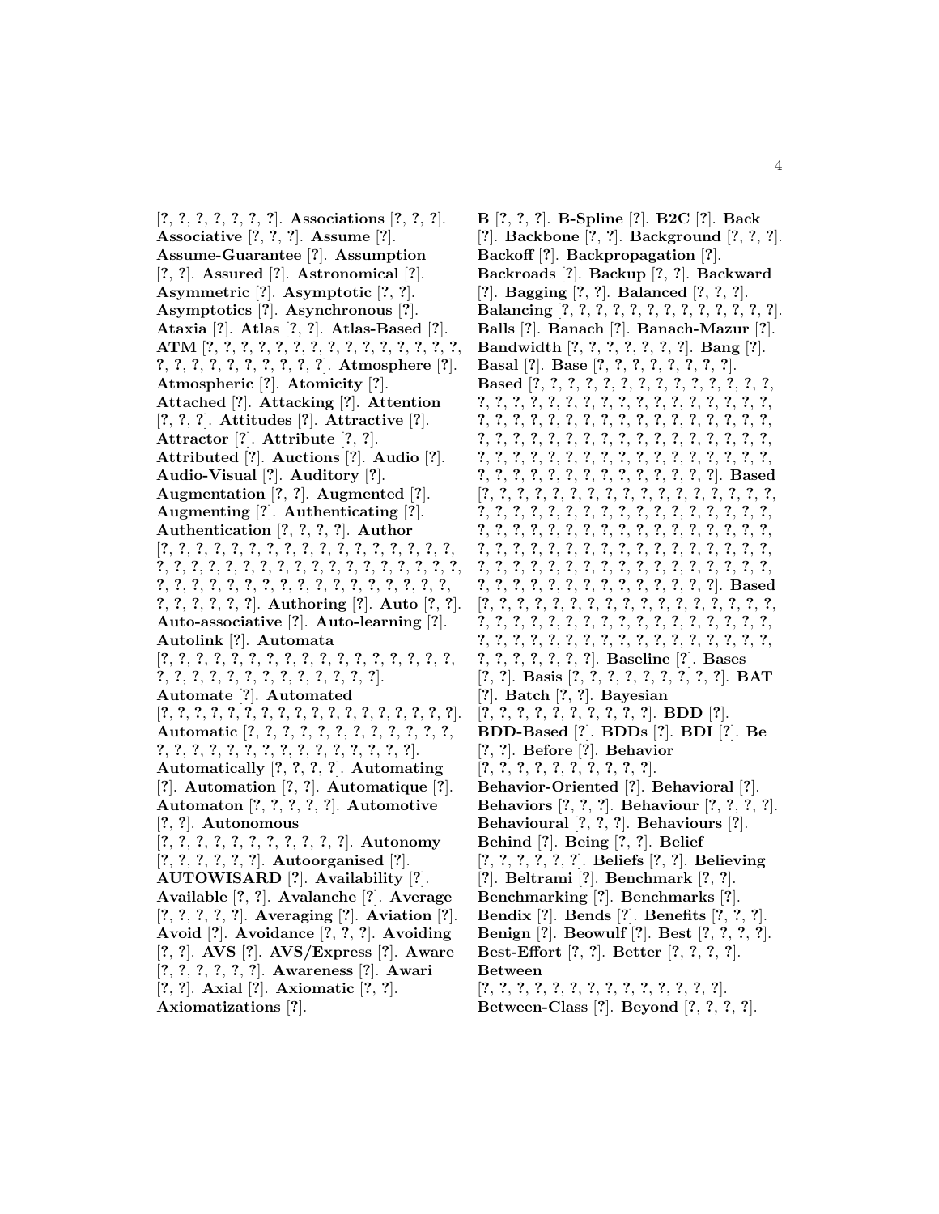[?, ?, ?, ?, ?, ?, ?]. **Associations** [?, ?, ?]. **Associative** [?, ?, ?]. **Assume** [?]. **Assume-Guarantee** [?]. **Assumption** [?, ?]. **Assured** [?]. **Astronomical** [?]. **Asymmetric** [?]. **Asymptotic** [?, ?]. **Asymptotics** [?]. **Asynchronous** [?]. **Ataxia** [?]. **Atlas** [?, ?]. **Atlas-Based** [?]. **ATM** [?, ?, ?, ?, ?, ?, ?, ?, ?, ?, ?, ?, ?, ?, ?, ?, ?, ?, ?, ?, ?, ?, ?, ?, ?, ?, ?]. **Atmosphere** [?]. **Atmospheric** [?]. **Atomicity** [?]. **Attached** [?]. **Attacking** [?]. **Attention** [?, ?, ?]. **Attitudes** [?]. **Attractive** [?]. **Attractor** [?]. **Attribute** [?, ?]. **Attributed** [?]. **Auctions** [?]. **Audio** [?]. **Audio-Visual** [?]. **Auditory** [?]. **Augmentation** [?, ?]. **Augmented** [?]. **Augmenting** [?]. **Authenticating** [?]. **Authentication** [?, ?, ?, ?]. **Author** [?, ?, ?, ?, ?, ?, ?, ?, ?, ?, ?, ?, ?, ?, ?, ?, ?, ?, ?, ?, ?, ?, ?, ?, ?, ?, ?, ?, ?, ?, ?, ?, ?, ?, ?, ?, ?, ?, ?, ?, ?, ?, ?, ?, ?, ?, ?, ?, ?, ?, ?, ?, ?, ?, ?, ?, ?, ?, ?, ?, ?, ?, ?]. **Authoring** [?]. **Auto** [?, ?]. **Auto-associative** [?]. **Auto-learning** [?]. **Autolink** [?]. **Automata** [?, ?, ?, ?, ?, ?, ?, ?, ?, ?, ?, ?, ?, ?, ?, ?, ?, ?, ?, ?, ?, ?, ?, ?, ?, ?, ?, ?, ?, ?, ?, ?, ?]. **Automate** [?]. **Automated** [?, ?, ?, ?, ?, ?, ?, ?, ?, ?, ?, ?, ?, ?, ?, ?, ?, ?, ?, ?, ?]. **Automatic** [?, ?, ?, ?, ?, ?, ?, ?, ?, ?, ?, ?, ?, ?, ?, ?, ?, ?, ?, ?, ?, ?, ?, ?, ?, ?, ?, ?, ?, ?]. **Automatically** [?, ?, ?, ?]. **Automating** [?]. **Automation** [?, ?]. **Automatique** [?]. **Automaton** [?, ?, ?, ?, ?]. **Automotive** [?, ?]. **Autonomous** [?, ?, ?, ?, ?, ?, ?, ?, ?, ?, ?, ?]. **Autonomy** [?, ?, ?, ?, ?, ?]. **Autoorganised** [?]. **AUTOWISARD** [?]. **Availability** [?]. **Available** [?, ?]. **Avalanche** [?]. **Average** [?, ?, ?, ?, ?]. **Averaging** [?]. **Aviation** [?]. **Avoid** [?]. **Avoidance** [?, ?, ?]. **Avoiding** [?, ?]. **AVS** [?]. **AVS/Express** [?]. **Aware** [?, ?, ?, ?, ?, ?]. **Awareness** [?]. **Awari** [?, ?]. **Axial** [?]. **Axiomatic** [?, ?]. **Axiomatizations** [?].

**B** [?, ?, ?]. **B-Spline** [?]. **B2C** [?]. **Back** [?]. **Backbone** [?, ?]. **Background** [?, ?, ?]. **Backoff** [?]. **Backpropagation** [?]. **Backroads** [?]. **Backup** [?, ?]. **Backward** [?]. **Bagging** [?, ?]. **Balanced** [?, ?, ?]. **Balancing** [?, ?, ?, ?, ?, ?, ?, ?, ?, ?, ?, ?, ?, ?]. **Balls** [?]. **Banach** [?]. **Banach-Mazur** [?]. **Bandwidth** [?, ?, ?, ?, ?, ?, ?, ?]. **Bang** [?]. **Basal** [?]. **Base** [?, ?, ?, ?, ?, ?, ?, ?, ?]. **Based** [?, ?, ?, ?, ?, ?, ?, ?, ?, ?, ?, ?, ?, ?, ?, ?, ?, ?, ?, ?, ?, ?, ?, ?, ?, ?, ?, ?, ?, ?, ?, ?, ?, ?, ?, ?, ?, ?, ?, ?, ?, ?, ?, ?, ?, ?, ?, ?, ?, ?, ?, ?, ?, ?, ?, ?, ?, ?, ?, ?, ?, ?, ?, ?, ?, ?, ?, ?, ?, ?, ?, ?, ?, ?, ?, ?, ?, ?, ?, ?, ?, ?, ?, ?, ?, ?, ?, ?, ?, ?, ?, ?, ?, ?, ?, ?, ?, ?, ?, ?, ?, ?, ?, ?, ?, ?, ?, ?, ?]. **Based** [?, ?, ?, ?, ?, ?, ?, ?, ?, ?, ?, ?, ?, ?, ?, ?, ?, ?, ?, ?, ?, ?, ?, ?, ?, ?, ?, ?, ?, ?, ?, ?, ?, ?, ?, ?, ?, ?, ?, ?, ?, ?, ?, ?, ?, ?, ?, ?, ?, ?, ?, ?, ?, ?, ?, ?, ?, ?, ?, ?, ?, ?, ?, ?, ?, ?, ?, ?, ?, ?, ?, ?, ?, ?, ?, ?, ?, ?, ?, ?, ?, ?, ?, ?, ?, ?, ?, ?, ?, ?, ?, ?, ?, ?, ?, ?, ?, ?, ?, ?, ?, ?, ?, ?, ?, ?, ?, ?, ?]. **Based** [?, ?, ?, ?, ?, ?, ?, ?, ?, ?, ?, ?, ?, ?, ?, ?, ?, ?, ?, ?, ?, ?, ?, ?, ?, ?, ?, ?, ?, ?, ?, ?, ?, ?, ?, ?, ?, ?, ?, ?, ?, ?, ?, ?, ?, ?, ?, ?, ?, ?, ?, ?, ?, ?, ?, ?, ?, ?, ?, ?, ?, ?, ?]. **Baseline** [?]. **Bases** [?, ?]. **Basis** [?, ?, ?, ?, ?, ?, ?, ?, ?]. **BAT** [?]. **Batch** [?, ?]. **Bayesian** [?, ?, ?, ?, ?, ?, ?, ?, ?, ?, ?]. **BDD** [?]. **BDD-Based** [?]. **BDDs** [?]. **BDI** [?]. **Be** [?, ?]. **Before** [?]. **Behavior** [?, ?, ?, ?, ?, ?, ?, ?, ?, ?]. **Behavior-Oriented** [?]. **Behavioral** [?]. **Behaviors** [?, ?, ?]. **Behaviour** [?, ?, ?, ?]. **Behavioural** [?, ?, ?]. **Behaviours** [?]. **Behind** [?]. **Being** [?, ?]. **Belief** [?, ?, ?, ?, ?, ?]. **Beliefs** [?, ?]. **Believing** [?]. **Beltrami** [?]. **Benchmark** [?, ?]. **Benchmarking** [?]. **Benchmarks** [?]. **Bendix** [?]. **Bends** [?]. **Benefits** [?, ?, ?]. **Benign** [?]. **Beowulf** [?]. **Best** [?, ?, ?, ?]. **Best-Effort** [?, ?]. **Better** [?, ?, ?, ?]. **Between** [?, ?, ?, ?, ?, ?, ?, ?, ?, ?, ?, ?, ?, ?, ?]. **Between-Class** [?]. **Beyond** [?, ?, ?, ?].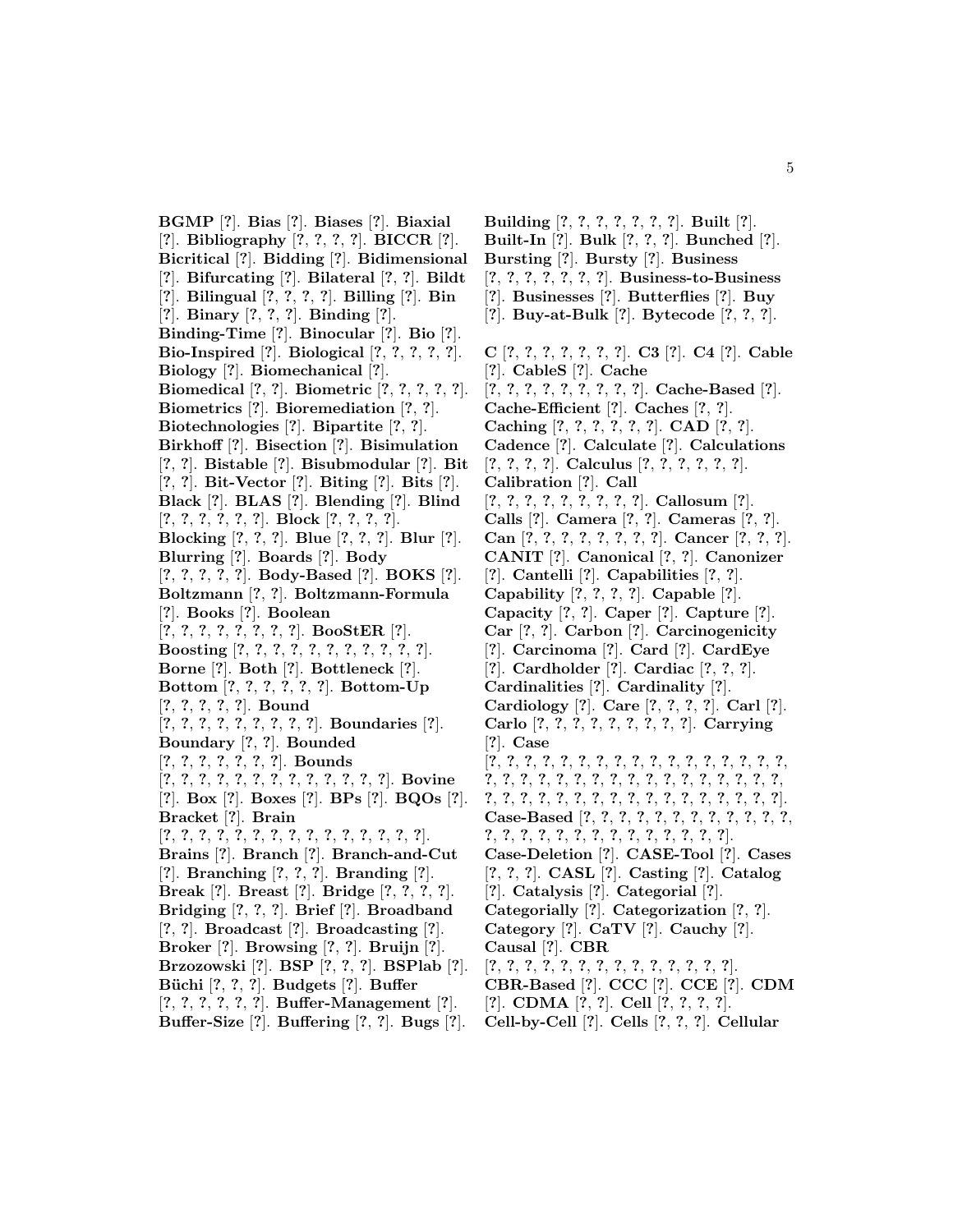**BGMP** [?]. **Bias** [?]. **Biases** [?]. **Biaxial** [?]. **Bibliography** [?, ?, ?, ?]. **BICCR** [?]. **Bicritical** [?]. **Bidding** [?]. **Bidimensional** [?]. **Bifurcating** [?]. **Bilateral** [?, ?]. **Bildt** [?]. **Bilingual** [?, ?, ?, ?]. **Billing** [?]. **Bin** [?]. **Binary** [?, ?, ?]. **Binding** [?]. **Binding-Time** [?]. **Binocular** [?]. **Bio** [?]. **Bio-Inspired** [?]. **Biological** [?, ?, ?, ?, ?]. **Biology** [?]. **Biomechanical** [?]. **Biomedical** [?, ?]. **Biometric** [?, ?, ?, ?, ?]. **Biometrics** [?]. **Bioremediation** [?, ?]. **Biotechnologies** [?]. **Bipartite** [?, ?]. **Birkhoff** [?]. **Bisection** [?]. **Bisimulation** [?, ?]. **Bistable** [?]. **Bisubmodular** [?]. **Bit** [?, ?]. **Bit-Vector** [?]. **Biting** [?]. **Bits** [?]. **Black** [?]. **BLAS** [?]. **Blending** [?]. **Blind** [?, ?, ?, ?, ?, ?]. **Block** [?, ?, ?, ?]. **Blocking** [?, ?, ?]. **Blue** [?, ?, ?]. **Blur** [?]. **Blurring** [?]. **Boards** [?]. **Body** [?, ?, ?, ?, ?]. **Body-Based** [?]. **BOKS** [?]. **Boltzmann** [?, ?]. **Boltzmann-Formula** [?]. **Books** [?]. **Boolean** [?, ?, ?, ?, ?, ?, ?, ?]. **BooStER** [?]. **Boosting** [?, ?, ?, ?, ?, ?, ?, ?, ?, ?, ?]. **Borne** [?]. **Both** [?]. **Bottleneck** [?]. **Bottom** [?, ?, ?, ?, ?, ?]. **Bottom-Up** [?, ?, ?, ?, ?]. **Bound** [?, ?, ?, ?, ?, ?, ?, ?, ?]. **Boundaries** [?]. **Boundary** [?, ?]. **Bounded** [?, ?, ?, ?, ?, ?, ?]. **Bounds** [?, ?, ?, ?, ?, ?, ?, ?, ?, ?, ?, ?, ?]. **Bovine** [?]. **Box** [?]. **Boxes** [?]. **BPs** [?]. **BQOs** [?]. **Bracket** [?]. **Brain** [?, ?, ?, ?, ?, ?, ?, ?, ?, ?, ?, ?, ?, ?, ?]. **Brains** [?]. **Branch** [?]. **Branch-and-Cut** [?]. **Branching** [?, ?, ?]. **Branding** [?]. **Break** [?]. **Breast** [?]. **Bridge** [?, ?, ?, ?]. **Bridging** [?, ?, ?]. **Brief** [?]. **Broadband** [?, ?]. **Broadcast** [?]. **Broadcasting** [?]. **Broker** [?]. **Browsing** [?, ?]. **Bruijn** [?]. **Brzozowski** [?]. **BSP** [?, ?, ?]. **BSPlab** [?]. **Büchi** [?, ?, ?]. **Budgets** [?]. **Buffer** [?, ?, ?, ?, ?, ?]. **Buffer-Management** [?]. **Buffer-Size** [?]. **Buffering** [?, ?]. **Bugs** [?]. **Building** [?, ?, ?, ?, ?, ?, ?]. **Built** [?]. **Built-In** [?]. **Bulk** [?, ?, ?]. **Bunched** [?]. **Bursting** [?]. **Bursty** [?]. **Business** [?, ?, ?, ?, ?, ?, ?]. **Business-to-Business** [?]. **Businesses** [?]. **Butterflies** [?]. **Buy** [?]. **Buy-at-Bulk** [?]. **Bytecode** [?, ?, ?].

**C** [?, ?, ?, ?, ?, ?, ?]. **C3** [?]. **C4** [?]. **Cable** [?]. **CableS** [?]. **Cache** [?, ?, ?, ?, ?, ?, ?, ?, ?]. **Cache-Based** [?]. **Cache-Efficient** [?]. **Caches** [?, ?]. **Caching** [?, ?, ?, ?, ?, ?]. **CAD** [?, ?]. **Cadence** [?]. **Calculate** [?]. **Calculations** [?, ?, ?, ?]. **Calculus** [?, ?, ?, ?, ?, ?]. **Calibration** [?]. **Call** [?, ?, ?, ?, ?, ?, ?, ?, ?]. **Callosum** [?]. **Calls** [?]. **Camera** [?, ?]. **Cameras** [?, ?]. **Can** [?, ?, ?, ?, ?, ?, ?, ?]. **Cancer** [?, ?, ?]. **CANIT** [?]. **Canonical** [?, ?]. **Canonizer** [?]. **Cantelli** [?]. **Capabilities** [?, ?]. **Capability** [?, ?, ?, ?]. **Capable** [?]. **Capacity** [?, ?]. **Caper** [?]. **Capture** [?]. **Car** [?, ?]. **Carbon** [?]. **Carcinogenicity** [?]. **Carcinoma** [?]. **Card** [?]. **CardEye** [?]. **Cardholder** [?]. **Cardiac** [?, ?, ?]. **Cardinalities** [?]. **Cardinality** [?]. **Cardiology** [?]. **Care** [?, ?, ?, ?]. **Carl** [?]. **Carlo** [?, ?, ?, ?, ?, ?, ?, ?, ?]. **Carrying** [?]. **Case** [?, ?, ?, ?, ?, ?, ?, ?, ?, ?, ?, ?, ?, ?, ?, ?, ?, ?, ?, ?, ?, ?, ?, ?, ?, ?, ?, ?, ?, ?, ?, ?, ?, ?, ?, ?, ?, ?, ?, ?, ?, ?, ?, ?, ?, ?, ?, ?, ?, ?, ?, ?, ?, ?]. **Case-Based** [?, ?, ?, ?, ?, ?, ?, ?, ?, ?, ?, ?, ?, ?, ?, ?, ?, ?, ?, ?, ?, ?, ?, ?, ?, ?, ?]. **Case-Deletion** [?]. **CASE-Tool** [?]. **Cases** [?, ?, ?]. **CASL** [?]. **Casting** [?]. **Catalog** [?]. **Catalysis** [?]. **Categorial** [?]. **Categorially** [?]. **Categorization** [?, ?]. **Category** [?]. **CaTV** [?]. **Cauchy** [?]. **Causal** [?]. **CBR** [?, ?, ?, ?, ?, ?, ?, ?, ?, ?, ?, ?, ?, ?]. **CBR-Based** [?]. **CCC** [?]. **CCE** [?]. **CDM** [?]. **CDMA** [?, ?]. **Cell** [?, ?, ?, ?]. **Cell-by-Cell** [?]. **Cells** [?, ?, ?]. **Cellular**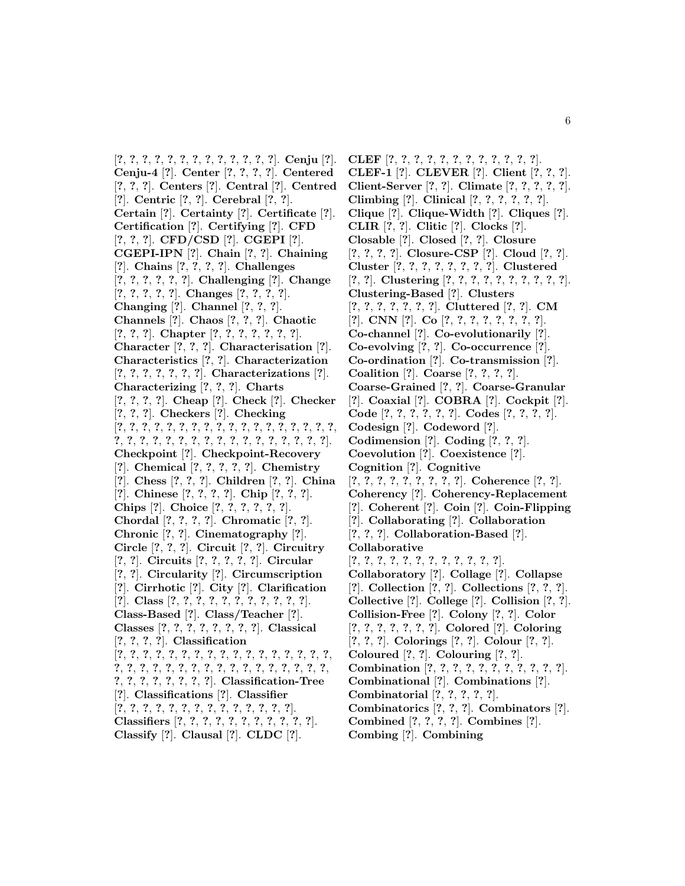[?, ?, ?, ?, ?, ?, ?, ?, ?, ?, ?, ?, ?, ?]. **Cenju** [?]. **Cenju-4** [?]. **Center** [?, ?, ?, ?]. **Centered** [?, ?, ?]. **Centers** [?]. **Central** [?]. **Centred** [?]. **Centric** [?, ?]. **Cerebral** [?, ?]. **Certain** [?]. **Certainty** [?]. **Certificate** [?]. **Certification** [?]. **Certifying** [?]. **CFD** [?, ?, ?]. **CFD/CSD** [?]. **CGEPI** [?]. **CGEPI-IPN** [?]. **Chain** [?, ?]. **Chaining** [?]. **Chains** [?, ?, ?, ?]. **Challenges** [?, ?, ?, ?, ?, ?]. **Challenging** [?]. **Change** [?, ?, ?, ?, ?]. **Changes** [?, ?, ?, ?]. **Changing** [?]. **Channel** [?, ?, ?]. **Channels** [?]. **Chaos** [?, ?, ?]. **Chaotic** [?, ?, ?]. **Chapter** [?, ?, ?, ?, ?, ?, ?]. **Character** [?, ?, ?]. **Characterisation** [?]. **Characteristics** [?, ?]. **Characterization** [?, ?, ?, ?, ?, ?, ?]. **Characterizations** [?]. **Characterizing** [?, ?, ?]. **Charts** [?, ?, ?, ?]. **Cheap** [?]. **Check** [?]. **Checker** [?, ?, ?]. **Checkers** [?]. **Checking** [?, ?, ?, ?, ?, ?, ?, ?, ?, ?, ?, ?, ?, ?, ?, ?, ?, ?, ?, ?, ?, ?, ?, ?, ?, ?, ?, ?, ?, ?, ?, ?, ?, ?, ?, ?, ?, ?, ?]. **Checkpoint** [?]. **Checkpoint-Recovery** [?]. **Chemical** [?, ?, ?, ?, ?]. **Chemistry** [?]. **Chess** [?, ?, ?]. **Children** [?, ?]. **China** [?]. **Chinese** [?, ?, ?, ?]. **Chip** [?, ?, ?]. **Chips** [?]. **Choice** [?, ?, ?, ?, ?, ?]. **Chordal** [?, ?, ?, ?]. **Chromatic** [?, ?]. **Chronic** [?, ?]. **Cinematography** [?]. **Circle** [?, ?, ?]. **Circuit** [?, ?]. **Circuitry** [?, ?]. **Circuits** [?, ?, ?, ?, ?]. **Circular** [?, ?]. **Circularity** [?]. **Circumscription** [?]. **Cirrhotic** [?]. **City** [?]. **Clarification** [?]. **Class** [?, ?, ?, ?, ?, ?, ?, ?, ?, ?, ?, ?]. **Class-Based** [?]. **Class/Teacher** [?]. **Classes** [?, ?, ?, ?, ?, ?, ?, ?]. **Classical** [?, ?, ?, ?]. **Classification** [?, ?, ?, ?, ?, ?, ?, ?, ?, ?, ?, ?, ?, ?, ?, ?, ?, ?, ?, ?, ?, ?, ?, ?, ?, ?, ?, ?, ?, ?, ?, ?, ?, ?, ?, ?, ?, ?, ?, ?, ?, ?, ?, ?, ?, ?]. **Classification-Tree** [?]. **Classifications** [?]. **Classifier** [?, ?, ?, ?, ?, ?, ?, ?, ?, ?, ?, ?, ?, ?, ?]. **Classifiers** [?, ?, ?, ?, ?, ?, ?, ?, ?, ?, ?, ?]. **Classify** [?]. **Clausal** [?]. **CLDC** [?].

**CLEF** [?, ?, ?, ?, ?, ?, ?, ?, ?, ?, ?, ?, ?]. **CLEF-1** [?]. **CLEVER** [?]. **Client** [?, ?, ?]. **Client-Server** [?, ?]. **Climate** [?, ?, ?, ?, ?]. **Climbing** [?]. **Clinical** [?, ?, ?, ?, ?, ?]. **Clique** [?]. **Clique-Width** [?]. **Cliques** [?]. **CLIR** [?, ?]. **Clitic** [?]. **Clocks** [?]. **Closable** [?]. **Closed** [?, ?]. **Closure** [?, ?, ?, ?]. **Closure-CSP** [?]. **Cloud** [?, ?]. **Cluster** [?, ?, ?, ?, ?, ?, ?, ?]. **Clustered** [?, ?]. **Clustering** [?, ?, ?, ?, ?, ?, ?, ?, ?, ?, ?]. **Clustering-Based** [?]. **Clusters** [?, ?, ?, ?, ?, ?, ?]. **Cluttered** [?, ?]. **CM** [?]. **CNN** [?]. **Co** [?, ?, ?, ?, ?, ?, ?, ?]. **Co-channel** [?]. **Co-evolutionarily** [?]. **Co-evolving** [?, ?]. **Co-occurrence** [?]. **Co-ordination** [?]. **Co-transmission** [?]. **Coalition** [?]. **Coarse** [?, ?, ?, ?]. **Coarse-Grained** [?, ?]. **Coarse-Granular** [?]. **Coaxial** [?]. **COBRA** [?]. **Cockpit** [?]. **Code** [?, ?, ?, ?, ?, ?]. **Codes** [?, ?, ?, ?]. **Codesign** [?]. **Codeword** [?]. **Codimension** [?]. **Coding** [?, ?, ?]. **Coevolution** [?]. **Coexistence** [?]. **Cognition** [?]. **Cognitive** [?, ?, ?, ?, ?, ?, ?, ?, ?, ?]. **Coherence** [?, ?]. **Coherency** [?]. **Coherency-Replacement** [?]. **Coherent** [?]. **Coin** [?]. **Coin-Flipping** [?]. **Collaborating** [?]. **Collaboration** [?, ?, ?]. **Collaboration-Based** [?]. **Collaborative** [?, ?, ?, ?, ?, ?, ?, ?, ?, ?, ?, ?]. **Collaboratory** [?]. **Collage** [?]. **Collapse** [?]. **Collection** [?, ?]. **Collections** [?, ?, ?]. **Collective** [?]. **College** [?]. **Collision** [?, ?]. **Collision-Free** [?]. **Colony** [?, ?]. **Color** [?, ?, ?, ?, ?, ?, ?]. **Colored** [?]. **Coloring** [?, ?, ?]. **Colorings** [?, ?]. **Colour** [?, ?]. **Coloured** [?, ?]. **Colouring** [?, ?]. **Combination** [?, ?, ?, ?, ?, ?, ?, ?, ?, ?, ?]. **Combinational** [?]. **Combinations** [?]. **Combinatorial** [?, ?, ?, ?, ?]. **Combinatorics** [?, ?, ?]. **Combinators** [?]. **Combined** [?, ?, ?, ?]. **Combines** [?]. **Combing** [?]. **Combining**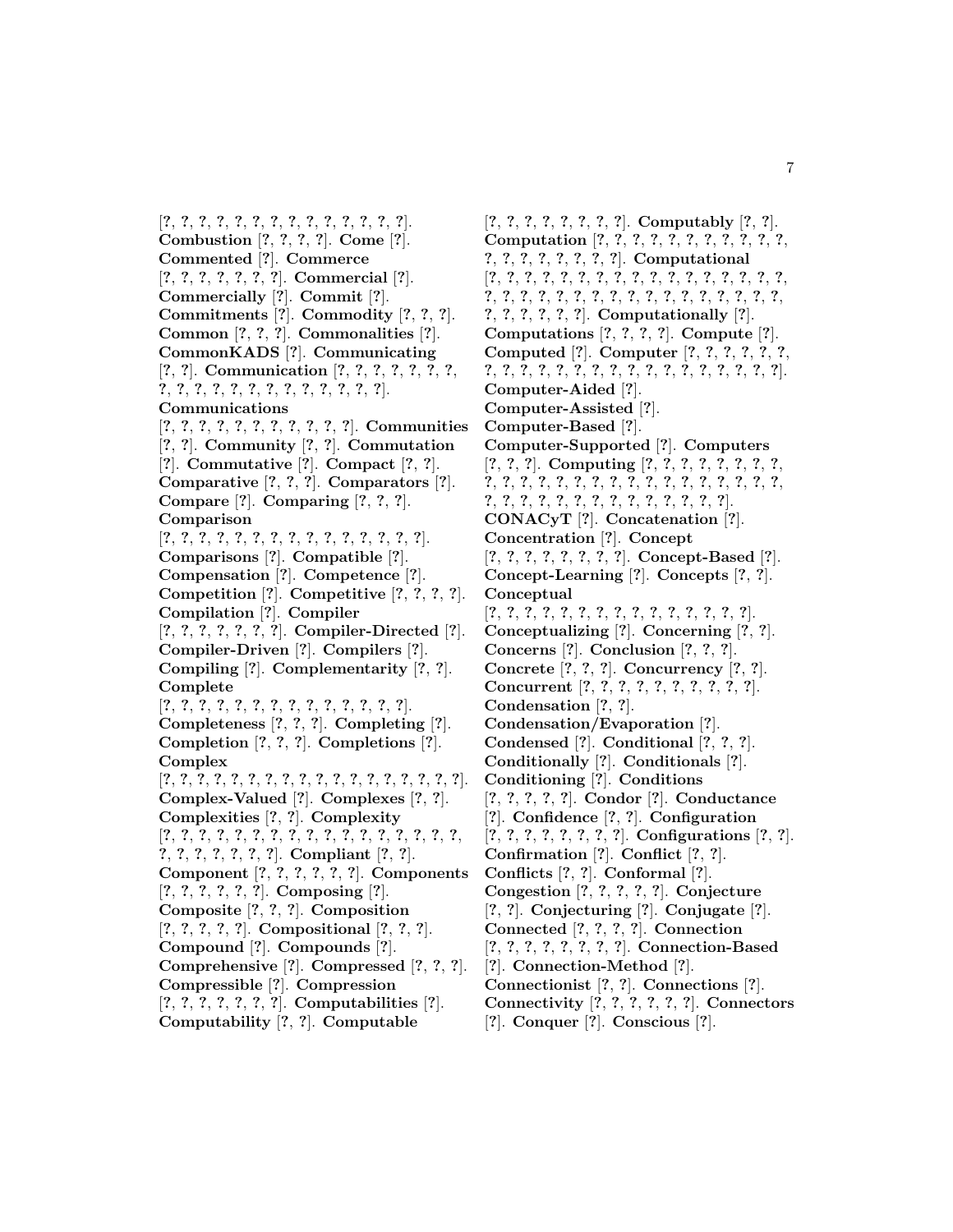[?, ?, ?, ?, ?, ?, ?, ?, ?, ?, ?, ?, ?, ?, ?]. **Combustion** [?, ?, ?, ?]. **Come** [?]. **Commented** [?]. **Commerce** [?, ?, ?, ?, ?, ?, ?]. **Commercial** [?]. **Commercially** [?]. **Commit** [?]. **Commitments** [?]. **Commodity** [?, ?, ?]. **Common** [?, ?, ?]. **Commonalities** [?]. **CommonKADS** [?]. **Communicating** [?, ?]. **Communication** [?, ?, ?, ?, ?, ?, ?, ?, ?, ?, ?, ?, ?, ?, ?, ?, ?, ?, ?, ?]. **Communications** [?, ?, ?, ?, ?, ?, ?, ?, ?, ?, ?]. **Communities** [?, ?]. **Community** [?, ?]. **Commutation** [?]. **Commutative** [?]. **Compact** [?, ?]. **Comparative** [?, ?, ?]. **Comparators** [?]. **Compare** [?]. **Comparing** [?, ?, ?]. **Comparison** [?, ?, ?, ?, ?, ?, ?, ?, ?, ?, ?, ?, ?, ?, ?, ?]. **Comparisons** [?]. **Compatible** [?]. **Compensation** [?]. **Competence** [?]. **Competition** [?]. **Competitive** [?, ?, ?, ?]. **Compilation** [?]. **Compiler** [?, ?, ?, ?, ?, ?, ?]. **Compiler-Directed** [?]. **Compiler-Driven** [?]. **Compilers** [?]. **Compiling** [?]. **Complementarity** [?, ?]. **Complete** [?, ?, ?, ?, ?, ?, ?, ?, ?, ?, ?, ?, ?, ?, ?]. **Completeness** [?, ?, ?]. **Completing** [?]. **Completion** [?, ?, ?]. **Completions** [?]. **Complex** [?, ?, ?, ?, ?, ?, ?, ?, ?, ?, ?, ?, ?, ?, ?, ?, ?, ?, ?, ?]. **Complex-Valued** [?]. **Complexes** [?, ?]. **Complexities** [?, ?]. **Complexity** [?, ?, ?, ?, ?, ?, ?, ?, ?, ?, ?, ?, ?, ?, ?, ?, ?, ?, ?, ?, ?, ?, ?, ?, ?, ?, ?, ?]. **Compliant** [?, ?]. **Component** [?, ?, ?, ?, ?, ?]. **Components** [?, ?, ?, ?, ?, ?]. **Composing** [?]. **Composite** [?, ?, ?]. **Composition** [?, ?, ?, ?, ?]. **Compositional** [?, ?, ?]. **Compound** [?]. **Compounds** [?]. **Comprehensive** [?]. **Compressed** [?, ?, ?]. **Compressible** [?]. **Compression** [?, ?, ?, ?, ?, ?, ?]. **Computabilities** [?]. **Computability** [?, ?]. **Computable** [?, ?, ?, ?, ?, ?, ?, ?]. **Computably** [?, ?]. **Computation** [?, ?, ?, ?, ?, ?, ?, ?, ?, ?, ?, ?, ?, ?, ?, ?, ?, ?, ?, ?]. **Computational** [?, ?, ?, ?, ?, ?, ?, ?, ?, ?, ?, ?, ?, ?, ?, ?, ?, ?, ?, ?, ?, ?, ?, ?, ?, ?, ?, ?, ?, ?, ?, ?, ?, ?, ?, ?, ?, ?, ?, ?, ?, ?, ?, ?]. **Computationally** [?]. **Computations** [?, ?, ?, ?]. **Compute** [?]. **Computed** [?]. **Computer** [?, ?, ?, ?, ?, ?, ?, ?, ?, ?, ?, ?, ?, ?, ?, ?, ?, ?, ?, ?, ?, ?, ?, ?]. **Computer-Aided** [?]. **Computer-Assisted** [?]. **Computer-Based** [?]. **Computer-Supported** [?]. **Computers** [?, ?, ?]. **Computing** [?, ?, ?, ?, ?, ?, ?, ?, ?, ?, ?, ?, ?, ?, ?, ?, ?, ?, ?, ?, ?, ?, ?, ?, ?, ?, ?, ?, ?, ?, ?, ?, ?, ?, ?, ?, ?, ?]. **CONACyT** [?]. **Concatenation** [?]. **Concentration** [?]. **Concept** [?, ?, ?, ?, ?, ?, ?, ?]. **Concept-Based** [?]. **Concept-Learning** [?]. **Concepts** [?, ?]. **Conceptual** [?, ?, ?, ?, ?, ?, ?, ?, ?, ?, ?, ?, ?, ?, ?, ?]. **Conceptualizing** [?]. **Concerning** [?, ?]. **Concerns** [?]. **Conclusion** [?, ?, ?]. **Concrete** [?, ?, ?]. **Concurrency** [?, ?]. **Concurrent** [?, ?, ?, ?, ?, ?, ?, ?, ?, ?]. **Condensation** [?, ?]. **Condensation/Evaporation** [?]. **Condensed** [?]. **Conditional** [?, ?, ?]. **Conditionally** [?]. **Conditionals** [?]. **Conditioning** [?]. **Conditions** [?, ?, ?, ?, ?]. **Condor** [?]. **Conductance** [?]. **Confidence** [?, ?]. **Configuration** [?, ?, ?, ?, ?, ?, ?, ?, ?]. **Configurations** [?, ?]. **Confirmation** [?]. **Conflict** [?, ?]. **Conflicts** [?, ?]. **Conformal** [?]. **Congestion** [?, ?, ?, ?, ?]. **Conjecture** [?, ?]. **Conjecturing** [?]. **Conjugate** [?]. **Connected** [?, ?, ?, ?]. **Connection** [?, ?, ?, ?, ?, ?, ?, ?, ?]. **Connection-Based** [?]. **Connection-Method** [?]. **Connectionist** [?, ?]. **Connections** [?]. **Connectivity** [?, ?, ?, ?, ?, ?]. **Connectors** [?]. **Conquer** [?]. **Conscious** [?].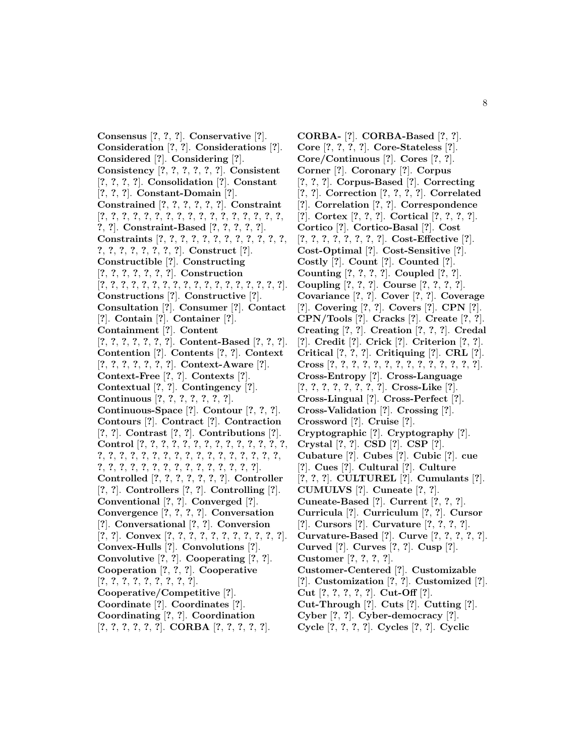**Consensus** [?, ?, ?]. **Conservative** [?]. **Consideration** [?, ?]. **Considerations** [?]. **Considered** [?]. **Considering** [?]. **Consistency** [?, ?, ?, ?, ?, ?]. **Consistent** [?, ?, ?, ?]. **Consolidation** [?]. **Constant** [?, ?, ?]. **Constant-Domain** [?]. **Constrained** [?, ?, ?, ?, ?, ?]. **Constraint** [?, ?, ?, ?, ?, ?, ?, ?, ?, ?, ?, ?, ?, ?, ?, ?, ?, ?, ?, ?]. **Constraint-Based** [?, ?, ?, ?, ?]. **Constraints** [?, ?, ?, ?, ?, ?, ?, ?, ?, ?, ?, ?, ?, ?, ?, ?, ?, ?, ?, ?, ?]. **Construct** [?]. **Constructible** [?]. **Constructing** [?, ?, ?, ?, ?, ?, ?]. **Construction** [?, ?, ?, ?, ?, ?, ?, ?, ?, ?, ?, ?, ?, ?, ?, ?, ?, ?, ?, ?]. **Constructions** [?]. **Constructive** [?]. **Consultation** [?]. **Consumer** [?]. **Contact** [?]. **Contain** [?]. **Container** [?]. **Containment** [?]. **Content** [?, ?, ?, ?, ?, ?, ?]. **Content-Based** [?, ?, ?]. **Contention** [?]. **Contents** [?, ?]. **Context** [?, ?, ?, ?, ?, ?, ?]. **Context-Aware** [?]. **Context-Free** [?, ?]. **Contexts** [?]. **Contextual** [?, ?]. **Contingency** [?]. **Continuous** [?, ?, ?, ?, ?, ?, ?]. **Continuous-Space** [?]. **Contour** [?, ?, ?]. **Contours** [?]. **Contract** [?]. **Contraction** [?, ?]. **Contrast** [?, ?]. **Contributions** [?]. **Control** [?, ?, ?, ?, ?, ?, ?, ?, ?, ?, ?, ?, ?, ?, ?, ?, ?, ?, ?, ?, ?, ?, ?, ?, ?, ?, ?, ?, ?, ?, ?, ?, ?, ?, ?, ?, ?, ?, ?, ?, ?, ?, ?, ?, ?, ?, ?, ?, ?]. **Controlled** [?, ?, ?, ?, ?, ?, ?]. **Controller** [?, ?]. **Controllers** [?, ?]. **Controlling** [?]. **Conventional** [?, ?]. **Converged** [?]. **Convergence** [?, ?, ?, ?]. **Conversation** [?]. **Conversational** [?, ?]. **Conversion** [?, ?]. **Convex** [?, ?, ?, ?, ?, ?, ?, ?, ?, ?, ?, ?]. **Convex-Hulls** [?]. **Convolutions** [?]. **Convolutive** [?, ?]. **Cooperating** [?, ?]. **Cooperation** [?, ?, ?]. **Cooperative** [?, ?, ?, ?, ?, ?, ?, ?, ?, ?]. **Cooperative/Competitive** [?]. **Coordinate** [?]. **Coordinates** [?]. **Coordinating** [?, ?]. **Coordination** [?, ?, ?, ?, ?, ?]. **CORBA** [?, ?, ?, ?, ?].

**CORBA-** [?]. **CORBA-Based** [?, ?]. **Core** [?, ?, ?, ?]. **Core-Stateless** [?]. **Core/Continuous** [?]. **Cores** [?, ?]. **Corner** [?]. **Coronary** [?]. **Corpus** [?, ?, ?]. **Corpus-Based** [?]. **Correcting** [?, ?]. **Correction** [?, ?, ?, ?]. **Correlated** [?]. **Correlation** [?, ?]. **Correspondence** [?]. **Cortex** [?, ?, ?]. **Cortical** [?, ?, ?, ?]. **Cortico** [?]. **Cortico-Basal** [?]. **Cost** [?, ?, ?, ?, ?, ?, ?, ?]. **Cost-Effective** [?]. **Cost-Optimal** [?]. **Cost-Sensitive** [?]. **Costly** [?]. **Count** [?]. **Counted** [?]. **Counting** [?, ?, ?, ?]. **Coupled** [?, ?]. **Coupling** [?, ?, ?]. **Course** [?, ?, ?, ?]. **Covariance** [?, ?]. **Cover** [?, ?]. **Coverage** [?]. **Covering** [?, ?]. **Covers** [?]. **CPN** [?]. **CPN/Tools** [?]. **Cracks** [?]. **Create** [?, ?]. **Creating** [?, ?]. **Creation** [?, ?, ?]. **Credal** [?]. **Credit** [?]. **Crick** [?]. **Criterion** [?, ?]. **Critical** [?, ?, ?]. **Critiquing** [?]. **CRL** [?]. **Cross** [?, ?, ?, ?, ?, ?, ?, ?, ?, ?, ?, ?, ?, ?, ?]. **Cross-Entropy** [?]. **Cross-Language** [?, ?, ?, ?, ?, ?, ?, ?]. **Cross-Like** [?]. **Cross-Lingual** [?]. **Cross-Perfect** [?]. **Cross-Validation** [?]. **Crossing** [?]. **Crossword** [?]. **Cruise** [?]. **Cryptographic** [?]. **Cryptography** [?]. **Crystal** [?, ?]. **CSD** [?]. **CSP** [?]. **Cubature** [?]. **Cubes** [?]. **Cubic** [?]. **cue** [?]. **Cues** [?]. **Cultural** [?]. **Culture** [?, ?, ?]. **CULTUREL** [?]. **Cumulants** [?]. **CUMULVS** [?]. **Cuneate** [?, ?]. **Cuneate-Based** [?]. **Current** [?, ?, ?]. **Curricula** [?]. **Curriculum** [?, ?]. **Cursor** [?]. **Cursors** [?]. **Curvature** [?, ?, ?, ?]. **Curvature-Based** [?]. **Curve** [?, ?, ?, ?, ?]. **Curved** [?]. **Curves** [?, ?]. **Cusp** [?]. **Customer** [?, ?, ?, ?]. **Customer-Centered** [?]. **Customizable** [?]. **Customization** [?, ?]. **Customized** [?]. **Cut** [?, ?, ?, ?, ?]. **Cut-Off** [?]. **Cut-Through** [?]. **Cuts** [?]. **Cutting** [?]. **Cyber** [?, ?]. **Cyber-democracy** [?]. **Cycle** [?, ?, ?, ?]. **Cycles** [?, ?]. **Cyclic**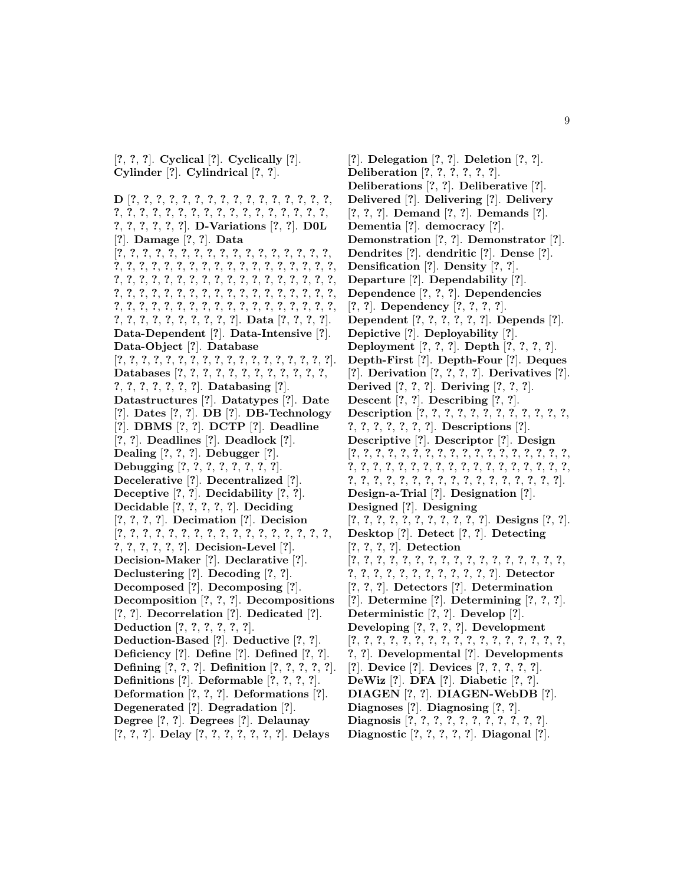[?, ?, ?]. **Cyclical** [?]. **Cyclically** [?]. **Cylinder** [?]. **Cylindrical** [?, ?].

**D** [?, ?, ?, ?, ?, ?, ?, ?, ?, ?, ?, ?, ?, ?, ?, ?, ?, ?, ?, ?, ?, ?, ?, ?, ?, ?, ?, ?, ?, ?, ?, ?, ?, ?, ?, ?, ?, ?, ?, ?, ?, ?, ?]. **D-Variations** [?, ?]. **D0L** [?]. **Damage** [?, ?]. **Data** [?, ?, ?, ?, ?, ?, ?, ?, ?, ?, ?, ?, ?, ?, ?, ?, ?, ?, ?, ?, ?, ?, ?, ?, ?, ?, ?, ?, ?, ?, ?, ?, ?, ?, ?, ?, ?, ?, ?, ?, ?, ?, ?, ?, ?, ?, ?, ?, ?, ?, ?, ?, ?, ?, ?, ?, ?, ?, ?, ?, ?, ?, ?, ?, ?, ?, ?, ?, ?, ?, ?, ?, ?, ?, ?, ?, ?, ?, ?, ?, ?, ?, ?, ?, ?, ?, ?, ?, ?, ?, ?, ?, ?, ?, ?, ?, ?, ?, ?, ?, ?, ?, ?, ?, ?, ?, ?, ?, ?, ?]. **Data** [?, ?, ?, ?]. **Data-Dependent** [?]. **Data-Intensive** [?]. **Data-Object** [?]. **Database** [?, ?, ?, ?, ?, ?, ?, ?, ?, ?, ?, ?, ?, ?, ?, ?, ?, ?, ?, ?]. **Databases** [?, ?, ?, ?, ?, ?, ?, ?, ?, ?, ?, ?, ?, ?, ?, ?, ?, ?, ?, ?, ?]. **Databasing** [?]. **Datastructures** [?]. **Datatypes** [?]. **Date** [?]. **Dates** [?, ?]. **DB** [?]. **DB-Technology** [?]. **DBMS** [?, ?]. **DCTP** [?]. **Deadline** [?, ?]. **Deadlines** [?]. **Deadlock** [?]. **Dealing** [?, ?, ?]. **Debugger** [?]. **Debugging** [?, ?, ?, ?, ?, ?, ?, ?]. **Decelerative** [?]. **Decentralized** [?]. **Deceptive** [?, ?]. **Decidability** [?, ?]. **Decidable** [?, ?, ?, ?, ?]. **Deciding** [?, ?, ?, ?]. **Decimation** [?]. **Decision** [?, ?, ?, ?, ?, ?, ?, ?, ?, ?, ?, ?, ?, ?, ?, ?, ?, ?, ?, ?, ?, ?, ?, ?, ?, ?]. **Decision-Level** [?]. **Decision-Maker** [?]. **Declarative** [?]. **Declustering** [?]. **Decoding** [?, ?]. **Decomposed** [?]. **Decomposing** [?]. **Decomposition** [?, ?, ?]. **Decompositions** [?, ?]. **Decorrelation** [?]. **Dedicated** [?]. **Deduction** [?, ?, ?, ?, ?, ?]. **Deduction-Based** [?]. **Deductive** [?, ?]. **Deficiency** [?]. **Define** [?]. **Defined** [?, ?]. **Defining** [?, ?, ?]. **Definition** [?, ?, ?, ?, ?]. **Definitions** [?]. **Deformable** [?, ?, ?, ?]. **Deformation** [?, ?, ?]. **Deformations** [?]. **Degenerated** [?]. **Degradation** [?]. **Degree** [?, ?]. **Degrees** [?]. **Delaunay** [?, ?, ?]. **Delay** [?, ?, ?, ?, ?, ?, ?]. **Delays** [?]. **Delegation** [?, ?]. **Deletion** [?, ?]. **Deliberation** [?, ?, ?, ?, ?, ?]. **Deliberations** [?, ?]. **Deliberative** [?]. **Delivered** [?]. **Delivering** [?]. **Delivery** [?, ?, ?]. **Demand** [?, ?]. **Demands** [?]. **Dementia** [?]. **democracy** [?]. **Demonstration** [?, ?]. **Demonstrator** [?]. **Dendrites** [?]. **dendritic** [?]. **Dense** [?]. **Densification** [?]. **Density** [?, ?]. **Departure** [?]. **Dependability** [?]. **Dependence** [?, ?, ?]. **Dependencies** [?, ?]. **Dependency** [?, ?, ?, ?]. **Dependent** [?, ?, ?, ?, ?, ?]. **Depends** [?]. **Depictive** [?]. **Deployability** [?]. **Deployment** [?, ?, ?]. **Depth** [?, ?, ?, ?]. **Depth-First** [?]. **Depth-Four** [?]. **Deques** [?]. **Derivation** [?, ?, ?, ?]. **Derivatives** [?]. **Derived** [?, ?, ?]. **Deriving** [?, ?, ?]. **Descent** [?, ?]. **Describing** [?, ?]. **Description** [?, ?, ?, ?, ?, ?, ?, ?, ?, ?, ?, ?, ?, ?, ?, ?, ?, ?, ?, ?]. **Descriptions** [?]. **Descriptive** [?]. **Descriptor** [?]. **Design** [?, ?, ?, ?, ?, ?, ?, ?, ?, ?, ?, ?, ?, ?, ?, ?, ?, ?, ?, ?, ?, ?, ?, ?, ?, ?, ?, ?, ?, ?, ?, ?, ?, ?, ?, ?, ?, ?, ?, ?, ?, ?, ?, ?, ?, ?, ?, ?, ?, ?, ?, ?, ?, ?, ?, ?, ?]. **Design-a-Trial** [?]. **Designation** [?]. **Designed** [?]. **Designing** [?, ?, ?, ?, ?, ?, ?, ?, ?, ?, ?, ?]. **Designs** [?, ?]. **Desktop** [?]. **Detect** [?, ?]. **Detecting** [?, ?, ?, ?]. **Detection** [?, ?, ?, ?, ?, ?, ?, ?, ?, ?, ?, ?, ?, ?, ?, ?, ?, ?, ?, ?, ?, ?, ?, ?, ?, ?, ?, ?, ?, ?, ?]. **Detector** [?, ?, ?]. **Detectors** [?]. **Determination** [?]. **Determine** [?]. **Determining** [?, ?, ?]. **Deterministic** [?, ?]. **Develop** [?]. **Developing** [?, ?, ?, ?]. **Development** [?, ?, ?, ?, ?, ?, ?, ?, ?, ?, ?, ?, ?, ?, ?, ?, ?, ?, ?, ?, ?]. **Developmental** [?]. **Developments** [?]. **Device** [?]. **Devices** [?, ?, ?, ?, ?]. **DeWiz** [?]. **DFA** [?]. **Diabetic** [?, ?]. **DIAGEN** [?, ?]. **DIAGEN-WebDB** [?]. **Diagnoses** [?]. **Diagnosing** [?, ?]. **Diagnosis** [?, ?, ?, ?, ?, ?, ?, ?, ?, ?, ?, ?]. **Diagnostic** [?, ?, ?, ?, ?]. **Diagonal** [?].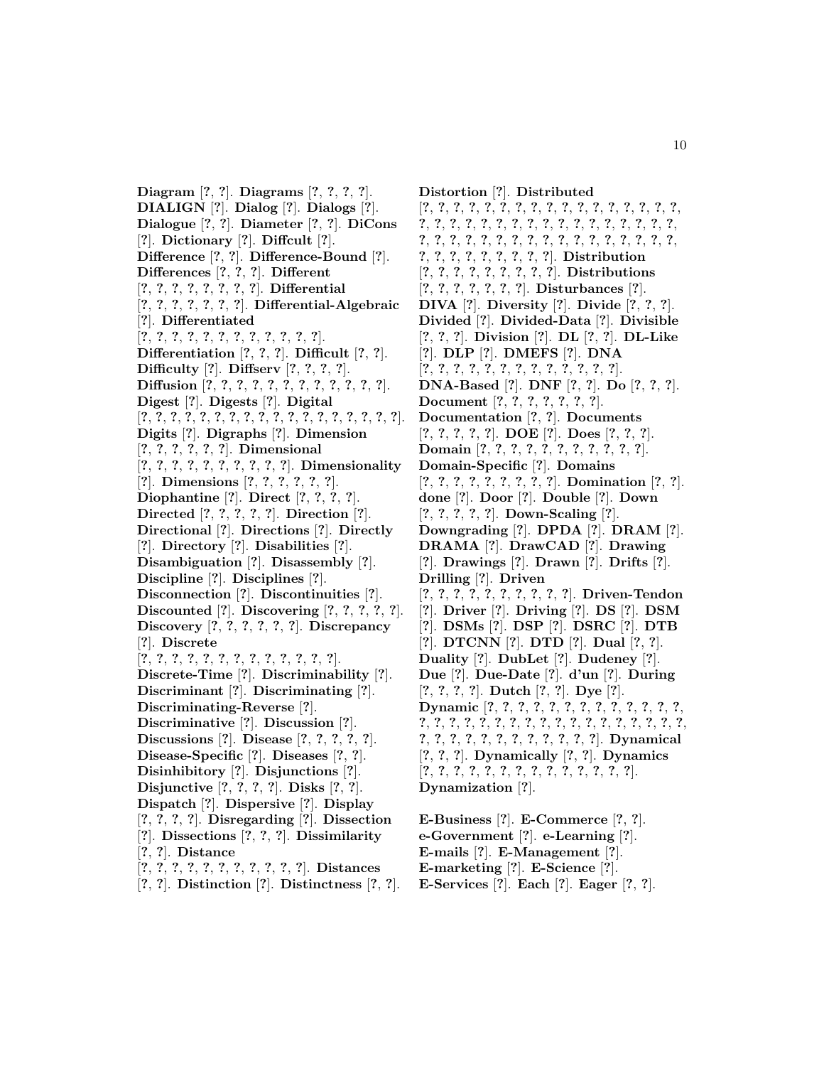**Diagram** [?, ?]. **Diagrams** [?, ?, ?, ?]. **DIALIGN** [?]. **Dialog** [?]. **Dialogs** [?]. **Dialogue** [?, ?]. **Diameter** [?, ?]. **DiCons** [?]. **Dictionary** [?]. **Diffcult** [?]. **Difference** [?, ?]. **Difference-Bound** [?]. **Differences** [?, ?, ?]. **Different** [?, ?, ?, ?, ?, ?, ?, ?, ?]. **Differential** [?, ?, ?, ?, ?, ?, ?, ?]. **Differential-Algebraic** [?]. **Differentiated** [?, ?, ?, ?, ?, ?, ?, ?, ?, ?, ?, ?, ?]. **Differentiation** [?, ?, ?]. **Difficult** [?, ?]. **Difficulty** [?]. **Diffserv** [?, ?, ?, ?]. **Diffusion** [?, ?, ?, ?, ?, ?, ?, ?, ?, ?, ?, ?, ?]. **Digest** [?]. **Digests** [?]. **Digital** [?, ?, ?, ?, ?, ?, ?, ?, ?, ?, ?, ?, ?, ?, ?, ?, ?, ?, ?, ?, ?]. **Digits** [?]. **Digraphs** [?]. **Dimension** [?, ?, ?, ?, ?, ?, ?]. **Dimensional** [?, ?, ?, ?, ?, ?, ?, ?, ?, ?, ?]. **Dimensionality** [?]. **Dimensions** [?, ?, ?, ?, ?, ?, ?]. **Diophantine** [?]. **Direct** [?, ?, ?, ?]. **Directed** [?, ?, ?, ?, ?]. **Direction** [?]. **Directional** [?]. **Directions** [?]. **Directly** [?]. **Directory** [?]. **Disabilities** [?]. **Disambiguation** [?]. **Disassembly** [?]. **Discipline** [?]. **Disciplines** [?]. **Disconnection** [?]. **Discontinuities** [?]. **Discounted** [?]. **Discovering** [?, ?, ?, ?, ?]. **Discovery** [?, ?, ?, ?, ?, ?]. **Discrepancy** [?]. **Discrete** [?, ?, ?, ?, ?, ?, ?, ?, ?, ?, ?, ?, ?, ?, ?]. **Discrete-Time** [?]. **Discriminability** [?]. **Discriminant** [?]. **Discriminating** [?]. **Discriminating-Reverse** [?]. **Discriminative** [?]. **Discussion** [?]. **Discussions** [?]. **Disease** [?, ?, ?, ?, ?]. **Disease-Specific** [?]. **Diseases** [?, ?]. **Disinhibitory** [?]. **Disjunctions** [?]. **Disjunctive** [?, ?, ?, ?]. **Disks** [?, ?]. **Dispatch** [?]. **Dispersive** [?]. **Display** [?, ?, ?, ?]. **Disregarding** [?]. **Dissection** [?]. **Dissections** [?, ?, ?]. **Dissimilarity** [?, ?]. **Distance** [?, ?, ?, ?, ?, ?, ?, ?, ?, ?, ?, ?]. **Distances** [?, ?]. **Distinction** [?]. **Distinctness** [?, ?].

**Distortion** [?]. **Distributed** [?, ?, ?, ?, ?, ?, ?, ?, ?, ?, ?, ?, ?, ?, ?, ?, ?, ?, ?, ?, ?, ?, ?, ?, ?, ?, ?, ?, ?, ?, ?, ?, ?, ?, ?, ?, ?, ?, ?, ?, ?, ?, ?, ?, ?, ?, ?, ?, ?, ?, ?, ?, ?, ?, ?, ?, ?, ?, ?, ?, ?, ?, ?, ?, ?, ?]. **Distribution** [?, ?, ?, ?, ?, ?, ?, ?, ?, ?]. **Distributions** [?, ?, ?, ?, ?, ?, ?, ?]. **Disturbances** [?]. **DIVA** [?]. **Diversity** [?]. **Divide** [?, ?, ?]. **Divided** [?]. **Divided-Data** [?]. **Divisible** [?, ?, ?]. **Division** [?]. **DL** [?, ?]. **DL-Like** [?]. **DLP** [?]. **DMEFS** [?]. **DNA** [?, ?, ?, ?, ?, ?, ?, ?, ?, ?, ?, ?, ?, ?, ?]. **DNA-Based** [?]. **DNF** [?, ?]. **Do** [?, ?, ?]. **Document** [?, ?, ?, ?, ?, ?, ?]. **Documentation** [?, ?]. **Documents** [?, ?, ?, ?, ?]. **DOE** [?]. **Does** [?, ?, ?]. **Domain** [?, ?, ?, ?, ?, ?, ?, ?, ?, ?, ?, ?]. **Domain-Specific** [?]. **Domains** [?, ?, ?, ?, ?, ?, ?, ?, ?, ?]. **Domination** [?, ?]. **done** [?]. **Door** [?]. **Double** [?]. **Down** [?, ?, ?, ?, ?]. **Down-Scaling** [?]. **Downgrading** [?]. **DPDA** [?]. **DRAM** [?]. **DRAMA** [?]. **DrawCAD** [?]. **Drawing** [?]. **Drawings** [?]. **Drawn** [?]. **Drifts** [?]. **Drilling** [?]. **Driven** [?, ?, ?, ?, ?, ?, ?, ?, ?, ?, ?]. **Driven-Tendon** [?]. **Driver** [?]. **Driving** [?]. **DS** [?]. **DSM** [?]. **DSMs** [?]. **DSP** [?]. **DSRC** [?]. **DTB** [?]. **DTCNN** [?]. **DTD** [?]. **Dual** [?, ?]. **Duality** [?]. **DubLet** [?]. **Dudeney** [?]. **Due** [?]. **Due-Date** [?]. **d'un** [?]. **During** [?, ?, ?, ?]. **Dutch** [?, ?]. **Dye** [?]. **Dynamic** [?, ?, ?, ?, ?, ?, ?, ?, ?, ?, ?, ?, ?, ?, ?, ?, ?, ?, ?, ?, ?, ?, ?, ?, ?, ?, ?, ?, ?, ?, ?, ?, ?, ?, ?, ?, ?, ?, ?, ?, ?, ?, ?, ?, ?, ?]. **Dynamical** [?, ?, ?]. **Dynamically** [?, ?]. **Dynamics** [?, ?, ?, ?, ?, ?, ?, ?, ?, ?, ?, ?, ?, ?, ?]. **Dynamization** [?].

**E-Business** [?]. **E-Commerce** [?, ?]. **e-Government** [?]. **e-Learning** [?]. **E-mails** [?]. **E-Management** [?]. **E-marketing** [?]. **E-Science** [?]. **E-Services** [?]. **Each** [?]. **Eager** [?, ?].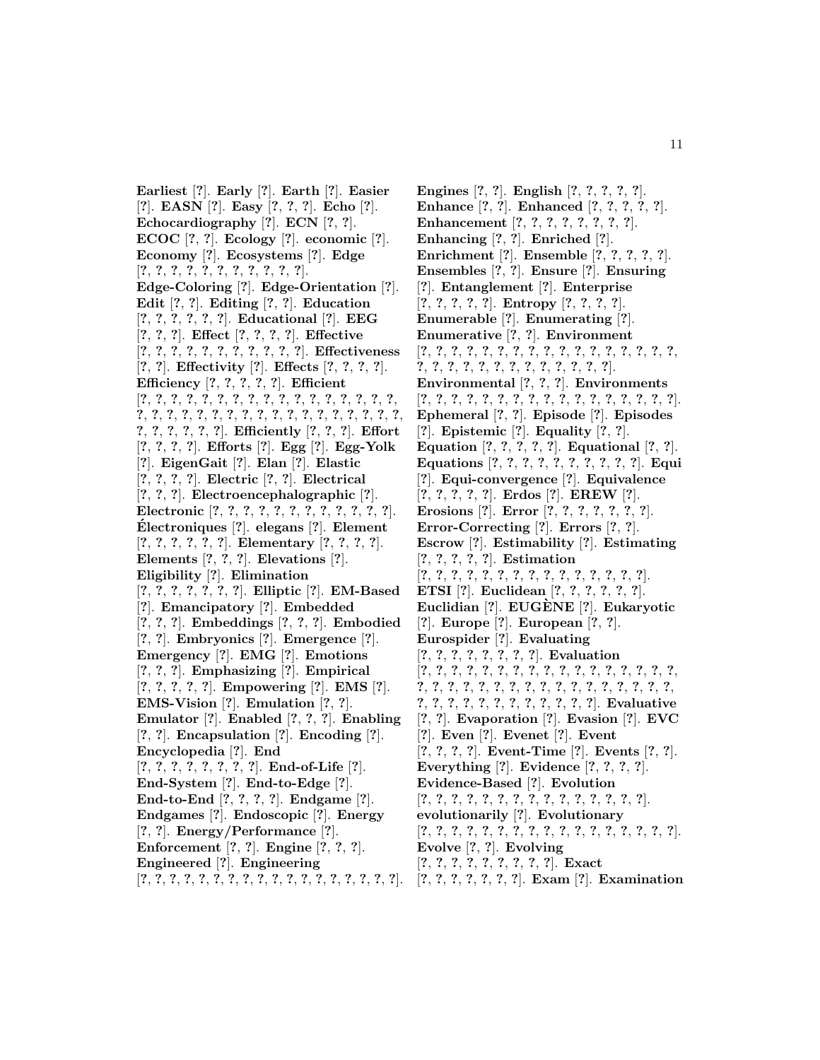**Earliest** [?]. **Early** [?]. **Earth** [?]. **Easier** [?]. **EASN** [?]. **Easy** [?, ?, ?]. **Echo** [?]. **Echocardiography** [?]. **ECN** [?, ?]. **ECOC** [?, ?]. **Ecology** [?]. **economic** [?]. **Economy** [?]. **Ecosystems** [?]. **Edge** [?, ?, ?, ?, ?, ?, ?, ?, ?, ?, ?]. **Edge-Coloring** [?]. **Edge-Orientation** [?]. **Edit** [?, ?]. **Editing** [?, ?]. **Education** [?, ?, ?, ?, ?, ?]. **Educational** [?]. **EEG** [?, ?, ?]. **Effect** [?, ?, ?, ?]. **Effective** [?, ?, ?, ?, ?, ?, ?, ?, ?, ?, ?]. **Effectiveness** [?, ?]. **Effectivity** [?]. **Effects** [?, ?, ?, ?]. **Efficiency** [?, ?, ?, ?, ?]. **Efficient** [?, ?, ?, ?, ?, ?, ?, ?, ?, ?, ?, ?, ?, ?, ?, ?, ?, ?, ?, ?, ?, ?, ?, ?, ?, ?, ?, ?, ?, ?, ?, ?, ?, ?, ?, ?, ?, ?, ?, ?, ?, ?, ?, ?]. **Efficiently** [?, ?, ?]. **Effort** [?, ?, ?, ?]. **Efforts** [?]. **Egg** [?]. **Egg-Yolk** [?]. **EigenGait** [?]. **Elan** [?]. **Elastic** [?, ?, ?, ?]. **Electric** [?, ?]. **Electrical** [?, ?, ?]. **Electroencephalographic** [?]. **Electronic** [?, ?, ?, ?, ?, ?, ?, ?, ?, ?, ?, ?]. **Électroniques** [?]. **elegans** [?]. **Element** [?, ?, ?, ?, ?, ?]. **Elementary** [?, ?, ?, ?]. **Elements** [?, ?, ?]. **Elevations** [?]. **Eligibility** [?]. **Elimination** [?, ?, ?, ?, ?, ?, ?]. **Elliptic** [?]. **EM-Based** [?]. **Emancipatory** [?]. **Embedded** [?, ?, ?]. **Embeddings** [?, ?, ?]. **Embodied** [?, ?]. **Embryonics** [?]. **Emergence** [?]. **Emergency** [?]. **EMG** [?]. **Emotions** [?, ?, ?]. **Emphasizing** [?]. **Empirical** [?, ?, ?, ?, ?]. **Empowering** [?]. **EMS** [?]. **EMS-Vision** [?]. **Emulation** [?, ?]. **Emulator** [?]. **Enabled** [?, ?, ?]. **Enabling** [?, ?]. **Encapsulation** [?]. **Encoding** [?]. **Encyclopedia** [?]. **End** [?, ?, ?, ?, ?, ?, ?, ?]. **End-of-Life** [?]. **End-System** [?]. **End-to-Edge** [?]. **End-to-End** [?, ?, ?, ?]. **Endgame** [?]. **Endgames** [?]. **Endoscopic** [?]. **Energy** [?, ?]. **Energy/Performance** [?]. **Enforcement** [?, ?]. **Engine** [?, ?, ?]. **Engineered** [?]. **Engineering** [?, ?, ?, ?, ?, ?, ?, ?, ?, ?, ?, ?, ?, ?, ?, ?, ?, ?, ?, ?].

**Engines** [?, ?]. **English** [?, ?, ?, ?, ?]. **Enhance** [?, ?]. **Enhanced** [?, ?, ?, ?, ?]. **Enhancement** [?, ?, ?, ?, ?, ?, ?, ?]. **Enhancing** [?, ?]. **Enriched** [?]. **Enrichment** [?]. **Ensemble** [?, ?, ?, ?, ?]. **Ensembles** [?, ?]. **Ensure** [?]. **Ensuring** [?]. **Entanglement** [?]. **Enterprise** [?, ?, ?, ?, ?]. **Entropy** [?, ?, ?, ?]. **Enumerable** [?]. **Enumerating** [?]. **Enumerative** [?, ?]. **Environment** [?, ?, ?, ?, ?, ?, ?, ?, ?, ?, ?, ?, ?, ?, ?, ?, ?, ?, ?, ?, ?, ?, ?, ?, ?, ?, ?, ?, ?, ?, ?, ?, ?]. **Environmental** [?, ?, ?]. **Environments** [?, ?, ?, ?, ?, ?, ?, ?, ?, ?, ?, ?, ?, ?, ?, ?, ?, ?, ?]. **Ephemeral** [?, ?]. **Episode** [?]. **Episodes** [?]. **Epistemic** [?]. **Equality** [?, ?]. **Equation** [?, ?, ?, ?, ?]. **Equational** [?, ?]. **Equations** [?, ?, ?, ?, ?, ?, ?, ?, ?, ?, ?]. **Equi** [?]. **Equi-convergence** [?]. **Equivalence** [?, ?, ?, ?, ?]. **Erdos** [?]. **EREW** [?]. **Erosions** [?]. **Error** [?, ?, ?, ?, ?, ?, ?]. **Error-Correcting** [?]. **Errors** [?, ?]. **Escrow** [?]. **Estimability** [?]. **Estimating** [?, ?, ?, ?, ?]. **Estimation** [?, ?, ?, ?, ?, ?, ?, ?, ?, ?, ?, ?, ?, ?, ?, ?, ?]. **ETSI** [?]. **Euclidean** [?, ?, ?, ?, ?, ?]. **Euclidian** [?]. **EUGÈNE** [?]. **Eukaryotic** [?]. **Europe** [?]. **European** [?, ?]. **Eurospider** [?]. **Evaluating** [?, ?, ?, ?, ?, ?, ?, ?]. **Evaluation** [?, ?, ?, ?, ?, ?, ?, ?, ?, ?, ?, ?, ?, ?, ?, ?, ?, ?, ?, ?, ?, ?, ?, ?, ?, ?, ?, ?, ?, ?, ?, ?, ?, ?, ?, ?, ?, ?, ?, ?, ?, ?, ?, ?, ?, ?, ?, ?, ?, ?]. **Evaluative** [?, ?]. **Evaporation** [?]. **Evasion** [?]. **EVC** [?]. **Even** [?]. **Evenet** [?]. **Event** [?, ?, ?, ?]. **Event-Time** [?]. **Events** [?, ?]. **Everything** [?]. **Evidence** [?, ?, ?, ?]. **Evidence-Based** [?]. **Evolution** [?, ?, ?, ?, ?, ?, ?, ?, ?, ?, ?, ?, ?, ?, ?, ?, ?]. **evolutionarily** [?]. **Evolutionary** [?, ?, ?, ?, ?, ?, ?, ?, ?, ?, ?, ?, ?, ?, ?, ?, ?, ?, ?]. **Evolve** [?, ?]. **Evolving** [?, ?, ?, ?, ?, ?, ?, ?, ?, ?]. **Exact** [?, ?, ?, ?, ?, ?, ?]. **Exam** [?]. **Examination**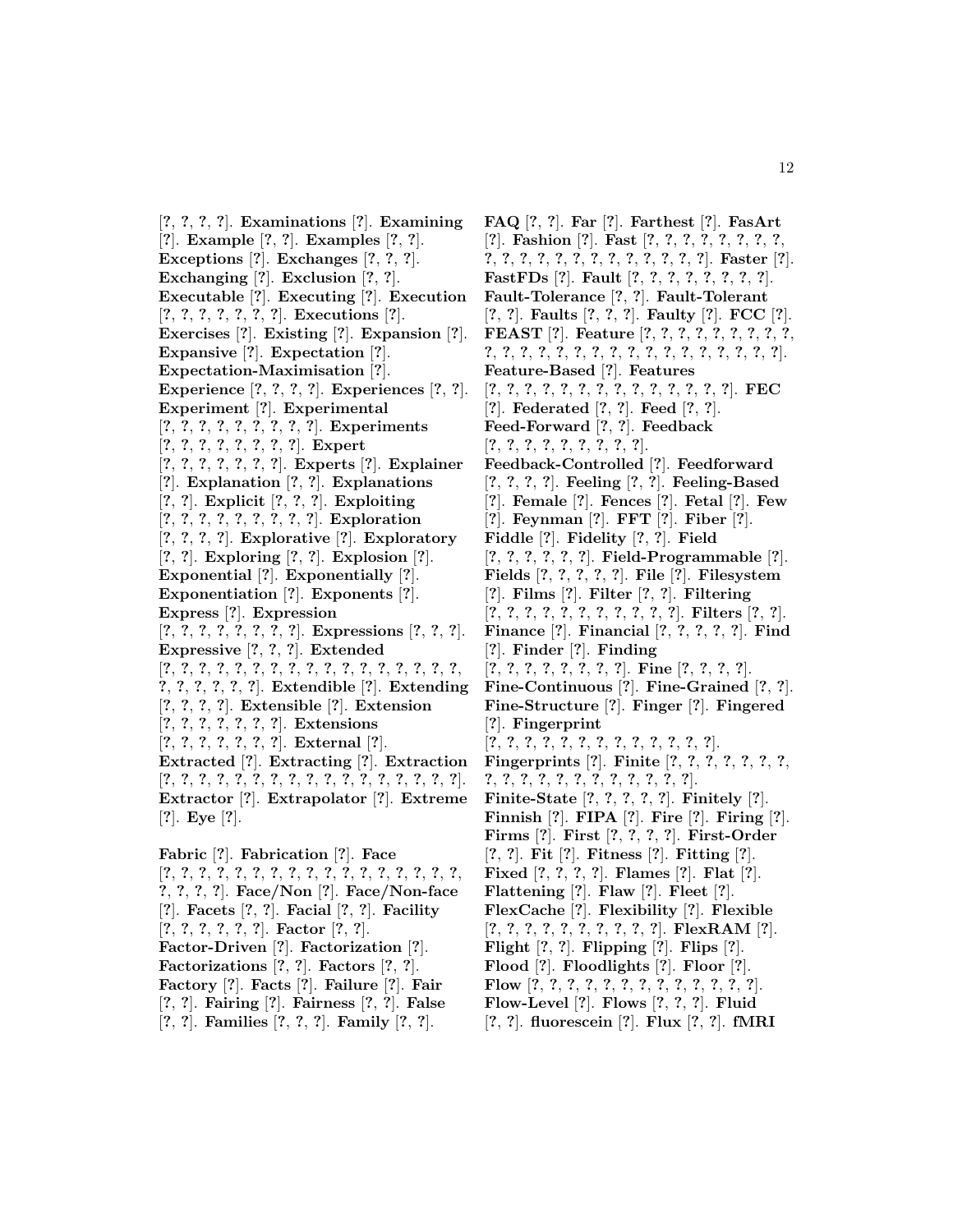[?, ?, ?, ?]. **Examinations** [?]. **Examining** [?]. **Example** [?, ?]. **Examples** [?, ?]. **Exceptions** [?]. **Exchanges** [?, ?, ?]. **Exchanging** [?]. **Exclusion** [?, ?]. **Executable** [?]. **Executing** [?]. **Execution** [?, ?, ?, ?, ?, ?, ?]. **Executions** [?]. **Exercises** [?]. **Existing** [?]. **Expansion** [?]. **Expansive** [?]. **Expectation** [?]. **Expectation-Maximisation** [?]. **Experience** [?, ?, ?, ?]. **Experiences** [?, ?]. **Experiment** [?]. **Experimental** [?, ?, ?, ?, ?, ?, ?, ?, ?]. **Experiments** [?, ?, ?, ?, ?, ?, ?, ?]. **Expert** [?, ?, ?, ?, ?, ?, ?]. **Experts** [?]. **Explainer** [?]. **Explanation** [?, ?]. **Explanations** [?, ?]. **Explicit** [?, ?, ?]. **Exploiting** [?, ?, ?, ?, ?, ?, ?, ?, ?]. **Exploration** [?, ?, ?, ?]. **Explorative** [?]. **Exploratory** [?, ?]. **Exploring** [?, ?]. **Explosion** [?]. **Exponential** [?]. **Exponentially** [?]. **Exponentiation** [?]. **Exponents** [?]. **Express** [?]. **Expression** [?, ?, ?, ?, ?, ?, ?, ?]. **Expressions** [?, ?, ?]. **Expressive** [?, ?, ?]. **Extended** [?, ?, ?, ?, ?, ?, ?, ?, ?, ?, ?, ?, ?, ?, ?, ?, ?, ?, ?, ?, ?, ?, ?, ?]. **Extendible** [?]. **Extending** [?, ?, ?, ?]. **Extensible** [?]. **Extension** [?, ?, ?, ?, ?, ?, ?]. **Extensions** [?, ?, ?, ?, ?, ?, ?]. **External** [?]. **Extracted** [?]. **Extracting** [?]. **Extraction** [?, ?, ?, ?, ?, ?, ?, ?, ?, ?, ?, ?, ?, ?, ?, ?, ?, ?]. **Extractor** [?]. **Extrapolator** [?]. **Extreme** [?]. **Eye** [?].

**Fabric** [?]. **Fabrication** [?]. **Face** [?, ?, ?, ?, ?, ?, ?, ?, ?, ?, ?, ?, ?, ?, ?, ?, ?, ?, ?, ?, ?, ?]. **Face/Non** [?]. **Face/Non-face** [?]. **Facets** [?, ?]. **Facial** [?, ?]. **Facility** [?, ?, ?, ?, ?, ?]. **Factor** [?, ?]. **Factor-Driven** [?]. **Factorization** [?]. **Factorizations** [?, ?]. **Factors** [?, ?]. **Factory** [?]. **Facts** [?]. **Failure** [?]. **Fair** [?, ?]. **Fairing** [?]. **Fairness** [?, ?]. **False** [?, ?]. **Families** [?, ?, ?]. **Family** [?, ?].

**FAQ** [?, ?]. **Far** [?]. **Farthest** [?]. **FasArt** [?]. **Fashion** [?]. **Fast** [?, ?, ?, ?, ?, ?, ?, ?, ?, ?, ?, ?, ?, ?, ?, ?, ?, ?, ?, ?, ?, ?]. **Faster** [?]. **FastFDs** [?]. **Fault** [?, ?, ?, ?, ?, ?, ?, ?]. **Fault-Tolerance** [?, ?]. **Fault-Tolerant** [?, ?]. **Faults** [?, ?, ?]. **Faulty** [?]. **FCC** [?]. **FEAST** [?]. **Feature** [?, ?, ?, ?, ?, ?, ?, ?, ?, ?, ?, ?, ?, ?, ?, ?, ?, ?, ?, ?, ?, ?, ?, ?, ?, ?, ?, ?]. **Feature-Based** [?]. **Features** [?, ?, ?, ?, ?, ?, ?, ?, ?, ?, ?, ?, ?, ?, ?]. **FEC** [?]. **Federated** [?, ?]. **Feed** [?, ?]. **Feed-Forward** [?, ?]. **Feedback** [?, ?, ?, ?, ?, ?, ?, ?, ?, ?]. **Feedback-Controlled** [?]. **Feedforward** [?, ?, ?, ?]. **Feeling** [?, ?]. **Feeling-Based** [?]. **Female** [?]. **Fences** [?]. **Fetal** [?]. **Few** [?]. **Feynman** [?]. **FFT** [?]. **Fiber** [?]. **Fiddle** [?]. **Fidelity** [?, ?]. **Field** [?, ?, ?, ?, ?, ?]. **Field-Programmable** [?]. **Fields** [?, ?, ?, ?, ?]. **File** [?]. **Filesystem** [?]. **Films** [?]. **Filter** [?, ?]. **Filtering** [?, ?, ?, ?, ?, ?, ?, ?, ?, ?, ?, ?]. **Filters** [?, ?]. **Finance** [?]. **Financial** [?, ?, ?, ?, ?]. **Find** [?]. **Finder** [?]. **Finding** [?, ?, ?, ?, ?, ?, ?, ?, ?]. **Fine** [?, ?, ?, ?]. **Fine-Continuous** [?]. **Fine-Grained** [?, ?]. **Fine-Structure** [?]. **Finger** [?]. **Fingered** [?]. **Fingerprint** [?, ?, ?, ?, ?, ?, ?, ?, ?, ?, ?, ?, ?, ?]. **Fingerprints** [?]. **Finite** [?, ?, ?, ?, ?, ?, ?, ?, ?, ?, ?, ?, ?, ?, ?, ?, ?, ?, ?, ?]. **Finite-State** [?, ?, ?, ?, ?]. **Finitely** [?]. **Finnish** [?]. **FIPA** [?]. **Fire** [?]. **Firing** [?]. **Firms** [?]. **First** [?, ?, ?, ?]. **First-Order** [?, ?]. **Fit** [?]. **Fitness** [?]. **Fitting** [?]. **Fixed** [?, ?, ?, ?]. **Flames** [?]. **Flat** [?]. **Flattening** [?]. **Flaw** [?]. **Fleet** [?]. **FlexCache** [?]. **Flexibility** [?]. **Flexible** [?, ?, ?, ?, ?, ?, ?, ?, ?, ?, ?]. **FlexRAM** [?]. **Flight** [?, ?]. **Flipping** [?]. **Flips** [?]. **Flood** [?]. **Floodlights** [?]. **Floor** [?]. **Flow** [?, ?, ?, ?, ?, ?, ?, ?, ?, ?, ?, ?, ?, ?]. **Flow-Level** [?]. **Flows** [?, ?, ?]. **Fluid** [?, ?]. **fluorescein** [?]. **Flux** [?, ?]. **fMRI**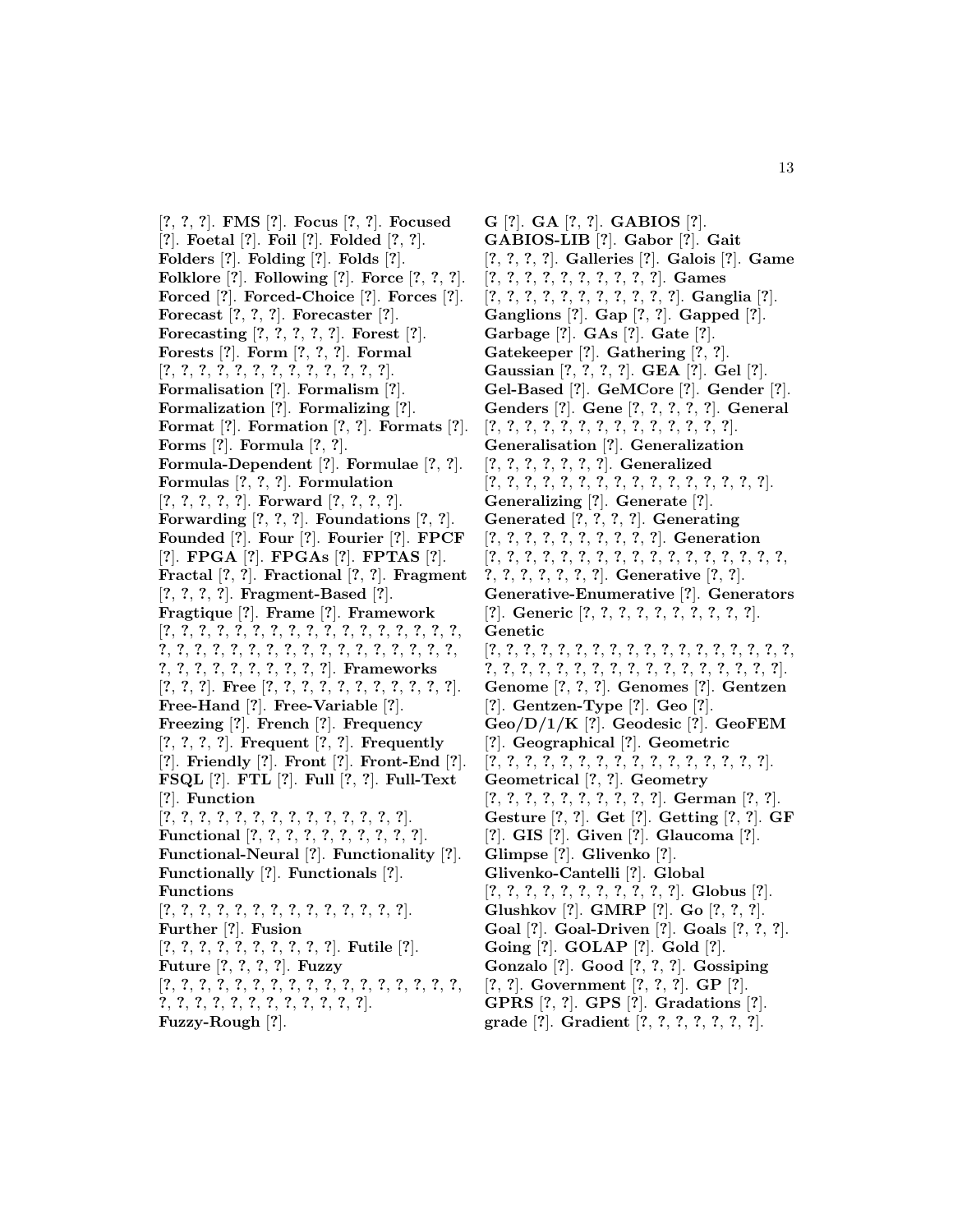[?, ?, ?]. **FMS** [?]. **Focus** [?, ?]. **Focused** [?]. **Foetal** [?]. **Foil** [?]. **Folded** [?, ?]. **Folders** [?]. **Folding** [?]. **Folds** [?]. **Folklore** [?]. **Following** [?]. **Force** [?, ?, ?]. **Forced** [?]. **Forced-Choice** [?]. **Forces** [?]. **Forecast** [?, ?, ?]. **Forecaster** [?]. **Forecasting** [?, ?, ?, ?, ?]. **Forest** [?]. **Forests** [?]. **Form** [?, ?, ?]. **Formal** [?, ?, ?, ?, ?, ?, ?, ?, ?, ?, ?, ?, ?, ?]. **Formalisation** [?]. **Formalism** [?]. **Formalization** [?]. **Formalizing** [?]. **Format** [?]. **Formation** [?, ?]. **Formats** [?]. **Forms** [?]. **Formula** [?, ?]. **Formula-Dependent** [?]. **Formulae** [?, ?]. **Formulas** [?, ?, ?]. **Formulation** [?, ?, ?, ?, ?]. **Forward** [?, ?, ?, ?]. **Forwarding** [?, ?, ?]. **Foundations** [?, ?]. **Founded** [?]. **Four** [?]. **Fourier** [?]. **FPCF** [?]. **FPGA** [?]. **FPGAs** [?]. **FPTAS** [?]. **Fractal** [?, ?]. **Fractional** [?, ?]. **Fragment** [?, ?, ?, ?]. **Fragment-Based** [?]. **Fragtique** [?]. **Frame** [?]. **Framework** [?, ?, ?, ?, ?, ?, ?, ?, ?, ?, ?, ?, ?, ?, ?, ?, ?, ?, ?, ?, ?, ?, ?, ?, ?, ?, ?, ?, ?, ?, ?, ?, ?, ?, ?, ?, ?, ?, ?, ?, ?, ?, ?, ?, ?, ?, ?, ?, ?]. **Frameworks** [?, ?, ?]. **Free** [?, ?, ?, ?, ?, ?, ?, ?, ?, ?, ?, ?]. **Free-Hand** [?]. **Free-Variable** [?]. **Freezing** [?]. **French** [?]. **Frequency** [?, ?, ?, ?]. **Frequent** [?, ?]. **Frequently** [?]. **Friendly** [?]. **Front** [?]. **Front-End** [?]. **FSQL** [?]. **FTL** [?]. **Full** [?, ?]. **Full-Text** [?]. **Function** [?, ?, ?, ?, ?, ?, ?, ?, ?, ?, ?, ?, ?, ?, ?, ?]. **Functional** [?, ?, ?, ?, ?, ?, ?, ?, ?, ?, ?]. **Functional-Neural** [?]. **Functionality** [?]. **Functionally** [?]. **Functionals** [?]. **Functions** [?, ?, ?, ?, ?, ?, ?, ?, ?, ?, ?, ?, ?, ?, ?, ?]. **Further** [?]. **Fusion** [?, ?, ?, ?, ?, ?, ?, ?, ?, ?, ?]. **Futile** [?]. **Future** [?, ?, ?, ?]. **Fuzzy** [?, ?, ?, ?, ?, ?, ?, ?, ?, ?, ?, ?, ?, ?, ?, ?, ?, ?, ?, ?, ?, ?, ?, ?, ?, ?, ?, ?, ?, ?, ?, ?]. **Fuzzy-Rough** [?].

**G** [?]. **GA** [?, ?]. **GABIOS** [?]. **GABIOS-LIB** [?]. **Gabor** [?]. **Gait** [?, ?, ?, ?]. **Galleries** [?]. **Galois** [?]. **Game** [?, ?, ?, ?, ?, ?, ?, ?, ?, ?, ?]. **Games** [?, ?, ?, ?, ?, ?, ?, ?, ?, ?, ?, ?]. **Ganglia** [?]. **Ganglions** [?]. **Gap** [?, ?]. **Gapped** [?]. **Garbage** [?]. **GAs** [?]. **Gate** [?]. **Gatekeeper** [?]. **Gathering** [?, ?]. **Gaussian** [?, ?, ?, ?]. **GEA** [?]. **Gel** [?]. **Gel-Based** [?]. **GeMCore** [?]. **Gender** [?]. **Genders** [?]. **Gene** [?, ?, ?, ?, ?]. **General** [?, ?, ?, ?, ?, ?, ?, ?, ?, ?, ?, ?, ?, ?, ?]. **Generalisation** [?]. **Generalization** [?, ?, ?, ?, ?, ?, ?]. **Generalized** [?, ?, ?, ?, ?, ?, ?, ?, ?, ?, ?, ?, ?, ?, ?, ?, ?]. **Generalizing** [?]. **Generate** [?]. **Generated** [?, ?, ?, ?]. **Generating** [?, ?, ?, ?, ?, ?, ?, ?, ?, ?, ?]. **Generation** [?, ?, ?, ?, ?, ?, ?, ?, ?, ?, ?, ?, ?, ?, ?, ?, ?, ?, ?, ?, ?, ?, ?, ?, ?, ?]. **Generative** [?, ?]. **Generative-Enumerative** [?]. **Generators** [?]. **Generic** [?, ?, ?, ?, ?, ?, ?, ?, ?, ?]. **Genetic** [?, ?, ?, ?, ?, ?, ?, ?, ?, ?, ?, ?, ?, ?, ?, ?, ?, ?, ?, ?, ?, ?, ?, ?, ?, ?, ?, ?, ?, ?, ?, ?, ?, ?, ?, ?, ?, ?, ?, ?, ?]. **Genome** [?, ?, ?]. **Genomes** [?]. **Gentzen** [?]. **Gentzen-Type** [?]. **Geo** [?]. **Geo/D/1/K** [?]. **Geodesic** [?]. **GeoFEM** [?]. **Geographical** [?]. **Geometric** [?, ?, ?, ?, ?, ?, ?, ?, ?, ?, ?, ?, ?, ?, ?, ?, ?, ?]. **Geometrical** [?, ?]. **Geometry** [?, ?, ?, ?, ?, ?, ?, ?, ?, ?, ?]. **German** [?, ?]. **Gesture** [?, ?]. **Get** [?]. **Getting** [?, ?]. **GF** [?]. **GIS** [?]. **Given** [?]. **Glaucoma** [?]. **Glimpse** [?]. **Glivenko** [?]. **Glivenko-Cantelli** [?]. **Global** [?, ?, ?, ?, ?, ?, ?, ?, ?, ?, ?, ?]. **Globus** [?]. **Glushkov** [?]. **GMRP** [?]. **Go** [?, ?, ?]. **Goal** [?]. **Goal-Driven** [?]. **Goals** [?, ?, ?]. **Going** [?]. **GOLAP** [?]. **Gold** [?]. **Gonzalo** [?]. **Good** [?, ?, ?]. **Gossiping** [?, ?]. **Government** [?, ?, ?]. **GP** [?]. **GPRS** [?, ?]. **GPS** [?]. **Gradations** [?]. **grade** [?]. **Gradient** [?, ?, ?, ?, ?, ?, ?].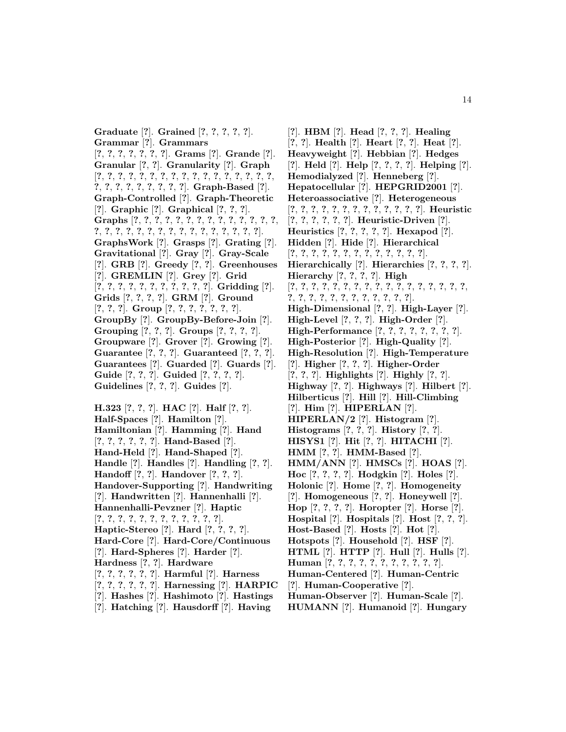**Graduate** [?]. **Grained** [?, ?, ?, ?, ?]. **Grammar** [?]. **Grammars** [?, ?, ?, ?, ?, ?, ?, ?]. **Grams** [?]. **Grande** [?]. **Granular** [?, ?]. **Granularity** [?]. **Graph** [?, ?, ?, ?, ?, ?, ?, ?, ?, ?, ?, ?, ?, ?, ?, ?, ?, ?, ?, ?, ?, ?, ?, ?, ?, ?, ?]. **Graph-Based** [?]. **Graph-Controlled** [?]. **Graph-Theoretic** [?]. **Graphic** [?]. **Graphical** [?, ?, ?]. **Graphs** [?, ?, ?, ?, ?, ?, ?, ?, ?, ?, ?, ?, ?, ?, ?, ?, ?, ?, ?, ?, ?, ?, ?, ?, ?, ?, ?, ?, ?, ?, ?, ?]. **GraphsWork** [?]. **Grasps** [?]. **Grating** [?]. **Gravitational** [?]. **Gray** [?]. **Gray-Scale** [?]. **GRB** [?]. **Greedy** [?, ?]. **Greenhouses** [?]. **GREMLIN** [?]. **Grey** [?]. **Grid** [?, ?, ?, ?, ?, ?, ?, ?, ?, ?, ?, ?]. **Gridding** [?]. **Grids** [?, ?, ?, ?]. **GRM** [?]. **Ground** [?, ?, ?]. **Group** [?, ?, ?, ?, ?, ?, ?, ?]. **GroupBy** [?]. **GroupBy-Before-Join** [?]. **Grouping** [?, ?, ?]. **Groups** [?, ?, ?, ?]. **Groupware** [?]. **Grover** [?]. **Growing** [?]. **Guarantee** [?, ?, ?]. **Guaranteed** [?, ?, ?]. **Guarantees** [?]. **Guarded** [?]. **Guards** [?]. **Guide** [?, ?, ?]. **Guided** [?, ?, ?, ?]. **Guidelines** [?, ?, ?]. **Guides** [?].

**H.323** [?, ?, ?]. **HAC** [?]. **Half** [?, ?]. **Half-Spaces** [?]. **Hamilton** [?]. **Hamiltonian** [?]. **Hamming** [?]. **Hand** [?, ?, ?, ?, ?, ?, ?]. **Hand-Based** [?]. **Hand-Held** [?]. **Hand-Shaped** [?]. **Handle** [?]. **Handles** [?]. **Handling** [?, ?]. **Handoff** [?, ?]. **Handover** [?, ?, ?]. **Handover-Supporting** [?]. **Handwriting** [?]. **Handwritten** [?]. **Hannenhalli** [?]. **Hannenhalli-Pevzner** [?]. **Haptic** [?, ?, ?, ?, ?, ?, ?, ?, ?, ?, ?, ?, ?]. **Haptic-Stereo** [?]. **Hard** [?, ?, ?, ?]. **Hard-Core** [?]. **Hard-Core/Continuous** [?]. **Hard-Spheres** [?]. **Harder** [?]. **Hardness** [?, ?]. **Hardware** [?, ?, ?, ?, ?, ?]. **Harmful** [?]. **Harness** [?, ?, ?, ?, ?, ?]. **Harnessing** [?]. **HARPIC** [?]. **Hashes** [?]. **Hashimoto** [?]. **Hastings** [?]. **Hatching** [?]. **Hausdorff** [?]. **Having** [?]. **HBM** [?]. **Head** [?, ?, ?]. **Healing** [?, ?]. **Health** [?]. **Heart** [?, ?]. **Heat** [?]. **Heavyweight** [?]. **Hebbian** [?]. **Hedges** [?]. **Held** [?]. **Help** [?, ?, ?, ?]. **Helping** [?]. **Hemodialyzed** [?]. **Henneberg** [?]. **Hepatocellular** [?]. **HEPGRID2001** [?]. **Heteroassociative** [?]. **Heterogeneous** [?, ?, ?, ?, ?, ?, ?, ?, ?, ?, ?, ?, ?, ?]. **Heuristic** [?, ?, ?, ?, ?, ?]. **Heuristic-Driven** [?]. **Heuristics** [?, ?, ?, ?, ?]. **Hexapod** [?]. **Hidden** [?]. **Hide** [?]. **Hierarchical** [?, ?, ?, ?, ?, ?, ?, ?, ?, ?, ?, ?, ?, ?]. **Hierarchically** [?]. **Hierarchies** [?, ?, ?, ?]. **Hierarchy** [?, ?, ?, ?]. **High** [?, ?, ?, ?, ?, ?, ?, ?, ?, ?, ?, ?, ?, ?, ?, ?, ?, ?, ?, ?, ?, ?, ?, ?, ?, ?, ?, ?, ?, ?, ?]. **High-Dimensional** [?, ?]. **High-Layer** [?]. **High-Level** [?, ?, ?]. **High-Order** [?]. **High-Performance** [?, ?, ?, ?, ?, ?, ?, ?]. **High-Posterior** [?]. **High-Quality** [?]. **High-Resolution** [?]. **High-Temperature** [?]. **Higher** [?, ?, ?]. **Higher-Order** [?, ?, ?]. **Highlights** [?]. **Highly** [?, ?]. **Highway** [?, ?]. **Highways** [?]. **Hilbert** [?]. **Hilberticus** [?]. **Hill** [?]. **Hill-Climbing** [?]. **Him** [?]. **HIPERLAN** [?]. **HIPERLAN/2** [?]. **Histogram** [?]. **Histograms** [?, ?, ?]. **History** [?, ?]. **HISYS1** [?]. **Hit** [?, ?]. **HITACHI** [?]. **HMM** [?, ?]. **HMM-Based** [?]. **HMM/ANN** [?]. **HMSCs** [?]. **HOAS** [?]. **Hoc** [?, ?, ?, ?]. **Hodgkin** [?]. **Holes** [?]. **Holonic** [?]. **Home** [?, ?]. **Homogeneity** [?]. **Homogeneous** [?, ?]. **Honeywell** [?]. **Hop** [?, ?, ?, ?]. **Horopter** [?]. **Horse** [?]. **Hospital** [?]. **Hospitals** [?]. **Host** [?, ?, ?]. **Host-Based** [?]. **Hosts** [?]. **Hot** [?]. **Hotspots** [?]. **Household** [?]. **HSF** [?]. **HTML** [?]. **HTTP** [?]. **Hull** [?]. **Hulls** [?]. **Human** [?, ?, ?, ?, ?, ?, ?, ?, ?, ?, ?, ?]. **Human-Centered** [?]. **Human-Centric** [?]. **Human-Cooperative** [?]. **Human-Observer** [?]. **Human-Scale** [?]. **HUMANN** [?]. **Humanoid** [?]. **Hungary**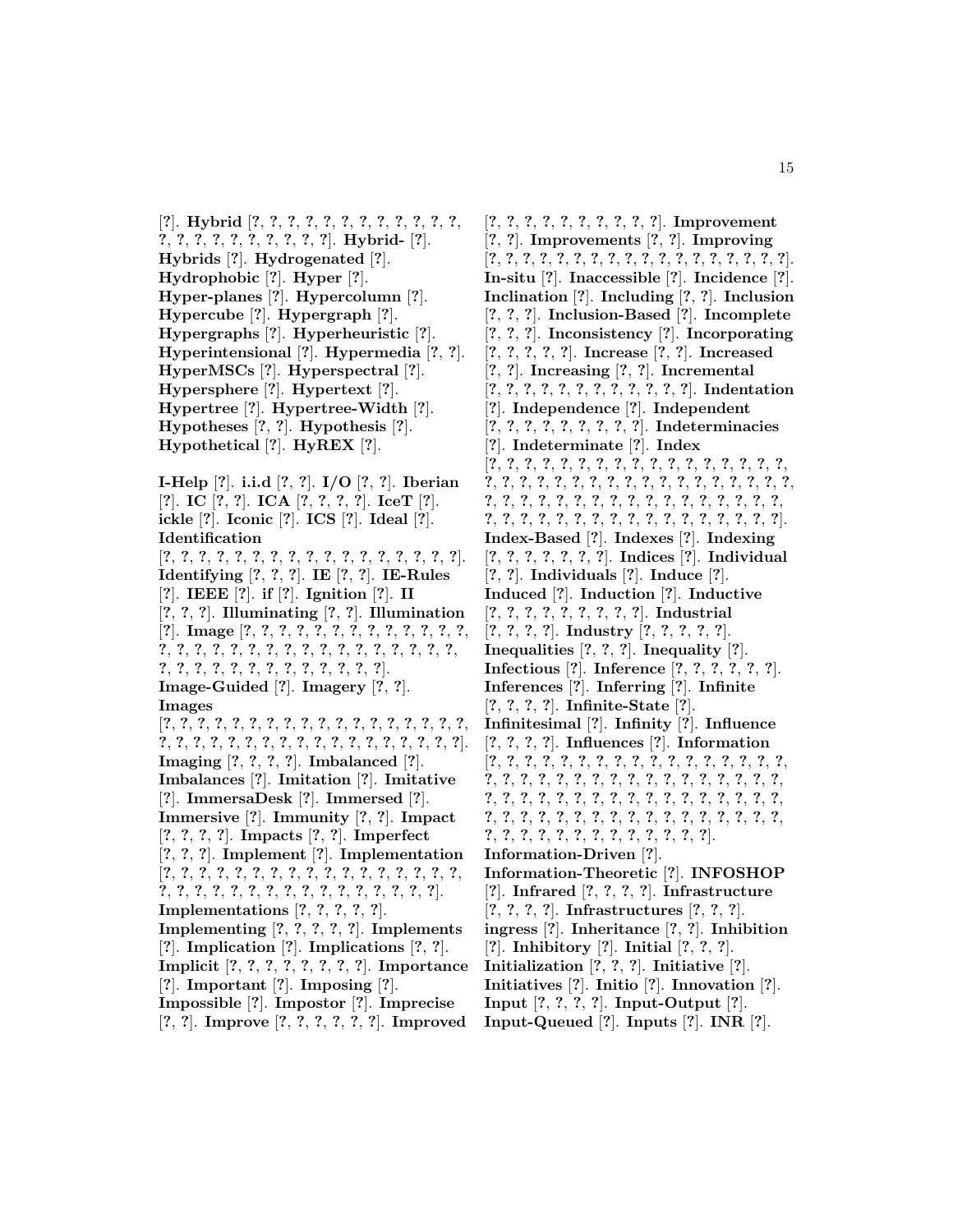[?]. **Hybrid** [?, ?, ?, ?, ?, ?, ?, ?, ?, ?, ?, ?, ?, ?, ?, ?, ?, ?, ?, ?, ?, ?, ?]. **Hybrid-** [?]. **Hybrids** [?]. **Hydrogenated** [?]. **Hydrophobic** [?]. **Hyper** [?]. **Hyper-planes** [?]. **Hypercolumn** [?]. **Hypercube** [?]. **Hypergraph** [?]. **Hypergraphs** [?]. **Hyperheuristic** [?]. **Hyperintensional** [?]. **Hypermedia** [?, ?]. **HyperMSCs** [?]. **Hyperspectral** [?]. **Hypersphere** [?]. **Hypertext** [?]. **Hypertree** [?]. **Hypertree-Width** [?]. **Hypotheses** [?, ?]. **Hypothesis** [?]. **Hypothetical** [?]. **HyREX** [?].

**I-Help** [?]. **i.i.d** [?, ?]. **I/O** [?, ?]. **Iberian** [?]. **IC** [?, ?]. **ICA** [?, ?, ?, ?]. **IceT** [?]. **ickle** [?]. **Iconic** [?]. **ICS** [?]. **Ideal** [?]. **Identification** [?, ?, ?, ?, ?, ?, ?, ?, ?, ?, ?, ?, ?, ?, ?, ?, ?, ?, ?]. **Identifying** [?, ?, ?]. **IE** [?, ?]. **IE-Rules** [?]. **IEEE** [?]. **if** [?]. **Ignition** [?]. **II** [?, ?, ?]. **Illuminating** [?, ?]. **Illumination** [?]. **Image** [?, ?, ?, ?, ?, ?, ?, ?, ?, ?, ?, ?, ?, ?, ?, ?, ?, ?, ?, ?, ?, ?, ?, ?, ?, ?, ?, ?, ?, ?, ?, ?, ?, ?, ?, ?, ?, ?, ?, ?, ?, ?, ?, ?]. **Image-Guided** [?]. **Imagery** [?, ?]. **Images** [?, ?, ?, ?, ?, ?, ?, ?, ?, ?, ?, ?, ?, ?, ?, ?, ?, ?, ?, ?, ?, ?, ?, ?, ?, ?, ?, ?, ?, ?, ?, ?, ?, ?, ?, ?, ?, ?]. **Imaging** [?, ?, ?, ?]. **Imbalanced** [?]. **Imbalances** [?]. **Imitation** [?]. **Imitative** [?]. **ImmersaDesk** [?]. **Immersed** [?]. **Immersive** [?]. **Immunity** [?, ?]. **Impact** [?, ?, ?, ?]. **Impacts** [?, ?]. **Imperfect** [?, ?, ?]. **Implement** [?]. **Implementation** [?, ?, ?, ?, ?, ?, ?, ?, ?, ?, ?, ?, ?, ?, ?, ?, ?, ?, ?, ?, ?, ?, ?, ?, ?, ?, ?, ?, ?, ?, ?, ?, ?, ?, ?, ?, ?]. **Implementations** [?, ?, ?, ?, ?]. **Implementing** [?, ?, ?, ?, ?]. **Implements** [?]. **Implication** [?]. **Implications** [?, ?]. **Implicit** [?, ?, ?, ?, ?, ?, ?, ?]. **Importance** [?]. **Important** [?]. **Imposing** [?]. **Impossible** [?]. **Impostor** [?]. **Imprecise** [?, ?]. **Improve** [?, ?, ?, ?, ?, ?]. **Improved** [?, ?, ?, ?, ?, ?, ?, ?, ?, ?, ?]. **Improvement** [?, ?]. **Improvements** [?, ?]. **Improving** [?, ?, ?, ?, ?, ?, ?, ?, ?, ?, ?, ?, ?, ?, ?, ?, ?, ?, ?, ?]. **In-situ** [?]. **Inaccessible** [?]. **Incidence** [?]. **Inclination** [?]. **Including** [?, ?]. **Inclusion** [?, ?, ?]. **Inclusion-Based** [?]. **Incomplete** [?, ?, ?]. **Inconsistency** [?]. **Incorporating** [?, ?, ?, ?, ?]. **Increase** [?, ?]. **Increased** [?, ?]. **Increasing** [?, ?]. **Incremental** [?, ?, ?, ?, ?, ?, ?, ?, ?, ?, ?, ?, ?]. **Indentation** [?]. **Independence** [?]. **Independent** [?, ?, ?, ?, ?, ?, ?, ?, ?, ?]. **Indeterminacies** [?]. **Indeterminate** [?]. **Index** [?, ?, ?, ?, ?, ?, ?, ?, ?, ?, ?, ?, ?, ?, ?, ?, ?, ?, ?, ?, ?, ?, ?, ?, ?, ?, ?, ?, ?, ?, ?, ?, ?, ?, ?, ?, ?, ?, ?, ?, ?, ?, ?, ?, ?, ?, ?, ?, ?, ?, ?, ?, ?, ?, ?, ?, ?, ?, ?, ?, ?, ?, ?, ?, ?, ?, ?, ?, ?, ?, ?, ?, ?, ?, ?, ?]. **Index-Based** [?]. **Indexes** [?]. **Indexing** [?, ?, ?, ?, ?, ?, ?]. **Indices** [?]. **Individual** [?, ?]. **Individuals** [?]. **Induce** [?]. **Induced** [?]. **Induction** [?]. **Inductive** [?, ?, ?, ?, ?, ?, ?, ?, ?, ?]. **Industrial** [?, ?, ?, ?]. **Industry** [?, ?, ?, ?, ?]. **Inequalities** [?, ?, ?]. **Inequality** [?]. **Infectious** [?]. **Inference** [?, ?, ?, ?, ?, ?]. **Inferences** [?]. **Inferring** [?]. **Infinite** [?, ?, ?, ?]. **Infinite-State** [?]. **Infinitesimal** [?]. **Infinity** [?]. **Influence** [?, ?, ?, ?]. **Influences** [?]. **Information** [?, ?, ?, ?, ?, ?, ?, ?, ?, ?, ?, ?, ?, ?, ?, ?, ?, ?, ?, ?, ?, ?, ?, ?, ?, ?, ?, ?, ?, ?, ?, ?, ?, ?, ?, ?, ?, ?, ?, ?, ?, ?, ?, ?, ?, ?, ?, ?, ?, ?, ?, ?, ?, ?, ?, ?, ?, ?, ?, ?, ?, ?, ?, ?, ?, ?, ?, ?, ?, ?, ?, ?, ?, ?, ?, ?, ?, ?, ?, ?, ?, ?, ?, ?, ?, ?, ?, ?]. **Information-Driven** [?]. **Information-Theoretic** [?]. **INFOSHOP** [?]. **Infrared** [?, ?, ?, ?]. **Infrastructure** [?, ?, ?, ?]. **Infrastructures** [?, ?, ?]. **ingress** [?]. **Inheritance** [?, ?]. **Inhibition** [?]. **Inhibitory** [?]. **Initial** [?, ?, ?]. **Initialization** [?, ?, ?]. **Initiative** [?]. **Initiatives** [?]. **Initio** [?]. **Innovation** [?]. **Input** [?, ?, ?, ?]. **Input-Output** [?]. **Input-Queued** [?]. **Inputs** [?]. **INR** [?].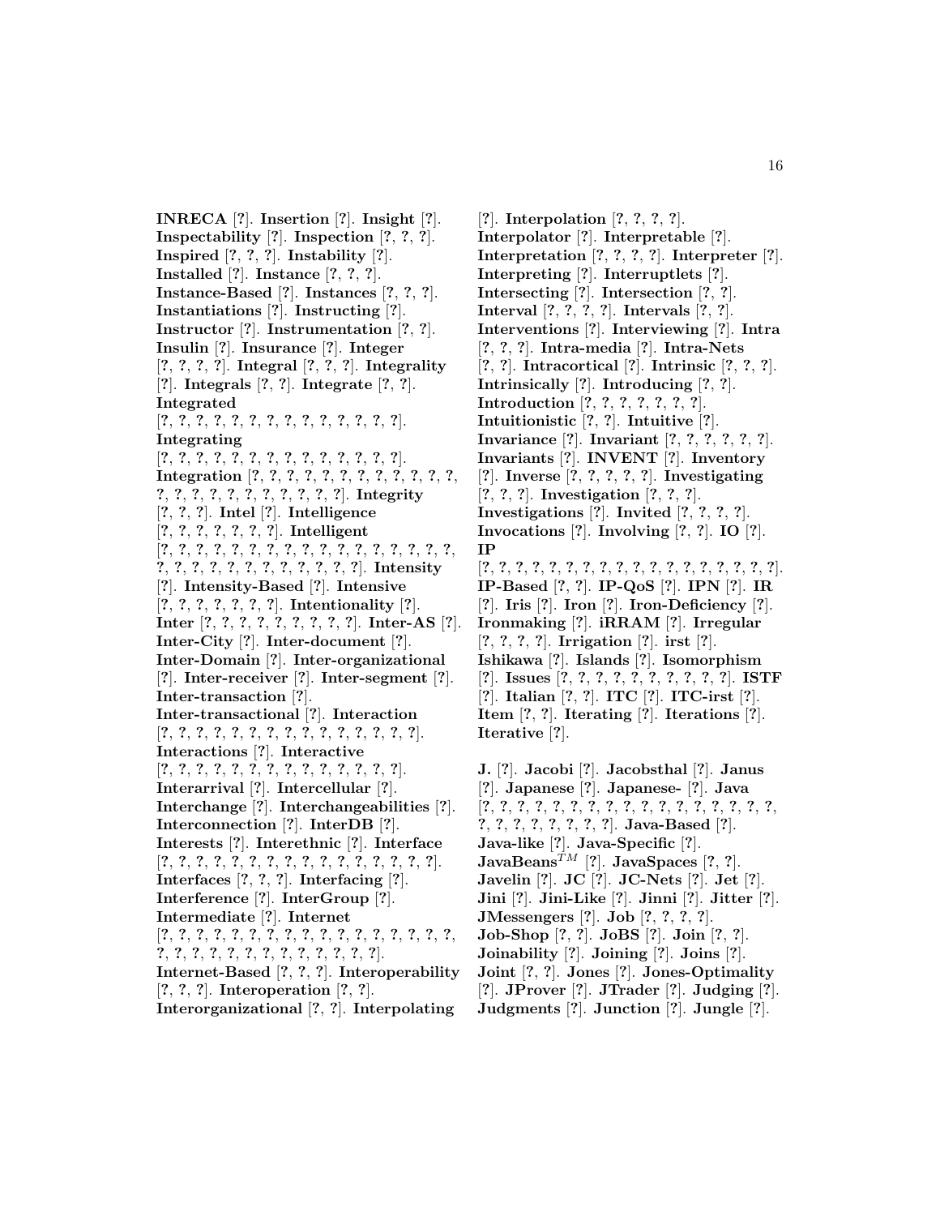**INRECA** [?]. **Insertion** [?]. **Insight** [?]. **Inspectability** [?]. **Inspection** [?, ?, ?]. **Inspired** [?, ?, ?]. **Instability** [?]. **Installed** [?]. **Instance** [?, ?, ?]. **Instance-Based** [?]. **Instances** [?, ?, ?]. **Instantiations** [?]. **Instructing** [?]. **Instructor** [?]. **Instrumentation** [?, ?]. **Insulin** [?]. **Insurance** [?]. **Integer** [?, ?, ?, ?]. **Integral** [?, ?, ?]. **Integrality** [?]. **Integrals** [?, ?]. **Integrate** [?, ?]. **Integrated** [?, ?, ?, ?, ?, ?, ?, ?, ?, ?, ?, ?, ?, ?, ?]. **Integrating** [?, ?, ?, ?, ?, ?, ?, ?, ?, ?, ?, ?, ?, ?, ?]. **Integration** [?, ?, ?, ?, ?, ?, ?, ?, ?, ?, ?, ?, ?, ?, ?, ?, ?, ?, ?, ?, ?, ?, ?, ?]. **Integrity** [?, ?, ?]. **Intel** [?]. **Intelligence** [?, ?, ?, ?, ?, ?, ?]. **Intelligent** [?, ?, ?, ?, ?, ?, ?, ?, ?, ?, ?, ?, ?, ?, ?, ?, ?, ?, ?, ?, ?, ?, ?, ?, ?, ?, ?, ?, ?, ?, ?, ?]. **Intensity** [?]. **Intensity-Based** [?]. **Intensive** [?, ?, ?, ?, ?, ?, ?]. **Intentionality** [?]. **Inter** [?, ?, ?, ?, ?, ?, ?, ?, ?]. **Inter-AS** [?]. **Inter-City** [?]. **Inter-document** [?]. **Inter-Domain** [?]. **Inter-organizational** [?]. **Inter-receiver** [?]. **Inter-segment** [?]. **Inter-transaction** [?]. **Inter-transactional** [?]. **Interaction** [?, ?, ?, ?, ?, ?, ?, ?, ?, ?, ?, ?, ?, ?, ?, ?]. **Interactions** [?]. **Interactive** [?, ?, ?, ?, ?, ?, ?, ?, ?, ?, ?, ?, ?, ?, ?]. **Interarrival** [?]. **Intercellular** [?]. **Interchange** [?]. **Interchangeabilities** [?]. **Interconnection** [?]. **InterDB** [?]. **Interests** [?]. **Interethnic** [?]. **Interface** [?, ?, ?, ?, ?, ?, ?, ?, ?, ?, ?, ?, ?, ?, ?, ?, ?]. **Interfaces** [?, ?, ?]. **Interfacing** [?]. **Interference** [?]. **InterGroup** [?]. **Intermediate** [?]. **Internet** [?, ?, ?, ?, ?, ?, ?, ?, ?, ?, ?, ?, ?, ?, ?, ?, ?, ?, ?, ?, ?, ?, ?, ?, ?, ?, ?, ?, ?, ?, ?, ?, ?]. **Internet-Based** [?, ?, ?]. **Interoperability** [?, ?, ?]. **Interoperation** [?, ?]. **Interorganizational** [?, ?]. **Interpolating** [?]. **Interpolation** [?, ?, ?, ?]. **Interpolator** [?]. **Interpretable** [?]. **Interpretation** [?, ?, ?, ?]. **Interpreter** [?]. **Interpreting** [?]. **Interruptlets** [?]. **Intersecting** [?]. **Intersection** [?, ?]. **Interval** [?, ?, ?, ?]. **Intervals** [?, ?]. **Interventions** [?]. **Interviewing** [?]. **Intra** [?, ?, ?]. **Intra-media** [?]. **Intra-Nets** [?, ?]. **Intracortical** [?]. **Intrinsic** [?, ?, ?]. **Intrinsically** [?]. **Introducing** [?, ?]. **Introduction** [?, ?, ?, ?, ?, ?, ?]. **Intuitionistic** [?, ?]. **Intuitive** [?]. **Invariance** [?]. **Invariant** [?, ?, ?, ?, ?, ?]. **Invariants** [?]. **INVENT** [?]. **Inventory** [?]. **Inverse** [?, ?, ?, ?, ?]. **Investigating** [?, ?, ?]. **Investigation** [?, ?, ?]. **Investigations** [?]. **Invited** [?, ?, ?, ?]. **Invocations** [?]. **Involving** [?, ?]. **IO** [?]. **IP** [?, ?, ?, ?, ?, ?, ?, ?, ?, ?, ?, ?, ?, ?, ?, ?, ?, ?, ?, ?]. **IP-Based** [?, ?]. **IP-QoS** [?]. **IPN** [?]. **IR** [?]. **Iris** [?]. **Iron** [?]. **Iron-Deficiency** [?]. **Ironmaking** [?]. **iRRAM** [?]. **Irregular** [?, ?, ?, ?]. **Irrigation** [?]. **irst** [?]. **Ishikawa** [?]. **Islands** [?]. **Isomorphism** [?]. **Issues** [?, ?, ?, ?, ?, ?, ?, ?, ?, ?]. **ISTF** [?]. **Italian** [?, ?]. **ITC** [?]. **ITC-irst** [?]. **Item** [?, ?]. **Iterating** [?]. **Iterations** [?]. **Iterative** [?].

**J.** [?]. **Jacobi** [?]. **Jacobsthal** [?]. **Janus** [?]. **Japanese** [?]. **Japanese-** [?]. **Java** [?, ?, ?, ?, ?, ?, ?, ?, ?, ?, ?, ?, ?, ?, ?, ?, ?, ?, ?, ?, ?, ?, ?, ?, ?, ?, ?]. **Java-Based** [?]. **Java-like** [?]. **Java-Specific** [?]. **JavaBeans**$^{TM}$ [?]. **JavaSpaces** [?, ?]. **Javelin** [?]. **JC** [?]. **JC-Nets** [?]. **Jet** [?]. **Jini** [?]. **Jini-Like** [?]. **Jinni** [?]. **Jitter** [?]. **JMessengers** [?]. **Job** [?, ?, ?, ?]. **Job-Shop** [?, ?]. **JoBS** [?]. **Join** [?, ?]. **Joinability** [?]. **Joining** [?]. **Joins** [?]. **Joint** [?, ?]. **Jones** [?]. **Jones-Optimality** [?]. **JProver** [?]. **JTrader** [?]. **Judging** [?]. **Judgments** [?]. **Junction** [?]. **Jungle** [?].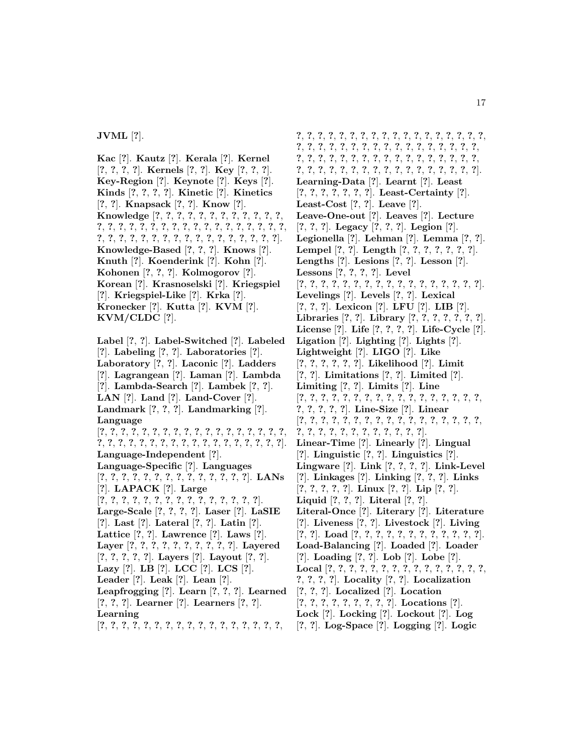**JVML** [?].

**Kac** [?]. **Kautz** [?]. **Kerala** [?]. **Kernel** [?, ?, ?, ?]. **Kernels** [?, ?]. **Key** [?, ?, ?]. **Key-Region** [?]. **Keynote** [?]. **Keys** [?]. **Kinds** [?, ?, ?, ?]. **Kinetic** [?]. **Kinetics** [?, ?]. **Knapsack** [?, ?]. **Know** [?]. **Knowledge** [?, ?, ?, ?, ?, ?, ?, ?, ?, ?, ?, ?, ?, ?, ?, ?, ?, ?, ?, ?, ?, ?, ?, ?, ?, ?, ?, ?, ?, ?, ?, ?, ?, ?, ?, ?, ?, ?, ?, ?, ?, ?, ?, ?, ?, ?, ?, ?, ?, ?]. **Knowledge-Based** [?, ?, ?]. **Knows** [?]. **Knuth** [?]. **Koenderink** [?]. **Kohn** [?]. **Kohonen** [?, ?, ?]. **Kolmogorov** [?]. **Korean** [?]. **Krasnoselski** [?]. **Kriegspiel** [?]. **Kriegspiel-Like** [?]. **Krka** [?]. **Kronecker** [?]. **Kutta** [?]. **KVM** [?]. **KVM/CLDC** [?].

**Label** [?, ?]. **Label-Switched** [?]. **Labeled** [?]. **Labeling** [?, ?]. **Laboratories** [?]. **Laboratory** [?, ?]. **Laconic** [?]. **Ladders** [?]. **Lagrangean** [?]. **Laman** [?]. **Lambda** [?]. **Lambda-Search** [?]. **Lambek** [?, ?]. **LAN** [?]. **Land** [?]. **Land-Cover** [?]. **Landmark** [?, ?, ?]. **Landmarking** [?]. **Language** [?, ?, ?, ?, ?, ?, ?, ?, ?, ?, ?, ?, ?, ?, ?, ?, ?, ?, ?, ?, ?, ?, ?, ?, ?, ?, ?, ?, ?, ?, ?, ?, ?, ?, ?, ?, ?, ?, ?, ?]. **Language-Independent** [?]. **Language-Specific** [?]. **Languages** [?, ?, ?, ?, ?, ?, ?, ?, ?, ?, ?, ?, ?, ?, ?]. **LANs** [?]. **LAPACK** [?]. **Large** [?, ?, ?, ?, ?, ?, ?, ?, ?, ?, ?, ?, ?, ?, ?, ?, ?]. **Large-Scale** [?, ?, ?, ?]. **Laser** [?]. **LaSIE** [?]. **Last** [?]. **Lateral** [?, ?]. **Latin** [?]. **Lattice** [?, ?]. **Lawrence** [?]. **Laws** [?]. **Layer** [?, ?, ?, ?, ?, ?, ?, ?, ?, ?, ?]. **Layered** [?, ?, ?, ?, ?]. **Layers** [?]. **Layout** [?, ?]. **Lazy** [?]. **LB** [?]. **LCC** [?]. **LCS** [?]. **Leader** [?]. **Leak** [?]. **Lean** [?]. **Leapfrogging** [?]. **Learn** [?, ?, ?]. **Learned** [?, ?, ?]. **Learner** [?]. **Learners** [?, ?]. **Learning** [?, ?, ?, ?, ?, ?, ?, ?, ?, ?, ?, ?, ?, ?, ?, ?, ?, ?, ?, ?, ?, ?, ?, ?, ?, ?, ?, ?, ?, ?, ?, ?, ?, ?, ?, ?, ?, ?, ?, ?, ?, ?, ?, ?, ?, ?, ?, ?, ?, ?, ?, ?, ?, ?, ?, ?, ?, ?, ?, ?, ?, ?, ?, ?, ?, ?, ?, ?, ?, ?, ?, ?, ?, ?, ?, ?, ?, ?, ?, ?, ?, ?, ?, ?, ?, ?, ?, ?, ?, ?, ?, ?, ?, ?, ?, ?]. **Learning-Data** [?]. **Learnt** [?]. **Least** [?, ?, ?, ?, ?, ?, ?]. **Least-Certainty** [?]. **Least-Cost** [?, ?]. **Leave** [?]. **Leave-One-out** [?]. **Leaves** [?]. **Lecture** [?, ?, ?]. **Legacy** [?, ?, ?]. **Legion** [?]. **Legionella** [?]. **Lehman** [?]. **Lemma** [?, ?]. **Lempel** [?, ?]. **Length** [?, ?, ?, ?, ?, ?, ?]. **Lengths** [?]. **Lesions** [?, ?]. **Lesson** [?]. **Lessons** [?, ?, ?, ?]. **Level** [?, ?, ?, ?, ?, ?, ?, ?, ?, ?, ?, ?, ?, ?, ?, ?, ?, ?]. **Levelings** [?]. **Levels** [?, ?]. **Lexical** [?, ?, ?]. **Lexicon** [?]. **LFU** [?]. **LIB** [?]. **Libraries** [?, ?]. **Library** [?, ?, ?, ?, ?, ?, ?]. **License** [?]. **Life** [?, ?, ?, ?]. **Life-Cycle** [?]. **Ligation** [?]. **Lighting** [?]. **Lights** [?]. **Lightweight** [?]. **LIGO** [?]. **Like** [?, ?, ?, ?, ?, ?]. **Likelihood** [?]. **Limit** [?, ?]. **Limitations** [?, ?]. **Limited** [?]. **Limiting** [?, ?]. **Limits** [?]. **Line** [?, ?, ?, ?, ?, ?, ?, ?, ?, ?, ?, ?, ?, ?, ?, ?, ?, ?, ?, ?, ?, ?, ?]. **Line-Size** [?]. **Linear** [?, ?, ?, ?, ?, ?, ?, ?, ?, ?, ?, ?, ?, ?, ?, ?, ?, ?, ?, ?, ?, ?, ?, ?, ?, ?, ?, ?, ?, ?]. **Linear-Time** [?]. **Linearly** [?]. **Lingual** [?]. **Linguistic** [?, ?]. **Linguistics** [?]. **Lingware** [?]. **Link** [?, ?, ?, ?]. **Link-Level** [?]. **Linkages** [?]. **Linking** [?, ?, ?]. **Links** [?, ?, ?, ?, ?]. **Linux** [?, ?]. **Lip** [?, ?]. **Liquid** [?, ?, ?]. **Literal** [?, ?]. **Literal-Once** [?]. **Literary** [?]. **Literature** [?]. **Liveness** [?, ?]. **Livestock** [?]. **Living** [?, ?]. **Load** [?, ?, ?, ?, ?, ?, ?, ?, ?, ?, ?, ?]. **Load-Balancing** [?]. **Loaded** [?]. **Loader** [?]. **Loading** [?, ?]. **Lob** [?]. **Lobe** [?]. **Local** [?, ?, ?, ?, ?, ?, ?, ?, ?, ?, ?, ?, ?, ?, ?, ?, ?, ?, ?, ?]. **Locality** [?, ?]. **Localization** [?, ?, ?]. **Localized** [?]. **Location** [?, ?, ?, ?, ?, ?, ?, ?, ?]. **Locations** [?]. **Lock** [?]. **Locking** [?]. **Lockout** [?]. **Log** [?, ?]. **Log-Space** [?]. **Logging** [?]. **Logic**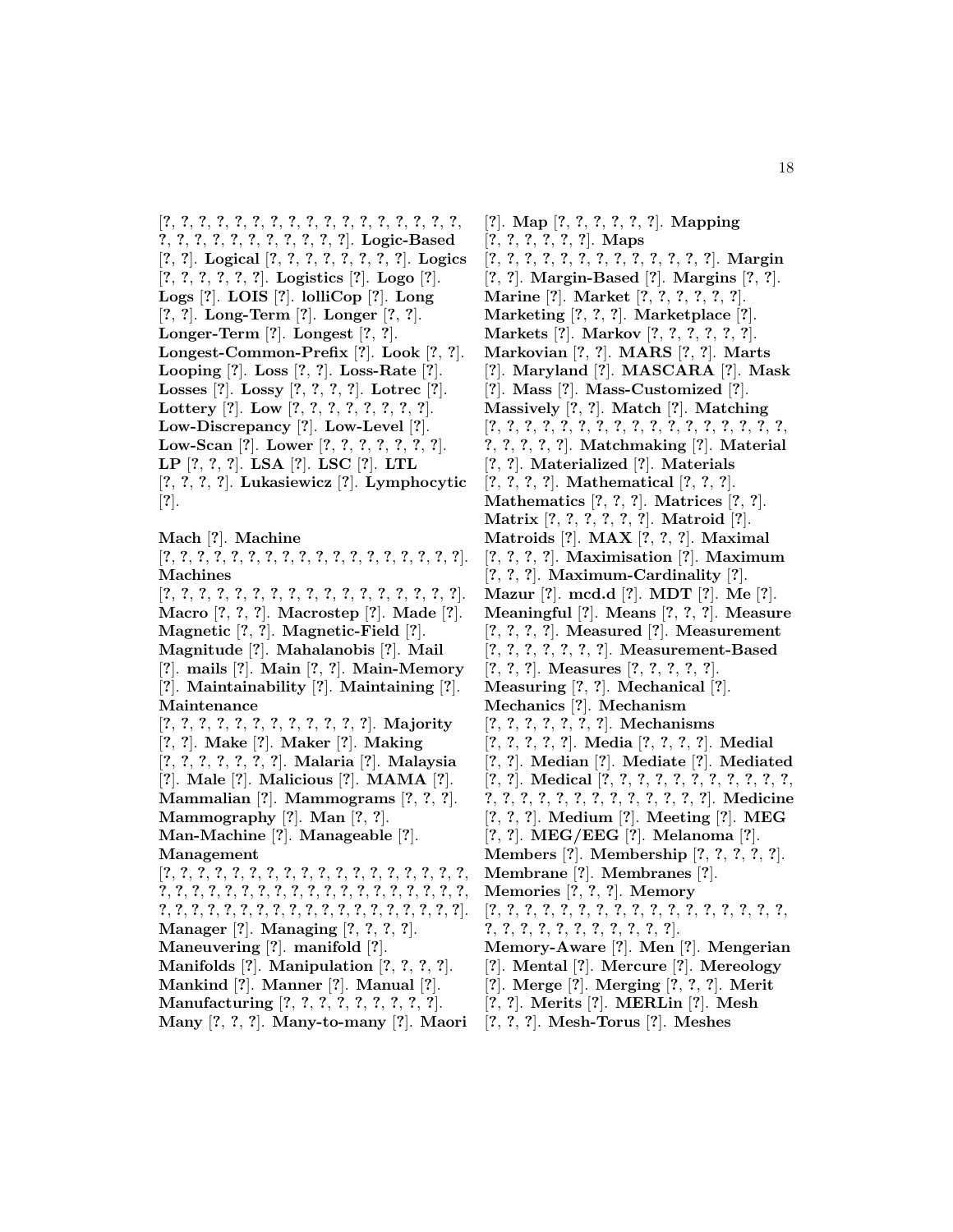[?, ?, ?, ?, ?, ?, ?, ?, ?, ?, ?, ?, ?, ?, ?, ?, ?, ?, ?, ?, ?, ?, ?, ?, ?, ?, ?, ?, ?, ?, ?, ?]. **Logic-Based** [?, ?]. **Logical** [?, ?, ?, ?, ?, ?, ?, ?]. **Logics** [?, ?, ?, ?, ?, ?]. **Logistics** [?]. **Logo** [?]. **Logs** [?]. **LOIS** [?]. **lolliCop** [?]. **Long** [?, ?]. **Long-Term** [?]. **Longer** [?, ?]. **Longer-Term** [?]. **Longest** [?, ?]. **Longest-Common-Prefix** [?]. **Look** [?, ?]. **Looping** [?]. **Loss** [?, ?]. **Loss-Rate** [?]. **Losses** [?]. **Lossy** [?, ?, ?, ?]. **Lotrec** [?]. **Lottery** [?]. **Low** [?, ?, ?, ?, ?, ?, ?, ?, ?]. **Low-Discrepancy** [?]. **Low-Level** [?]. **Low-Scan** [?]. **Lower** [?, ?, ?, ?, ?, ?, ?, ?]. **LP** [?, ?, ?]. **LSA** [?]. **LSC** [?]. **LTL** [?, ?, ?, ?]. **Lukasiewicz** [?]. **Lymphocytic** [?].

**Mach** [?]. **Machine** [?, ?, ?, ?, ?, ?, ?, ?, ?, ?, ?, ?, ?, ?, ?, ?, ?, ?, ?, ?, ?, ?]. **Machines** [?, ?, ?, ?, ?, ?, ?, ?, ?, ?, ?, ?, ?, ?, ?, ?, ?, ?, ?, ?]. **Macro** [?, ?, ?]. **Macrostep** [?]. **Made** [?]. **Magnetic** [?, ?]. **Magnetic-Field** [?]. **Magnitude** [?]. **Mahalanobis** [?]. **Mail** [?]. **mails** [?]. **Main** [?, ?]. **Main-Memory** [?]. **Maintainability** [?]. **Maintaining** [?]. **Maintenance** [?, ?, ?, ?, ?, ?, ?, ?, ?, ?, ?, ?, ?, ?]. **Majority** [?, ?]. **Make** [?]. **Maker** [?]. **Making** [?, ?, ?, ?, ?, ?, ?]. **Malaria** [?]. **Malaysia** [?]. **Male** [?]. **Malicious** [?]. **MAMA** [?]. **Mammalian** [?]. **Mammograms** [?, ?, ?]. **Mammography** [?]. **Man** [?, ?]. **Man-Machine** [?]. **Manageable** [?]. **Management** [?, ?, ?, ?, ?, ?, ?, ?, ?, ?, ?, ?, ?, ?, ?, ?, ?, ?, ?, ?, ?, ?, ?, ?, ?, ?, ?, ?, ?, ?, ?, ?, ?, ?, ?, ?, ?, ?, ?, ?, ?, ?, ?, ?, ?, ?, ?, ?, ?, ?, ?, ?, ?, ?, ?, ?, ?, ?, ?, ?, ?, ?, ?]. **Manager** [?]. **Managing** [?, ?, ?, ?]. **Maneuvering** [?]. **manifold** [?]. **Manifolds** [?]. **Manipulation** [?, ?, ?, ?]. **Mankind** [?]. **Manner** [?]. **Manual** [?]. **Manufacturing** [?, ?, ?, ?, ?, ?, ?, ?, ?, ?]. **Many** [?, ?, ?]. **Many-to-many** [?]. **Maori** [?]. **Map** [?, ?, ?, ?, ?, ?]. **Mapping** [?, ?, ?, ?, ?, ?]. **Maps** [?, ?, ?, ?, ?, ?, ?, ?, ?, ?, ?, ?, ?]. **Margin** [?, ?]. **Margin-Based** [?]. **Margins** [?, ?]. **Marine** [?]. **Market** [?, ?, ?, ?, ?, ?]. **Marketing** [?, ?, ?]. **Marketplace** [?]. **Markets** [?]. **Markov** [?, ?, ?, ?, ?, ?]. **Markovian** [?, ?]. **MARS** [?, ?]. **Marts** [?]. **Maryland** [?]. **MASCARA** [?]. **Mask** [?]. **Mass** [?]. **Mass-Customized** [?]. **Massively** [?, ?]. **Match** [?]. **Matching** [?, ?, ?, ?, ?, ?, ?, ?, ?, ?, ?, ?, ?, ?, ?, ?, ?, ?, ?, ?, ?, ?, ?, ?]. **Matchmaking** [?]. **Material** [?, ?]. **Materialized** [?]. **Materials** [?, ?, ?, ?]. **Mathematical** [?, ?, ?]. **Mathematics** [?, ?, ?]. **Matrices** [?, ?]. **Matrix** [?, ?, ?, ?, ?, ?]. **Matroid** [?]. **Matroids** [?]. **MAX** [?, ?, ?]. **Maximal** [?, ?, ?, ?]. **Maximisation** [?]. **Maximum** [?, ?, ?]. **Maximum-Cardinality** [?]. **Mazur** [?]. **mcd.d** [?]. **MDT** [?]. **Me** [?]. **Meaningful** [?]. **Means** [?, ?, ?]. **Measure** [?, ?, ?, ?]. **Measured** [?]. **Measurement** [?, ?, ?, ?, ?, ?, ?]. **Measurement-Based** [?, ?, ?]. **Measures** [?, ?, ?, ?, ?]. **Measuring** [?, ?]. **Mechanical** [?]. **Mechanics** [?]. **Mechanism** [?, ?, ?, ?, ?, ?, ?]. **Mechanisms** [?, ?, ?, ?, ?]. **Media** [?, ?, ?, ?]. **Medial** [?, ?]. **Median** [?]. **Mediate** [?]. **Mediated** [?, ?]. **Medical** [?, ?, ?, ?, ?, ?, ?, ?, ?, ?, ?, ?, ?, ?, ?, ?, ?, ?, ?, ?, ?, ?, ?, ?, ?]. **Medicine** [?, ?, ?]. **Medium** [?]. **Meeting** [?]. **MEG** [?, ?]. **MEG/EEG** [?]. **Melanoma** [?]. **Members** [?]. **Membership** [?, ?, ?, ?, ?]. **Membrane** [?]. **Membranes** [?]. **Memories** [?, ?, ?]. **Memory** [?, ?, ?, ?, ?, ?, ?, ?, ?, ?, ?, ?, ?, ?, ?, ?, ?, ?, ?, ?, ?, ?, ?, ?, ?, ?, ?, ?, ?, ?]. **Memory-Aware** [?]. **Men** [?]. **Mengerian** [?]. **Mental** [?]. **Mercure** [?]. **Mereology** [?]. **Merge** [?]. **Merging** [?, ?, ?]. **Merit** [?, ?]. **Merits** [?]. **MERLin** [?]. **Mesh** [?, ?, ?]. **Mesh-Torus** [?]. **Meshes**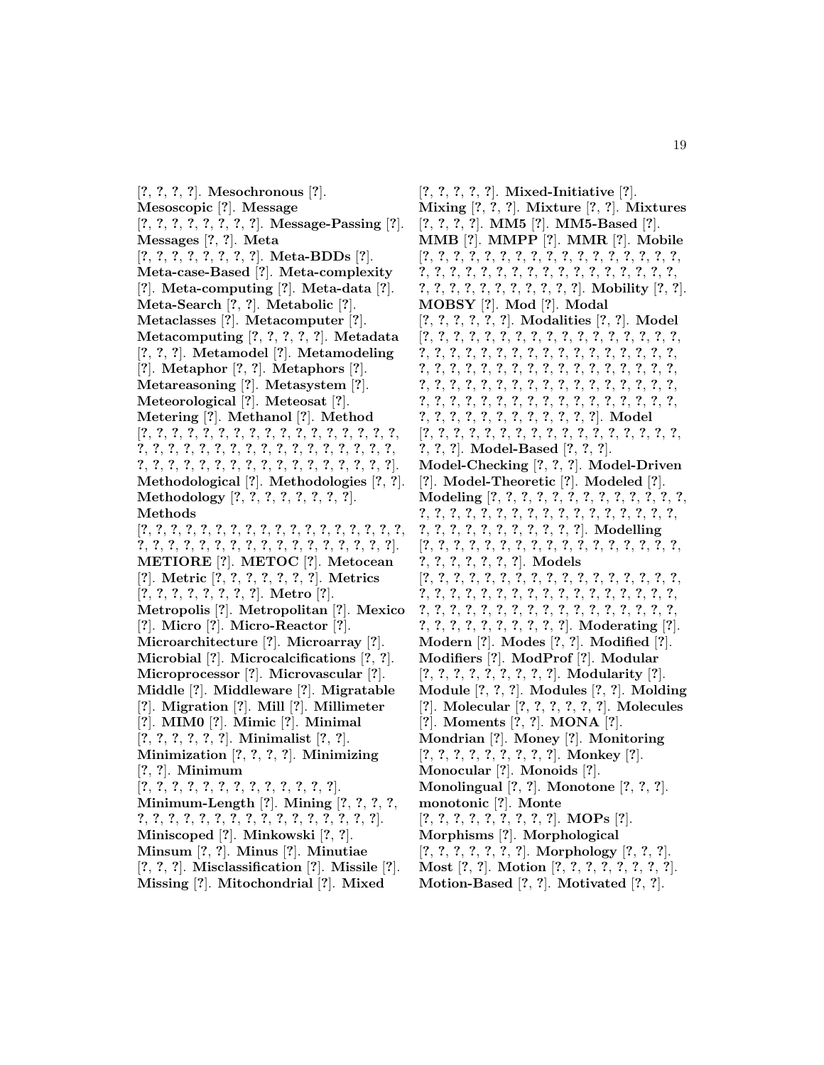[?, ?, ?, ?]. **Mesochronous** [?]. **Mesoscopic** [?]. **Message** [?, ?, ?, ?, ?, ?, ?, ?]. **Message-Passing** [?]. **Messages** [?, ?]. **Meta** [?, ?, ?, ?, ?, ?, ?, ?]. **Meta-BDDs** [?]. **Meta-case-Based** [?]. **Meta-complexity** [?]. **Meta-computing** [?]. **Meta-data** [?]. **Meta-Search** [?, ?]. **Metabolic** [?]. **Metaclasses** [?]. **Metacomputer** [?]. **Metacomputing** [?, ?, ?, ?, ?]. **Metadata** [?, ?, ?]. **Metamodel** [?]. **Metamodeling** [?]. **Metaphor** [?, ?]. **Metaphors** [?]. **Metareasoning** [?]. **Metasystem** [?]. **Meteorological** [?]. **Meteosat** [?]. **Metering** [?]. **Methanol** [?]. **Method** [?, ?, ?, ?, ?, ?, ?, ?, ?, ?, ?, ?, ?, ?, ?, ?, ?, ?, ?, ?, ?, ?, ?, ?, ?, ?, ?, ?, ?, ?, ?, ?, ?, ?, ?, ?, ?, ?, ?, ?, ?, ?, ?, ?, ?, ?, ?, ?, ?, ?, ?, ?, ?, ?]. **Methodological** [?]. **Methodologies** [?, ?]. **Methodology** [?, ?, ?, ?, ?, ?, ?, ?]. **Methods** [?, ?, ?, ?, ?, ?, ?, ?, ?, ?, ?, ?, ?, ?, ?, ?, ?, ?, ?, ?, ?, ?, ?, ?, ?, ?, ?, ?, ?, ?, ?, ?, ?, ?, ?, ?, ?, ?]. **METIORE** [?]. **METOC** [?]. **Metocean** [?]. **Metric** [?, ?, ?, ?, ?, ?, ?]. **Metrics** [?, ?, ?, ?, ?, ?, ?, ?]. **Metro** [?]. **Metropolis** [?]. **Metropolitan** [?]. **Mexico** [?]. **Micro** [?]. **Micro-Reactor** [?]. **Microarchitecture** [?]. **Microarray** [?]. **Microbial** [?]. **Microcalcifications** [?, ?]. **Microprocessor** [?]. **Microvascular** [?]. **Middle** [?]. **Middleware** [?]. **Migratable** [?]. **Migration** [?]. **Mill** [?]. **Millimeter** [?]. **MIM0** [?]. **Mimic** [?]. **Minimal** [?, ?, ?, ?, ?, ?]. **Minimalist** [?, ?]. **Minimization** [?, ?, ?, ?]. **Minimizing** [?, ?]. **Minimum** [?, ?, ?, ?, ?, ?, ?, ?, ?, ?, ?, ?, ?, ?]. **Minimum-Length** [?]. **Mining** [?, ?, ?, ?, ?, ?, ?, ?, ?, ?, ?, ?, ?, ?, ?, ?, ?, ?, ?, ?, ?, ?]. **Miniscoped** [?]. **Minkowski** [?, ?]. **Minsum** [?, ?]. **Minus** [?]. **Minutiae** [?, ?, ?]. **Misclassification** [?]. **Missile** [?]. **Missing** [?]. **Mitochondrial** [?]. **Mixed** [?, ?, ?, ?, ?]. **Mixed-Initiative** [?]. **Mixing** [?, ?, ?]. **Mixture** [?, ?]. **Mixtures** [?, ?, ?, ?]. **MM5** [?]. **MM5-Based** [?]. **MMB** [?]. **MMPP** [?]. **MMR** [?]. **Mobile** [?, ?, ?, ?, ?, ?, ?, ?, ?, ?, ?, ?, ?, ?, ?, ?, ?, ?, ?, ?, ?, ?, ?, ?, ?, ?, ?, ?, ?, ?, ?, ?, ?, ?, ?, ?, ?, ?, ?, ?, ?, ?, ?, ?, ?, ?, ?, ?, ?, ?]. **Mobility** [?, ?]. **MOBSY** [?]. **Mod** [?]. **Modal** [?, ?, ?, ?, ?, ?]. **Modalities** [?, ?]. **Model** [?, ?, ?, ?, ?, ?, ?, ?, ?, ?, ?, ?, ?, ?, ?, ?, ?, ?, ?, ?, ?, ?, ?, ?, ?, ?, ?, ?, ?, ?, ?, ?, ?, ?, ?, ?, ?, ?, ?, ?, ?, ?, ?, ?, ?, ?, ?, ?, ?, ?, ?, ?, ?, ?, ?, ?, ?, ?, ?, ?, ?, ?, ?, ?, ?, ?, ?, ?, ?, ?, ?, ?, ?, ?, ?, ?, ?, ?, ?, ?, ?, ?, ?, ?, ?, ?, ?, ?, ?, ?, ?, ?, ?, ?, ?, ?, ?, ?, ?, ?, ?, ?]. **Model** [?, ?, ?, ?, ?, ?, ?, ?, ?, ?, ?, ?, ?, ?, ?, ?, ?, ?, ?, ?, ?]. **Model-Based** [?, ?, ?]. **Model-Checking** [?, ?, ?]. **Model-Driven** [?]. **Model-Theoretic** [?]. **Modeled** [?]. **Modeling** [?, ?, ?, ?, ?, ?, ?, ?, ?, ?, ?, ?, ?, ?, ?, ?, ?, ?, ?, ?, ?, ?, ?, ?, ?, ?, ?, ?, ?, ?, ?, ?, ?, ?, ?, ?, ?, ?, ?, ?, ?, ?, ?, ?, ?, ?]. **Modelling** [?, ?, ?, ?, ?, ?, ?, ?, ?, ?, ?, ?, ?, ?, ?, ?, ?, ?, ?, ?, ?, ?, ?, ?, ?, ?]. **Models** [?, ?, ?, ?, ?, ?, ?, ?, ?, ?, ?, ?, ?, ?, ?, ?, ?, ?, ?, ?, ?, ?, ?, ?, ?, ?, ?, ?, ?, ?, ?, ?, ?, ?, ?, ?, ?, ?, ?, ?, ?, ?, ?, ?, ?, ?, ?, ?, ?, ?, ?, ?, ?, ?, ?, ?, ?, ?, ?, ?, ?, ?, ?, ?]. **Moderating** [?]. **Modern** [?]. **Modes** [?, ?]. **Modified** [?]. **Modifiers** [?]. **ModProf** [?]. **Modular** [?, ?, ?, ?, ?, ?, ?, ?, ?]. **Modularity** [?]. **Module** [?, ?, ?]. **Modules** [?, ?]. **Molding** [?]. **Molecular** [?, ?, ?, ?, ?, ?]. **Molecules** [?]. **Moments** [?, ?]. **MONA** [?]. **Mondrian** [?]. **Money** [?]. **Monitoring** [?, ?, ?, ?, ?, ?, ?, ?, ?]. **Monkey** [?]. **Monocular** [?]. **Monoids** [?]. **Monolingual** [?, ?]. **Monotone** [?, ?, ?]. **monotonic** [?]. **Monte** [?, ?, ?, ?, ?, ?, ?, ?, ?]. **MOPs** [?]. **Morphisms** [?]. **Morphological** [?, ?, ?, ?, ?, ?, ?]. **Morphology** [?, ?, ?]. **Most** [?, ?]. **Motion** [?, ?, ?, ?, ?, ?, ?, ?]. **Motion-Based** [?, ?]. **Motivated** [?, ?].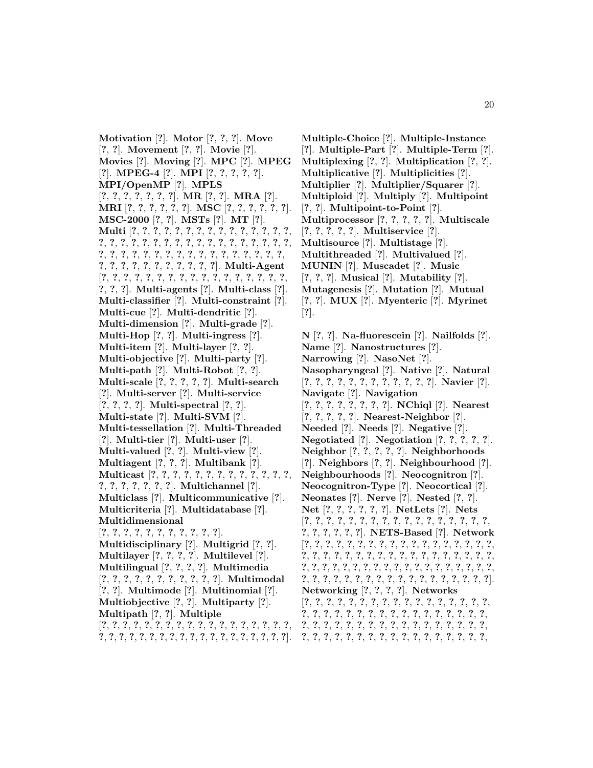**Motivation** [?]. **Motor** [?, ?, ?]. **Move** [?, ?]. **Movement** [?, ?]. **Movie** [?]. **Movies** [?]. **Moving** [?]. **MPC** [?]. **MPEG** [?]. **MPEG-4** [?]. **MPI** [?, ?, ?, ?, ?]. **MPI/OpenMP** [?]. **MPLS** [?, ?, ?, ?, ?, ?, ?, ?]. **MR** [?, ?]. **MRA** [?]. **MRI** [?, ?, ?, ?, ?, ?, ?]. **MSC** [?, ?, ?, ?, ?, ?, ?]. **MSC-2000** [?, ?]. **MSTs** [?]. **MT** [?]. **Multi** [?, ?, ?, ?, ?, ?, ?, ?, ?, ?, ?, ?, ?, ?, ?, ?, ?, ?, ?, ?, ?, ?, ?, ?, ?, ?, ?, ?, ?, ?, ?, ?, ?, ?, ?, ?, ?, ?, ?, ?, ?, ?, ?, ?, ?, ?, ?, ?, ?, ?, ?, ?, ?, ?, ?, ?, ?, ?, ?, ?, ?, ?, ?, ?, ?, ?, ?, ?, ?]. **Multi-Agent** [?, ?, ?, ?, ?, ?, ?, ?, ?, ?, ?, ?, ?, ?, ?, ?, ?, ?, ?, ?, ?, ?]. **Multi-agents** [?]. **Multi-class** [?]. **Multi-classifier** [?]. **Multi-constraint** [?]. **Multi-cue** [?]. **Multi-dendritic** [?]. **Multi-dimension** [?]. **Multi-grade** [?]. **Multi-Hop** [?, ?]. **Multi-ingress** [?]. **Multi-item** [?]. **Multi-layer** [?, ?]. **Multi-objective** [?]. **Multi-party** [?]. **Multi-path** [?]. **Multi-Robot** [?, ?]. **Multi-scale** [?, ?, ?, ?, ?]. **Multi-search** [?]. **Multi-server** [?]. **Multi-service** [?, ?, ?, ?]. **Multi-spectral** [?, ?]. **Multi-state** [?]. **Multi-SVM** [?]. **Multi-tessellation** [?]. **Multi-Threaded** [?]. **Multi-tier** [?]. **Multi-user** [?]. **Multi-valued** [?, ?]. **Multi-view** [?]. **Multiagent** [?, ?, ?]. **Multibank** [?]. **Multicast** [?, ?, ?, ?, ?, ?, ?, ?, ?, ?, ?, ?, ?, ?, ?, ?, ?, ?, ?, ?, ?, ?]. **Multichannel** [?]. **Multiclass** [?]. **Multicommunicative** [?]. **Multicriteria** [?]. **Multidatabase** [?]. **Multidimensional** [?, ?, ?, ?, ?, ?, ?, ?, ?, ?, ?, ?]. **Multidisciplinary** [?]. **Multigrid** [?, ?]. **Multilayer** [?, ?, ?, ?]. **Multilevel** [?]. **Multilingual** [?, ?, ?, ?]. **Multimedia** [?, ?, ?, ?, ?, ?, ?, ?, ?, ?, ?]. **Multimodal** [?, ?]. **Multimode** [?]. **Multinomial** [?]. **Multiobjective** [?, ?]. **Multiparty** [?]. **Multipath** [?, ?]. **Multiple** [?, ?, ?, ?, ?, ?, ?, ?, ?, ?, ?, ?, ?, ?, ?, ?, ?, ?, ?, ?, ?, ?, ?, ?, ?, ?, ?, ?, ?, ?, ?, ?, ?, ?, ?, ?, ?, ?, ?, ?]. **Multiple-Choice** [?]. **Multiple-Instance** [?]. **Multiple-Part** [?]. **Multiple-Term** [?]. **Multiplexing** [?, ?]. **Multiplication** [?, ?]. **Multiplicative** [?]. **Multiplicities** [?]. **Multiplier** [?]. **Multiplier/Squarer** [?]. **Multiploid** [?]. **Multiply** [?]. **Multipoint** [?, ?]. **Multipoint-to-Point** [?]. **Multiprocessor** [?, ?, ?, ?, ?]. **Multiscale** [?, ?, ?, ?, ?]. **Multiservice** [?]. **Multisource** [?]. **Multistage** [?]. **Multithreaded** [?]. **Multivalued** [?]. **MUNIN** [?]. **Muscadet** [?]. **Music** [?, ?, ?]. **Musical** [?]. **Mutability** [?]. **Mutagenesis** [?]. **Mutation** [?]. **Mutual** [?, ?]. **MUX** [?]. **Myenteric** [?]. **Myrinet** [?].

**N** [?, ?]. **Na-fluorescein** [?]. **Nailfolds** [?]. **Name** [?]. **Nanostructures** [?]. **Narrowing** [?]. **NasoNet** [?]. **Nasopharyngeal** [?]. **Native** [?]. **Natural** [?, ?, ?, ?, ?, ?, ?, ?, ?, ?, ?, ?, ?]. **Navier** [?]. **Navigate** [?]. **Navigation** [?, ?, ?, ?, ?, ?, ?, ?]. **NChiql** [?]. **Nearest** [?, ?, ?, ?, ?]. **Nearest-Neighbor** [?]. **Needed** [?]. **Needs** [?]. **Negative** [?]. **Negotiated** [?]. **Negotiation** [?, ?, ?, ?, ?]. **Neighbor** [?, ?, ?, ?, ?]. **Neighborhoods** [?]. **Neighbors** [?, ?]. **Neighbourhood** [?]. **Neighbourhoods** [?]. **Neocognitron** [?]. **Neocognitron-Type** [?]. **Neocortical** [?]. **Neonates** [?]. **Nerve** [?]. **Nested** [?, ?]. **Net** [?, ?, ?, ?, ?, ?]. **NetLets** [?]. **Nets** [?, ?, ?, ?, ?, ?, ?, ?, ?, ?, ?, ?, ?, ?, ?, ?, ?, ?, ?, ?, ?, ?, ?, ?, ?, ?]. **NETS-Based** [?]. **Network** [?, ?, ?, ?, ?, ?, ?, ?, ?, ?, ?, ?, ?, ?, ?, ?, ?, ?, ?, ?, ?, ?, ?, ?, ?, ?, ?, ?, ?, ?, ?, ?, ?, ?, ?, ?, ?, ?, ?, ?, ?, ?, ?, ?, ?, ?, ?, ?, ?, ?, ?, ?, ?, ?, ?, ?, ?, ?, ?, ?, ?, ?, ?, ?, ?, ?, ?, ?, ?, ?, ?, ?, ?, ?, ?, ?]. **Networking** [?, ?, ?, ?]. **Networks** [?, ?, ?, ?, ?, ?, ?, ?, ?, ?, ?, ?, ?, ?, ?, ?, ?, ?, ?, ?, ?, ?, ?, ?, ?, ?, ?, ?, ?, ?, ?, ?, ?, ?, ?, ?, ?, ?, ?, ?, ?, ?, ?, ?, ?, ?, ?, ?, ?, ?, ?, ?, ?, ?, ?, ?, ?, ?, ?, ?, ?, ?, ?, ?, ?, ?, ?, ?, ?, ?, ?, ?,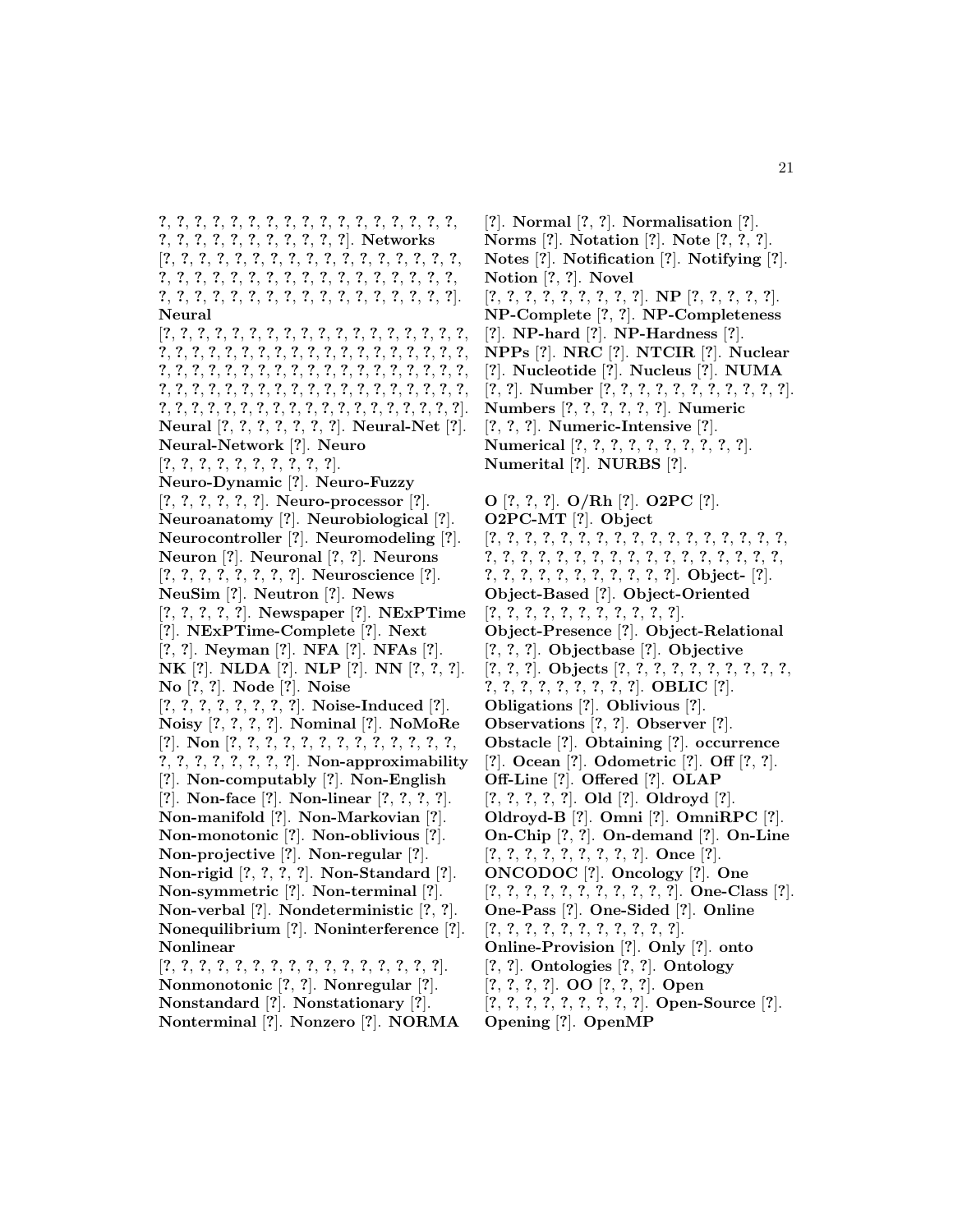?, ?, ?, ?, ?, ?, ?, ?, ?, ?, ?, ?, ?, ?, ?, ?, ?, ?, ?, ?, ?, ?, ?, ?, ?, ?, ?, ?, ?, ?, ?]. **Networks** [?, ?, ?, ?, ?, ?, ?, ?, ?, ?, ?, ?, ?, ?, ?, ?, ?, ?, ?, ?, ?, ?, ?, ?, ?, ?, ?, ?, ?, ?, ?, ?, ?, ?, ?, ?, ?, ?, ?, ?, ?, ?, ?, ?, ?, ?, ?, ?, ?, ?, ?, ?, ?, ?, ?, ?, ?]. **Neural** [?, ?, ?, ?, ?, ?, ?, ?, ?, ?, ?, ?, ?, ?, ?, ?, ?, ?, ?, ?, ?, ?, ?, ?, ?, ?, ?, ?, ?, ?, ?, ?, ?, ?, ?, ?, ?, ?, ?, ?, ?, ?, ?, ?, ?, ?, ?, ?, ?, ?, ?, ?, ?, ?, ?, ?, ?, ?, ?, ?, ?, ?, ?, ?, ?, ?, ?, ?, ?, ?, ?, ?, ?, ?, ?, ?, ?, ?, ?, ?, ?, ?, ?, ?, ?, ?, ?, ?, ?, ?, ?, ?, ?, ?, ?, ?, ?, ?, ?, ?]. **Neural** [?, ?, ?, ?, ?, ?, ?, ?]. **Neural-Net** [?]. **Neural-Network** [?]. **Neuro** [?, ?, ?, ?, ?, ?, ?, ?, ?, ?, ?]. **Neuro-Dynamic** [?]. **Neuro-Fuzzy** [?, ?, ?, ?, ?, ?]. **Neuro-processor** [?]. **Neuroanatomy** [?]. **Neurobiological** [?]. **Neurocontroller** [?]. **Neuromodeling** [?]. **Neuron** [?]. **Neuronal** [?, ?]. **Neurons** [?, ?, ?, ?, ?, ?, ?, ?, ?]. **Neuroscience** [?]. **NeuSim** [?]. **Neutron** [?]. **News** [?, ?, ?, ?, ?]. **Newspaper** [?]. **NExPTime** [?]. **NExPTime-Complete** [?]. **Next** [?, ?]. **Neyman** [?]. **NFA** [?]. **NFAs** [?]. **NK** [?]. **NLDA** [?]. **NLP** [?]. **NN** [?, ?, ?]. **No** [?, ?]. **Node** [?]. **Noise** [?, ?, ?, ?, ?, ?, ?, ?, ?]. **Noise-Induced** [?]. **Noisy** [?, ?, ?, ?]. **Nominal** [?]. **NoMoRe** [?]. **Non** [?, ?, ?, ?, ?, ?, ?, ?, ?, ?, ?, ?, ?, ?, ?, ?, ?, ?, ?, ?, ?, ?, ?]. **Non-approximability** [?]. **Non-computably** [?]. **Non-English** [?]. **Non-face** [?]. **Non-linear** [?, ?, ?, ?]. **Non-manifold** [?]. **Non-Markovian** [?]. **Non-monotonic** [?]. **Non-oblivious** [?]. **Non-projective** [?]. **Non-regular** [?]. **Non-rigid** [?, ?, ?, ?]. **Non-Standard** [?]. **Non-symmetric** [?]. **Non-terminal** [?]. **Non-verbal** [?]. **Nondeterministic** [?, ?]. **Nonequilibrium** [?]. **Noninterference** [?]. **Nonlinear** [?, ?, ?, ?, ?, ?, ?, ?, ?, ?, ?, ?, ?, ?, ?, ?, ?, ?]. **Nonmonotonic** [?, ?]. **Nonregular** [?]. **Nonstandard** [?]. **Nonstationary** [?]. **Nonterminal** [?]. **Nonzero** [?]. **NORMA** [?]. **Normal** [?, ?]. **Normalisation** [?]. **Norms** [?]. **Notation** [?]. **Note** [?, ?, ?]. **Notes** [?]. **Notification** [?]. **Notifying** [?]. **Notion** [?, ?]. **Novel** [?, ?, ?, ?, ?, ?, ?, ?, ?, ?]. **NP** [?, ?, ?, ?, ?]. **NP-Complete** [?, ?]. **NP-Completeness** [?]. **NP-hard** [?]. **NP-Hardness** [?]. **NPPs** [?]. **NRC** [?]. **NTCIR** [?]. **Nuclear** [?]. **Nucleotide** [?]. **Nucleus** [?]. **NUMA** [?, ?]. **Number** [?, ?, ?, ?, ?, ?, ?, ?, ?, ?, ?, ?]. **Numbers** [?, ?, ?, ?, ?, ?]. **Numeric** [?, ?, ?]. **Numeric-Intensive** [?]. **Numerical** [?, ?, ?, ?, ?, ?, ?, ?, ?, ?, ?]. **Numerital** [?]. **NURBS** [?].

**O** [?, ?, ?]. **O/Rh** [?]. **O2PC** [?]. **O2PC-MT** [?]. **Object** [?, ?, ?, ?, ?, ?, ?, ?, ?, ?, ?, ?, ?, ?, ?, ?, ?, ?, ?, ?, ?, ?, ?, ?, ?, ?, ?, ?, ?, ?, ?, ?, ?, ?, ?, ?, ?, ?, ?, ?, ?, ?, ?, ?, ?, ?, ?, ?, ?, ?]. **Object-** [?]. **Object-Based** [?]. **Object-Oriented** [?, ?, ?, ?, ?, ?, ?, ?, ?, ?, ?, ?]. **Object-Presence** [?]. **Object-Relational** [?, ?, ?]. **Objectbase** [?]. **Objective** [?, ?, ?]. **Objects** [?, ?, ?, ?, ?, ?, ?, ?, ?, ?, ?, ?, ?, ?, ?, ?, ?, ?, ?, ?]. **OBLIC** [?]. **Obligations** [?]. **Oblivious** [?]. **Observations** [?, ?]. **Observer** [?]. **Obstacle** [?]. **Obtaining** [?]. **occurrence** [?]. **Ocean** [?]. **Odometric** [?]. **Off** [?, ?]. **Off-Line** [?]. **Offered** [?]. **OLAP** [?, ?, ?, ?, ?]. **Old** [?]. **Oldroyd** [?]. **Oldroyd-B** [?]. **Omni** [?]. **OmniRPC** [?]. **On-Chip** [?, ?]. **On-demand** [?]. **On-Line** [?, ?, ?, ?, ?, ?, ?, ?, ?, ?]. **Once** [?]. **ONCODOC** [?]. **Oncology** [?]. **One** [?, ?, ?, ?, ?, ?, ?, ?, ?, ?, ?, ?]. **One-Class** [?]. **One-Pass** [?]. **One-Sided** [?]. **Online** [?, ?, ?, ?, ?, ?, ?, ?, ?, ?, ?, ?]. **Online-Provision** [?]. **Only** [?]. **onto** [?, ?]. **Ontologies** [?, ?]. **Ontology** [?, ?, ?, ?]. **OO** [?, ?, ?]. **Open** [?, ?, ?, ?, ?, ?, ?, ?, ?, ?]. **Open-Source** [?]. **Opening** [?]. **OpenMP**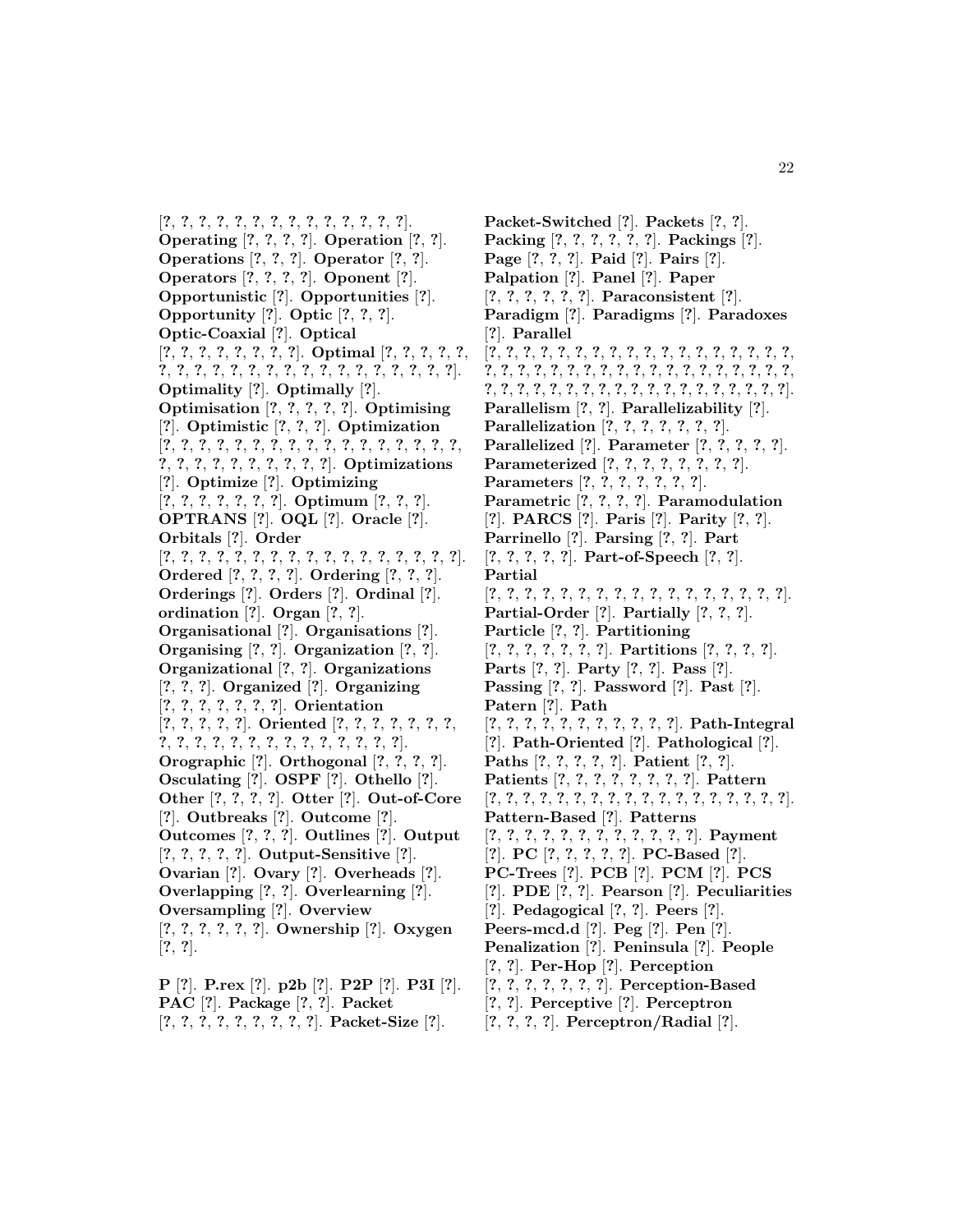[?, ?, ?, ?, ?, ?, ?, ?, ?, ?, ?, ?, ?, ?, ?]. **Operating** [?, ?, ?, ?]. **Operation** [?, ?]. **Operations** [?, ?, ?]. **Operator** [?, ?]. **Operators** [?, ?, ?, ?]. **Oponent** [?]. **Opportunistic** [?]. **Opportunities** [?]. **Opportunity** [?]. **Optic** [?, ?, ?]. **Optic-Coaxial** [?]. **Optical** [?, ?, ?, ?, ?, ?, ?, ?, ?]. **Optimal** [?, ?, ?, ?, ?, ?, ?, ?, ?, ?, ?, ?, ?, ?, ?, ?, ?, ?, ?, ?, ?, ?, ?]. **Optimality** [?]. **Optimally** [?]. **Optimisation** [?, ?, ?, ?, ?]. **Optimising** [?]. **Optimistic** [?, ?, ?]. **Optimization** [?, ?, ?, ?, ?, ?, ?, ?, ?, ?, ?, ?, ?, ?, ?, ?, ?, ?, ?, ?, ?, ?, ?, ?, ?, ?, ?, ?, ?]. **Optimizations** [?]. **Optimize** [?]. **Optimizing** [?, ?, ?, ?, ?, ?, ?]. **Optimum** [?, ?, ?]. **OPTRANS** [?]. **OQL** [?]. **Oracle** [?]. **Orbitals** [?]. **Order** [?, ?, ?, ?, ?, ?, ?, ?, ?, ?, ?, ?, ?, ?, ?, ?, ?, ?, ?]. **Ordered** [?, ?, ?, ?]. **Ordering** [?, ?, ?]. **Orderings** [?]. **Orders** [?]. **Ordinal** [?]. **ordination** [?]. **Organ** [?, ?]. **Organisational** [?]. **Organisations** [?]. **Organising** [?, ?]. **Organization** [?, ?]. **Organizational** [?, ?]. **Organizations** [?, ?, ?]. **Organized** [?]. **Organizing** [?, ?, ?, ?, ?, ?, ?]. **Orientation** [?, ?, ?, ?, ?]. **Oriented** [?, ?, ?, ?, ?, ?, ?, ?, ?, ?, ?, ?, ?, ?, ?, ?, ?, ?, ?, ?, ?, ?]. **Orographic** [?]. **Orthogonal** [?, ?, ?, ?]. **Osculating** [?]. **OSPF** [?]. **Othello** [?]. **Other** [?, ?, ?, ?]. **Otter** [?]. **Out-of-Core** [?]. **Outbreaks** [?]. **Outcome** [?]. **Outcomes** [?, ?, ?]. **Outlines** [?]. **Output** [?, ?, ?, ?, ?]. **Output-Sensitive** [?]. **Ovarian** [?]. **Ovary** [?]. **Overheads** [?]. **Overlapping** [?, ?]. **Overlearning** [?]. **Oversampling** [?]. **Overview** [?, ?, ?, ?, ?, ?]. **Ownership** [?]. **Oxygen** [?, ?].

**P** [?]. **P.rex** [?]. **p2b** [?]. **P2P** [?]. **P3I** [?]. **PAC** [?]. **Package** [?, ?]. **Packet** [?, ?, ?, ?, ?, ?, ?, ?, ?, ?]. **Packet-Size** [?]. **Packet-Switched** [?]. **Packets** [?, ?]. **Packing** [?, ?, ?, ?, ?, ?]. **Packings** [?]. **Page** [?, ?, ?]. **Paid** [?]. **Pairs** [?]. **Palpation** [?]. **Panel** [?]. **Paper** [?, ?, ?, ?, ?, ?]. **Paraconsistent** [?]. **Paradigm** [?]. **Paradigms** [?]. **Paradoxes** [?]. **Parallel** [?, ?, ?, ?, ?, ?, ?, ?, ?, ?, ?, ?, ?, ?, ?, ?, ?, ?, ?, ?, ?, ?, ?, ?, ?, ?, ?, ?, ?, ?, ?, ?, ?, ?, ?, ?, ?, ?, ?, ?, ?, ?, ?, ?, ?, ?, ?, ?, ?, ?, ?, ?, ?, ?, ?, ?, ?, ?, ?, ?]. **Parallelism** [?, ?]. **Parallelizability** [?]. **Parallelization** [?, ?, ?, ?, ?, ?, ?]. **Parallelized** [?]. **Parameter** [?, ?, ?, ?, ?]. **Parameterized** [?, ?, ?, ?, ?, ?, ?, ?]. **Parameters** [?, ?, ?, ?, ?, ?, ?]. **Parametric** [?, ?, ?, ?]. **Paramodulation** [?]. **PARCS** [?]. **Paris** [?]. **Parity** [?, ?]. **Parrinello** [?]. **Parsing** [?, ?]. **Part** [?, ?, ?, ?, ?]. **Part-of-Speech** [?, ?]. **Partial** [?, ?, ?, ?, ?, ?, ?, ?, ?, ?, ?, ?, ?, ?, ?, ?, ?, ?]. **Partial-Order** [?]. **Partially** [?, ?, ?]. **Particle** [?, ?]. **Partitioning** [?, ?, ?, ?, ?, ?, ?]. **Partitions** [?, ?, ?, ?]. **Parts** [?, ?]. **Party** [?, ?]. **Pass** [?]. **Passing** [?, ?]. **Password** [?]. **Past** [?]. **Patern** [?]. **Path** [?, ?, ?, ?, ?, ?, ?, ?, ?, ?, ?, ?]. **Path-Integral** [?]. **Path-Oriented** [?]. **Pathological** [?]. **Paths** [?, ?, ?, ?, ?]. **Patient** [?, ?]. **Patients** [?, ?, ?, ?, ?, ?, ?, ?]. **Pattern** [?, ?, ?, ?, ?, ?, ?, ?, ?, ?, ?, ?, ?, ?, ?, ?, ?, ?, ?]. **Pattern-Based** [?]. **Patterns** [?, ?, ?, ?, ?, ?, ?, ?, ?, ?, ?, ?]. **Payment** [?]. **PC** [?, ?, ?, ?, ?]. **PC-Based** [?]. **PC-Trees** [?]. **PCB** [?]. **PCM** [?]. **PCS** [?]. **PDE** [?, ?]. **Pearson** [?]. **Peculiarities** [?]. **Pedagogical** [?, ?]. **Peers** [?]. **Peers-mcd.d** [?]. **Peg** [?]. **Pen** [?]. **Penalization** [?]. **Peninsula** [?]. **People** [?, ?]. **Per-Hop** [?]. **Perception** [?, ?, ?, ?, ?, ?, ?]. **Perception-Based** [?, ?]. **Perceptive** [?]. **Perceptron** [?, ?, ?, ?]. **Perceptron/Radial** [?].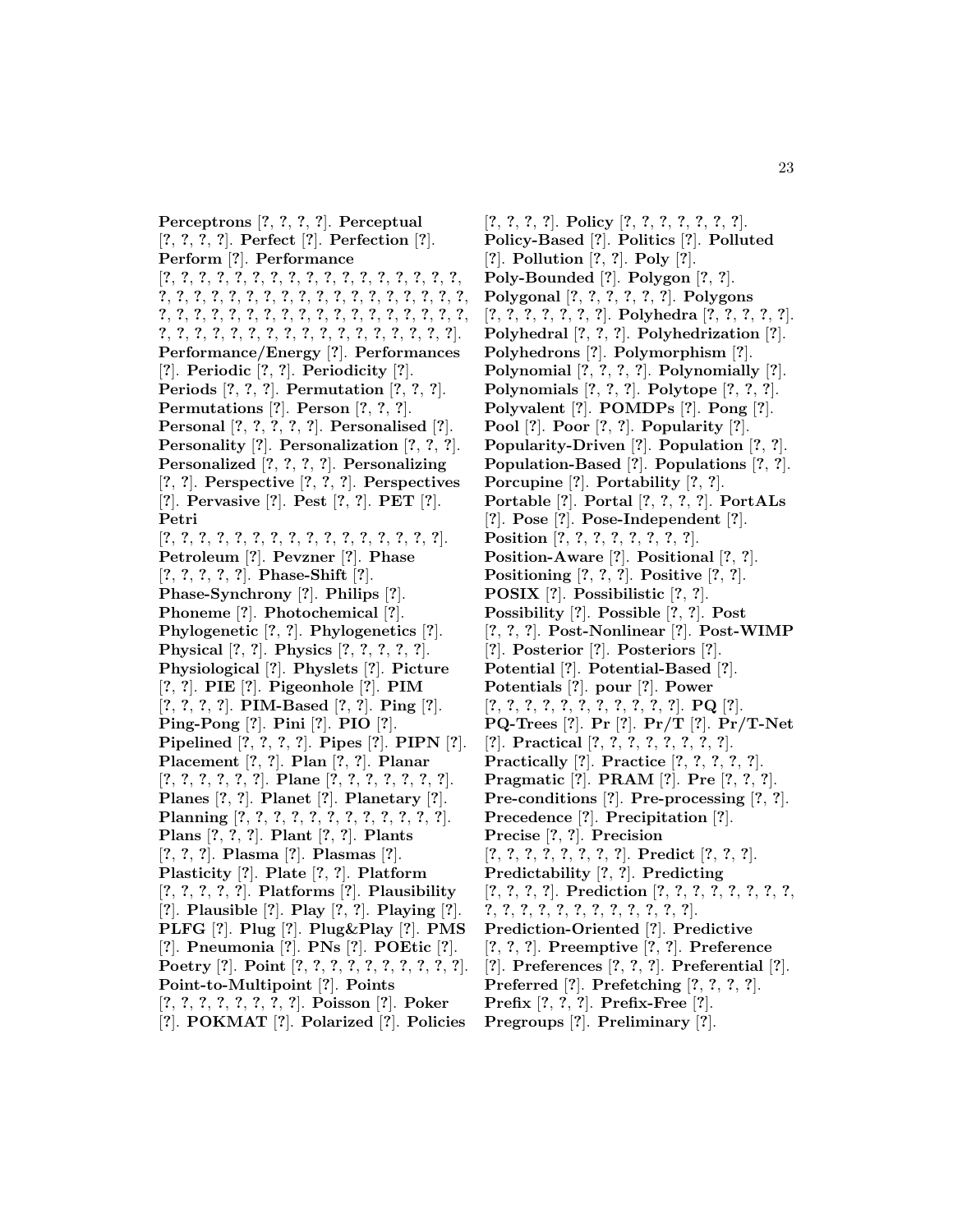**Perceptrons** [?, ?, ?, ?]. **Perceptual** [?, ?, ?, ?]. **Perfect** [?]. **Perfection** [?]. **Perform** [?]. **Performance** [?, ?, ?, ?, ?, ?, ?, ?, ?, ?, ?, ?, ?, ?, ?, ?, ?, ?, ?, ?, ?, ?, ?, ?, ?, ?, ?, ?, ?, ?, ?, ?, ?, ?, ?, ?, ?, ?, ?, ?, ?, ?, ?, ?, ?, ?, ?, ?, ?, ?, ?, ?, ?, ?, ?, ?, ?, ?, ?, ?, ?, ?, ?, ?, ?, ?, ?, ?, ?, ?, ?, ?, ?, ?]. **Performance/Energy** [?]. **Performances** [?]. **Periodic** [?, ?]. **Periodicity** [?]. **Periods** [?, ?, ?]. **Permutation** [?, ?, ?]. **Permutations** [?]. **Person** [?, ?, ?]. **Personal** [?, ?, ?, ?, ?]. **Personalised** [?]. **Personality** [?]. **Personalization** [?, ?, ?]. **Personalized** [?, ?, ?, ?]. **Personalizing** [?, ?]. **Perspective** [?, ?, ?]. **Perspectives** [?]. **Pervasive** [?]. **Pest** [?, ?]. **PET** [?]. **Petri** [?, ?, ?, ?, ?, ?, ?, ?, ?, ?, ?, ?, ?, ?, ?, ?, ?, ?]. **Petroleum** [?]. **Pevzner** [?]. **Phase** [?, ?, ?, ?, ?]. **Phase-Shift** [?]. **Phase-Synchrony** [?]. **Philips** [?]. **Phoneme** [?]. **Photochemical** [?]. **Phylogenetic** [?, ?]. **Phylogenetics** [?]. **Physical** [?, ?]. **Physics** [?, ?, ?, ?, ?]. **Physiological** [?]. **Physlets** [?]. **Picture** [?, ?]. **PIE** [?]. **Pigeonhole** [?]. **PIM** [?, ?, ?, ?]. **PIM-Based** [?, ?]. **Ping** [?]. **Ping-Pong** [?]. **Pini** [?]. **PIO** [?]. **Pipelined** [?, ?, ?, ?]. **Pipes** [?]. **PIPN** [?]. **Placement** [?, ?]. **Plan** [?, ?]. **Planar** [?, ?, ?, ?, ?, ?]. **Plane** [?, ?, ?, ?, ?, ?, ?]. **Planes** [?, ?]. **Planet** [?]. **Planetary** [?]. **Planning** [?, ?, ?, ?, ?, ?, ?, ?, ?, ?, ?, ?]. **Plans** [?, ?, ?]. **Plant** [?, ?]. **Plants** [?, ?, ?]. **Plasma** [?]. **Plasmas** [?]. **Plasticity** [?]. **Plate** [?, ?]. **Platform** [?, ?, ?, ?, ?]. **Platforms** [?]. **Plausibility** [?]. **Plausible** [?]. **Play** [?, ?]. **Playing** [?]. **PLFG** [?]. **Plug** [?]. **Plug&Play** [?]. **PMS** [?]. **Pneumonia** [?]. **PNs** [?]. **POEtic** [?]. **Poetry** [?]. **Point** [?, ?, ?, ?, ?, ?, ?, ?, ?, ?, ?]. **Point-to-Multipoint** [?]. **Points** [?, ?, ?, ?, ?, ?, ?, ?, ?]. **Poisson** [?]. **Poker** [?]. **POKMAT** [?]. **Polarized** [?]. **Policies** [?, ?, ?, ?]. **Policy** [?, ?, ?, ?, ?, ?, ?, ?]. **Policy-Based** [?]. **Politics** [?]. **Polluted** [?]. **Pollution** [?, ?]. **Poly** [?]. **Poly-Bounded** [?]. **Polygon** [?, ?]. **Polygonal** [?, ?, ?, ?, ?, ?]. **Polygons** [?, ?, ?, ?, ?, ?, ?]. **Polyhedra** [?, ?, ?, ?, ?]. **Polyhedral** [?, ?, ?]. **Polyhedrization** [?]. **Polyhedrons** [?]. **Polymorphism** [?]. **Polynomial** [?, ?, ?, ?]. **Polynomially** [?]. **Polynomials** [?, ?, ?]. **Polytope** [?, ?, ?]. **Polyvalent** [?]. **POMDPs** [?]. **Pong** [?]. **Pool** [?]. **Poor** [?, ?]. **Popularity** [?]. **Popularity-Driven** [?]. **Population** [?, ?]. **Population-Based** [?]. **Populations** [?, ?]. **Porcupine** [?]. **Portability** [?, ?]. **Portable** [?]. **Portal** [?, ?, ?, ?]. **PortALs** [?]. **Pose** [?]. **Pose-Independent** [?]. **Position** [?, ?, ?, ?, ?, ?, ?, ?]. **Position-Aware** [?]. **Positional** [?, ?]. **Positioning** [?, ?, ?]. **Positive** [?, ?]. **POSIX** [?]. **Possibilistic** [?, ?]. **Possibility** [?]. **Possible** [?, ?]. **Post** [?, ?, ?]. **Post-Nonlinear** [?]. **Post-WIMP** [?]. **Posterior** [?]. **Posteriors** [?]. **Potential** [?]. **Potential-Based** [?]. **Potentials** [?]. **pour** [?]. **Power** [?, ?, ?, ?, ?, ?, ?, ?, ?, ?, ?, ?]. **PQ** [?]. **PQ-Trees** [?]. **Pr** [?]. **Pr/T** [?]. **Pr/T-Net** [?]. **Practical** [?, ?, ?, ?, ?, ?, ?, ?]. **Practically** [?]. **Practice** [?, ?, ?, ?, ?]. **Pragmatic** [?]. **PRAM** [?]. **Pre** [?, ?, ?]. **Pre-conditions** [?]. **Pre-processing** [?, ?]. **Precedence** [?]. **Precipitation** [?]. **Precise** [?, ?]. **Precision** [?, ?, ?, ?, ?, ?, ?, ?]. **Predict** [?, ?, ?]. **Predictability** [?, ?]. **Predicting** [?, ?, ?, ?]. **Prediction** [?, ?, ?, ?, ?, ?, ?, ?, ?, ?, ?, ?, ?, ?, ?, ?, ?, ?, ?, ?, ?]. **Prediction-Oriented** [?]. **Predictive** [?, ?, ?]. **Preemptive** [?, ?]. **Preference** [?]. **Preferences** [?, ?, ?]. **Preferential** [?]. **Preferred** [?]. **Prefetching** [?, ?, ?, ?]. **Prefix** [?, ?, ?]. **Prefix-Free** [?]. **Pregroups** [?]. **Preliminary** [?].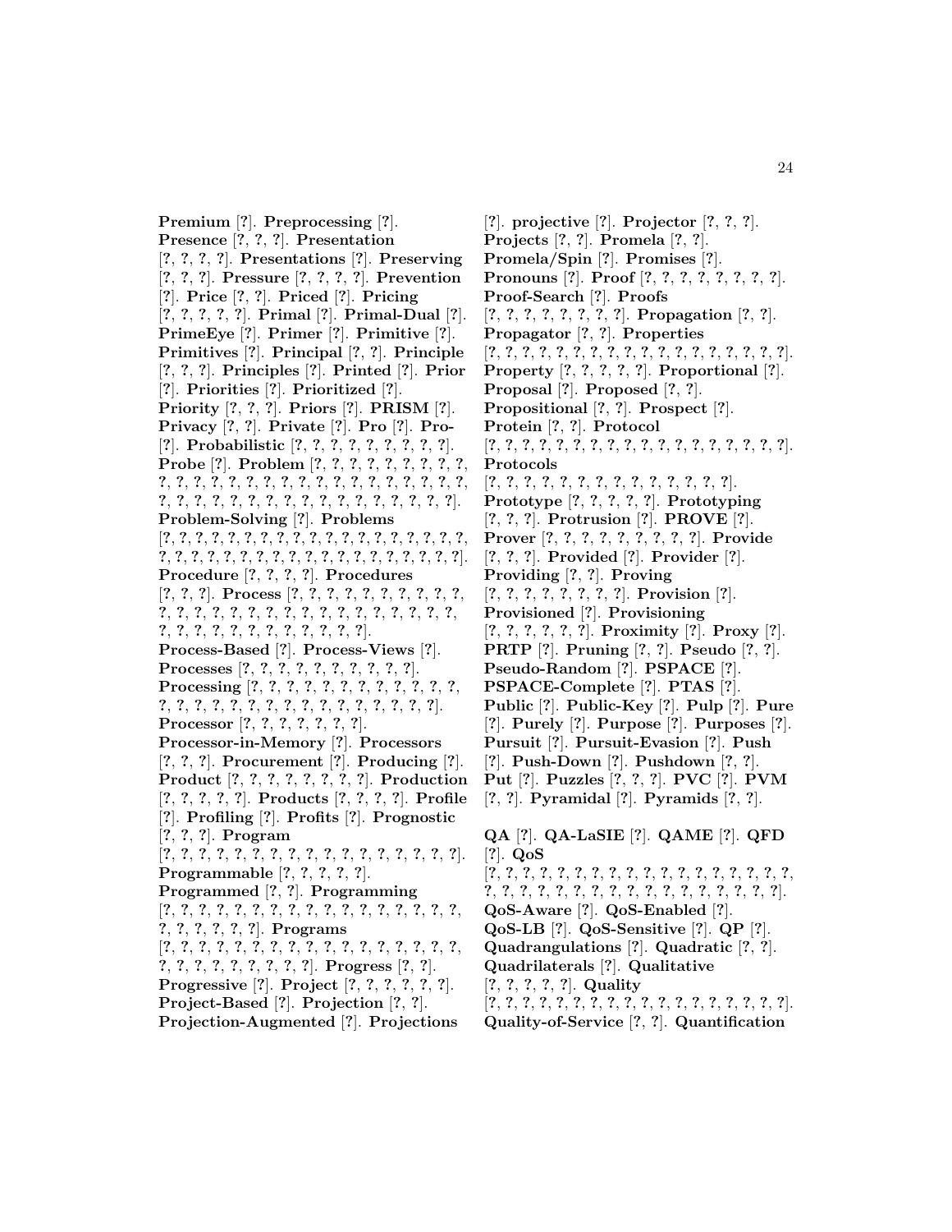**Premium** [?]. **Preprocessing** [?]. **Presence** [?, ?, ?]. **Presentation** [?, ?, ?, ?]. **Presentations** [?]. **Preserving** [?, ?, ?]. **Pressure** [?, ?, ?, ?]. **Prevention** [?]. **Price** [?, ?]. **Priced** [?]. **Pricing** [?, ?, ?, ?, ?]. **Primal** [?]. **Primal-Dual** [?]. **PrimeEye** [?]. **Primer** [?]. **Primitive** [?]. **Primitives** [?]. **Principal** [?, ?]. **Principle** [?, ?, ?]. **Principles** [?]. **Printed** [?]. **Prior** [?]. **Priorities** [?]. **Prioritized** [?]. **Priority** [?, ?, ?]. **Priors** [?]. **PRISM** [?]. **Privacy** [?, ?]. **Private** [?]. **Pro** [?]. **Pro-** [?]. **Probabilistic** [?, ?, ?, ?, ?, ?, ?, ?, ?]. **Probe** [?]. **Problem** [?, ?, ?, ?, ?, ?, ?, ?, ?, ?, ?, ?, ?, ?, ?, ?, ?, ?, ?, ?, ?, ?, ?, ?, ?, ?, ?, ?, ?, ?, ?, ?, ?, ?, ?, ?, ?, ?, ?, ?, ?, ?, ?, ?, ?, ?, ?, ?]. **Problem-Solving** [?]. **Problems** [?, ?, ?, ?, ?, ?, ?, ?, ?, ?, ?, ?, ?, ?, ?, ?, ?, ?, ?, ?, ?, ?, ?, ?, ?, ?, ?, ?, ?, ?, ?, ?, ?, ?, ?, ?, ?, ?, ?, ?, ?, ?, ?, ?, ?, ?]. **Procedure** [?, ?, ?, ?]. **Procedures** [?, ?, ?]. **Process** [?, ?, ?, ?, ?, ?, ?, ?, ?, ?, ?, ?, ?, ?, ?, ?, ?, ?, ?, ?, ?, ?, ?, ?, ?, ?, ?, ?, ?, ?, ?, ?, ?, ?, ?, ?, ?, ?, ?, ?, ?, ?, ?]. **Process-Based** [?]. **Process-Views** [?]. **Processes** [?, ?, ?, ?, ?, ?, ?, ?, ?, ?]. **Processing** [?, ?, ?, ?, ?, ?, ?, ?, ?, ?, ?, ?, ?, ?, ?, ?, ?, ?, ?, ?, ?, ?, ?, ?, ?, ?, ?, ?, ?, ?, ?, ?]. **Processor** [?, ?, ?, ?, ?, ?, ?]. **Processor-in-Memory** [?]. **Processors** [?, ?, ?]. **Procurement** [?]. **Producing** [?]. **Product** [?, ?, ?, ?, ?, ?, ?, ?]. **Production** [?, ?, ?, ?, ?]. **Products** [?, ?, ?, ?]. **Profile** [?]. **Profiling** [?]. **Profits** [?]. **Prognostic** [?, ?, ?]. **Program** [?, ?, ?, ?, ?, ?, ?, ?, ?, ?, ?, ?, ?, ?, ?, ?, ?, ?, ?]. **Programmable** [?, ?, ?, ?, ?]. **Programmed** [?, ?]. **Programming** [?, ?, ?, ?, ?, ?, ?, ?, ?, ?, ?, ?, ?, ?, ?, ?, ?, ?, ?, ?, ?, ?, ?, ?, ?]. **Programs** [?, ?, ?, ?, ?, ?, ?, ?, ?, ?, ?, ?, ?, ?, ?, ?, ?, ?, ?, ?, ?, ?, ?, ?, ?, ?, ?, ?]. **Progress** [?, ?]. **Progressive** [?]. **Project** [?, ?, ?, ?, ?, ?]. **Project-Based** [?]. **Projection** [?, ?]. **Projection-Augmented** [?]. **Projections** [?]. **projective** [?]. **Projector** [?, ?, ?]. **Projects** [?, ?]. **Promela** [?, ?]. **Promela/Spin** [?]. **Promises** [?]. **Pronouns** [?]. **Proof** [?, ?, ?, ?, ?, ?, ?, ?]. **Proof-Search** [?]. **Proofs** [?, ?, ?, ?, ?, ?, ?, ?, ?]. **Propagation** [?, ?]. **Propagator** [?, ?]. **Properties** [?, ?, ?, ?, ?, ?, ?, ?, ?, ?, ?, ?, ?, ?, ?, ?, ?, ?, ?, ?]. **Property** [?, ?, ?, ?, ?]. **Proportional** [?]. **Proposal** [?]. **Proposed** [?, ?]. **Propositional** [?, ?]. **Prospect** [?]. **Protein** [?, ?]. **Protocol** [?, ?, ?, ?, ?, ?, ?, ?, ?, ?, ?, ?, ?, ?, ?, ?, ?, ?, ?, ?]. **Protocols** [?, ?, ?, ?, ?, ?, ?, ?, ?, ?, ?, ?, ?, ?, ?]. **Prototype** [?, ?, ?, ?, ?]. **Prototyping** [?, ?, ?]. **Protrusion** [?]. **PROVE** [?]. **Prover** [?, ?, ?, ?, ?, ?, ?, ?, ?]. **Provide** [?, ?, ?]. **Provided** [?]. **Provider** [?]. **Providing** [?, ?]. **Proving** [?, ?, ?, ?, ?, ?, ?, ?, ?]. **Provision** [?]. **Provisioned** [?]. **Provisioning** [?, ?, ?, ?, ?, ?]. **Proximity** [?]. **Proxy** [?]. **PRTP** [?]. **Pruning** [?, ?]. **Pseudo** [?, ?]. **Pseudo-Random** [?]. **PSPACE** [?]. **PSPACE-Complete** [?]. **PTAS** [?]. **Public** [?]. **Public-Key** [?]. **Pulp** [?]. **Pure** [?]. **Purely** [?]. **Purpose** [?]. **Purposes** [?]. **Pursuit** [?]. **Pursuit-Evasion** [?]. **Push** [?]. **Push-Down** [?]. **Pushdown** [?, ?]. **Put** [?]. **Puzzles** [?, ?, ?]. **PVC** [?]. **PVM** [?, ?]. **Pyramidal** [?]. **Pyramids** [?, ?].

**QA** [?]. **QA-LaSIE** [?]. **QAME** [?]. **QFD** [?]. **QoS** [?, ?, ?, ?, ?, ?, ?, ?, ?, ?, ?, ?, ?, ?, ?, ?, ?, ?, ?, ?, ?, ?, ?, ?, ?, ?, ?, ?, ?, ?, ?, ?, ?, ?, ?, ?, ?, ?, ?, ?]. **QoS-Aware** [?]. **QoS-Enabled** [?]. **QoS-LB** [?]. **QoS-Sensitive** [?]. **QP** [?]. **Quadrangulations** [?]. **Quadratic** [?, ?]. **Quadrilaterals** [?]. **Qualitative** [?, ?, ?, ?, ?]. **Quality** [?, ?, ?, ?, ?, ?, ?, ?, ?, ?, ?, ?, ?, ?, ?, ?, ?, ?, ?, ?]. **Quality-of-Service** [?, ?]. **Quantification**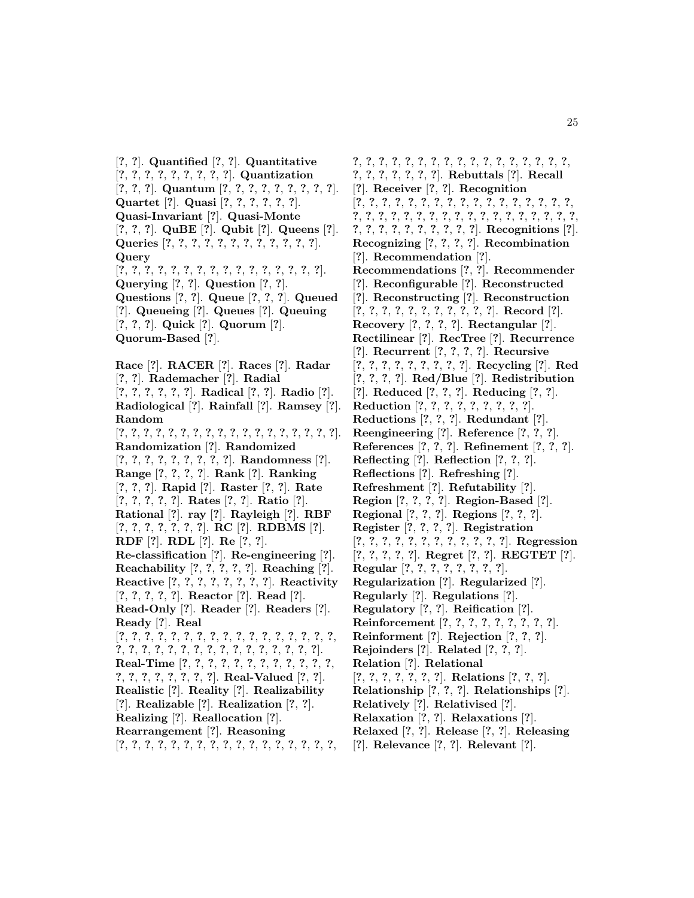[?, ?]. **Quantified** [?, ?]. **Quantitative** [?, ?, ?, ?, ?, ?, ?, ?, ?]. **Quantization** [?, ?, ?]. **Quantum** [?, ?, ?, ?, ?, ?, ?, ?, ?]. **Quartet** [?]. **Quasi** [?, ?, ?, ?, ?, ?]. **Quasi-Invariant** [?]. **Quasi-Monte** [?, ?, ?]. **QuBE** [?]. **Qubit** [?]. **Queens** [?]. **Queries** [?, ?, ?, ?, ?, ?, ?, ?, ?, ?, ?, ?]. **Query** [?, ?, ?, ?, ?, ?, ?, ?, ?, ?, ?, ?, ?, ?, ?, ?, ?]. **Querying** [?, ?]. **Question** [?, ?]. **Questions** [?, ?]. **Queue** [?, ?, ?]. **Queued** [?]. **Queueing** [?]. **Queues** [?]. **Queuing** [?, ?, ?]. **Quick** [?]. **Quorum** [?]. **Quorum-Based** [?].

**Race** [?]. **RACER** [?]. **Races** [?]. **Radar** [?, ?]. **Rademacher** [?]. **Radial** [?, ?, ?, ?, ?, ?]. **Radical** [?, ?]. **Radio** [?]. **Radiological** [?]. **Rainfall** [?]. **Ramsey** [?]. **Random** [?, ?, ?, ?, ?, ?, ?, ?, ?, ?, ?, ?, ?, ?, ?, ?, ?, ?, ?]. **Randomization** [?]. **Randomized** [?, ?, ?, ?, ?, ?, ?, ?, ?]. **Randomness** [?]. **Range** [?, ?, ?, ?]. **Rank** [?]. **Ranking** [?, ?, ?]. **Rapid** [?]. **Raster** [?, ?]. **Rate** [?, ?, ?, ?, ?]. **Rates** [?, ?]. **Ratio** [?]. **Rational** [?]. **ray** [?]. **Rayleigh** [?]. **RBF** [?, ?, ?, ?, ?, ?, ?]. **RC** [?]. **RDBMS** [?]. **RDF** [?]. **RDL** [?]. **Re** [?, ?]. **Re-classification** [?]. **Re-engineering** [?]. **Reachability** [?, ?, ?, ?, ?]. **Reaching** [?]. **Reactive** [?, ?, ?, ?, ?, ?, ?, ?]. **Reactivity** [?, ?, ?, ?, ?]. **Reactor** [?]. **Read** [?]. **Read-Only** [?]. **Reader** [?]. **Readers** [?]. **Ready** [?]. **Real** [?, ?, ?, ?, ?, ?, ?, ?, ?, ?, ?, ?, ?, ?, ?, ?, ?, ?, ?, ?, ?, ?, ?, ?, ?, ?, ?, ?, ?, ?, ?, ?, ?, ?, ?, ?]. **Real-Time** [?, ?, ?, ?, ?, ?, ?, ?, ?, ?, ?, ?, ?, ?, ?, ?, ?, ?, ?, ?, ?]. **Real-Valued** [?, ?]. **Realistic** [?]. **Reality** [?]. **Realizability** [?]. **Realizable** [?]. **Realization** [?, ?]. **Realizing** [?]. **Reallocation** [?]. **Rearrangement** [?]. **Reasoning** [?, ?, ?, ?, ?, ?, ?, ?, ?, ?, ?, ?, ?, ?, ?, ?, ?, ?, ?, ?, ?, ?, ?, ?, ?, ?, ?, ?, ?, ?, ?, ?, ?, ?, ?, ?, ?, ?, ?, ?, ?, ?, ?, ?, ?]. **Rebuttals** [?]. **Recall** [?]. **Receiver** [?, ?]. **Recognition** [?, ?, ?, ?, ?, ?, ?, ?, ?, ?, ?, ?, ?, ?, ?, ?, ?, ?, ?, ?, ?, ?, ?, ?, ?, ?, ?, ?, ?, ?, ?, ?, ?, ?, ?, ?, ?, ?, ?, ?, ?, ?, ?, ?, ?, ?, ?]. **Recognitions** [?]. **Recognizing** [?, ?, ?, ?]. **Recombination** [?]. **Recommendation** [?]. **Recommendations** [?, ?]. **Recommender** [?]. **Reconfigurable** [?]. **Reconstructed** [?]. **Reconstructing** [?]. **Reconstruction** [?, ?, ?, ?, ?, ?, ?, ?, ?, ?, ?, ?]. **Record** [?]. **Recovery** [?, ?, ?, ?]. **Rectangular** [?]. **Rectilinear** [?]. **RecTree** [?]. **Recurrence** [?]. **Recurrent** [?, ?, ?, ?]. **Recursive** [?, ?, ?, ?, ?, ?, ?, ?, ?]. **Recycling** [?]. **Red** [?, ?, ?, ?]. **Red/Blue** [?]. **Redistribution** [?]. **Reduced** [?, ?, ?]. **Reducing** [?, ?]. **Reduction** [?, ?, ?, ?, ?, ?, ?, ?, ?]. **Reductions** [?, ?, ?]. **Redundant** [?]. **Reengineering** [?]. **Reference** [?, ?, ?]. **References** [?, ?, ?]. **Refinement** [?, ?, ?]. **Reflecting** [?]. **Reflection** [?, ?, ?]. **Reflections** [?]. **Refreshing** [?]. **Refreshment** [?]. **Refutability** [?]. **Region** [?, ?, ?, ?]. **Region-Based** [?]. **Regional** [?, ?, ?]. **Regions** [?, ?, ?]. **Register** [?, ?, ?, ?]. **Registration** [?, ?, ?, ?, ?, ?, ?, ?, ?, ?, ?, ?, ?]. **Regression** [?, ?, ?, ?, ?]. **Regret** [?, ?]. **REGTET** [?]. **Regular** [?, ?, ?, ?, ?, ?, ?, ?, ?]. **Regularization** [?]. **Regularized** [?]. **Regularly** [?]. **Regulations** [?]. **Regulatory** [?, ?]. **Reification** [?]. **Reinforcement** [?, ?, ?, ?, ?, ?, ?, ?, ?, ?]. **Reinforment** [?]. **Rejection** [?, ?, ?]. **Rejoinders** [?]. **Related** [?, ?, ?]. **Relation** [?]. **Relational** [?, ?, ?, ?, ?, ?, ?, ?]. **Relations** [?, ?, ?]. **Relationship** [?, ?, ?]. **Relationships** [?]. **Relatively** [?]. **Relativised** [?]. **Relaxation** [?, ?]. **Relaxations** [?]. **Relaxed** [?, ?]. **Release** [?, ?]. **Releasing** [?]. **Relevance** [?, ?]. **Relevant** [?].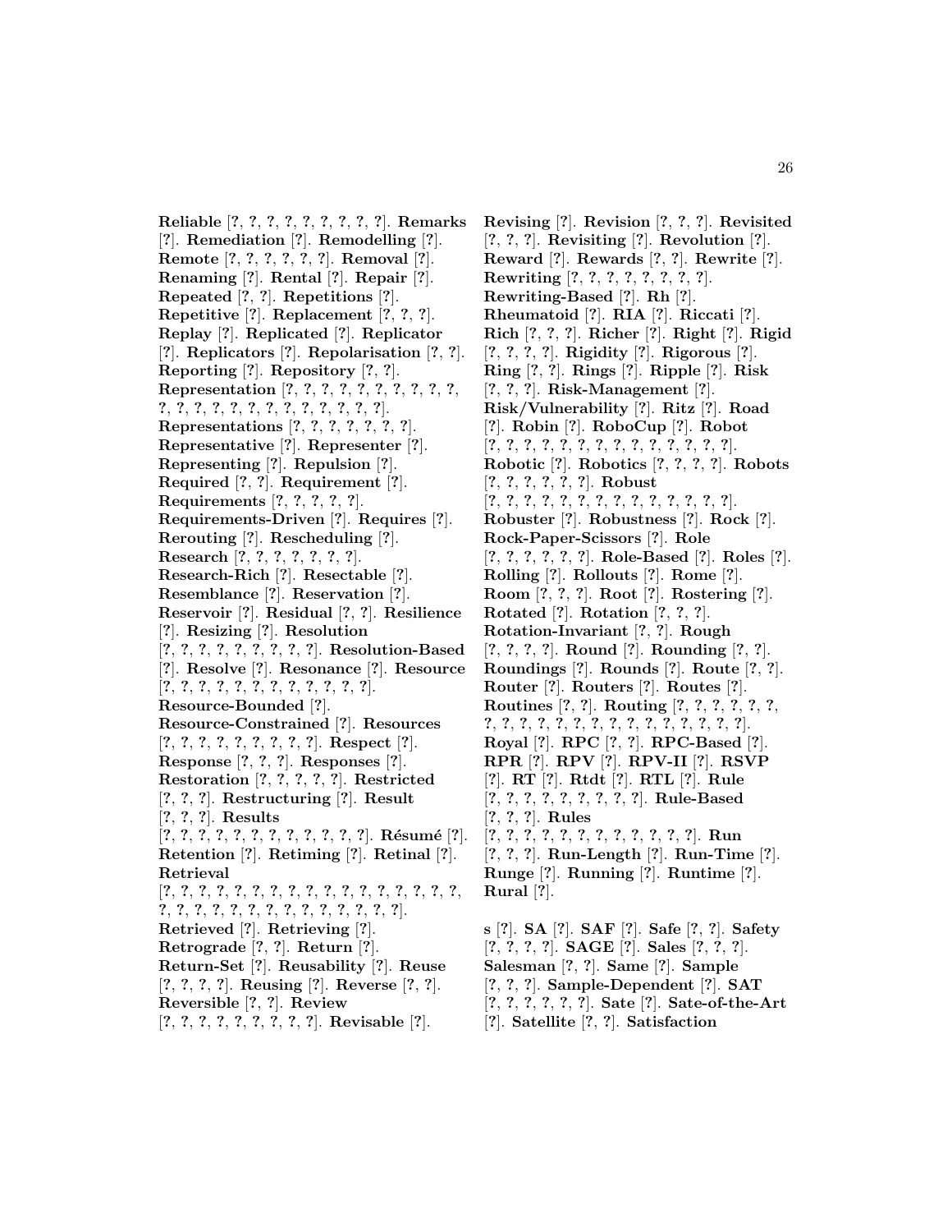**Reliable** [?, ?, ?, ?, ?, ?, ?, ?, ?, ?]. **Remarks** [?]. **Remediation** [?]. **Remodelling** [?]. **Remote** [?, ?, ?, ?, ?, ?]. **Removal** [?]. **Renaming** [?]. **Rental** [?]. **Repair** [?]. **Repeated** [?, ?]. **Repetitions** [?]. **Repetitive** [?]. **Replacement** [?, ?, ?]. **Replay** [?]. **Replicated** [?]. **Replicator** [?]. **Replicators** [?]. **Repolarisation** [?, ?]. **Reporting** [?]. **Repository** [?, ?]. **Representation** [?, ?, ?, ?, ?, ?, ?, ?, ?, ?, ?, ?, ?, ?, ?, ?, ?, ?, ?, ?, ?, ?, ?, ?]. **Representations** [?, ?, ?, ?, ?, ?, ?]. **Representative** [?]. **Representer** [?]. **Representing** [?]. **Repulsion** [?]. **Required** [?, ?]. **Requirement** [?]. **Requirements** [?, ?, ?, ?, ?]. **Requirements-Driven** [?]. **Requires** [?]. **Rerouting** [?]. **Rescheduling** [?]. **Research** [?, ?, ?, ?, ?, ?, ?, ?]. **Research-Rich** [?]. **Resectable** [?]. **Resemblance** [?]. **Reservation** [?]. **Reservoir** [?]. **Residual** [?, ?]. **Resilience** [?]. **Resizing** [?]. **Resolution** [?, ?, ?, ?, ?, ?, ?, ?, ?]. **Resolution-Based** [?]. **Resolve** [?]. **Resonance** [?]. **Resource** [?, ?, ?, ?, ?, ?, ?, ?, ?, ?, ?, ?, ?]. **Resource-Bounded** [?]. **Resource-Constrained** [?]. **Resources** [?, ?, ?, ?, ?, ?, ?, ?, ?]. **Respect** [?]. **Response** [?, ?, ?]. **Responses** [?]. **Restoration** [?, ?, ?, ?, ?]. **Restricted** [?, ?, ?]. **Restructuring** [?]. **Result** [?, ?, ?]. **Results** [?, ?, ?, ?, ?, ?, ?, ?, ?, ?, ?, ?, ?]. **Résumé** [?]. **Retention** [?]. **Retiming** [?]. **Retinal** [?]. **Retrieval** [?, ?, ?, ?, ?, ?, ?, ?, ?, ?, ?, ?, ?, ?, ?, ?, ?, ?, ?, ?, ?, ?, ?, ?, ?, ?, ?, ?, ?, ?, ?, ?, ?, ?, ?, ?]. **Retrieved** [?]. **Retrieving** [?]. **Retrograde** [?, ?]. **Return** [?]. **Return-Set** [?]. **Reusability** [?]. **Reuse** [?, ?, ?, ?]. **Reusing** [?]. **Reverse** [?, ?]. **Reversible** [?, ?]. **Review** [?, ?, ?, ?, ?, ?, ?, ?, ?, ?]. **Revisable** [?]. **Revising** [?]. **Revision** [?, ?, ?]. **Revisited** [?, ?, ?]. **Revisiting** [?]. **Revolution** [?]. **Reward** [?]. **Rewards** [?, ?]. **Rewrite** [?]. **Rewriting** [?, ?, ?, ?, ?, ?, ?, ?, ?]. **Rewriting-Based** [?]. **Rh** [?]. **Rheumatoid** [?]. **RIA** [?]. **Riccati** [?]. **Rich** [?, ?, ?]. **Richer** [?]. **Right** [?]. **Rigid** [?, ?, ?, ?]. **Rigidity** [?]. **Rigorous** [?]. **Ring** [?, ?]. **Rings** [?]. **Ripple** [?]. **Risk** [?, ?, ?]. **Risk-Management** [?]. **Risk/Vulnerability** [?]. **Ritz** [?]. **Road** [?]. **Robin** [?]. **RoboCup** [?]. **Robot** [?, ?, ?, ?, ?, ?, ?, ?, ?, ?, ?, ?, ?, ?, ?, ?]. **Robotic** [?]. **Robotics** [?, ?, ?, ?]. **Robots** [?, ?, ?, ?, ?, ?]. **Robust** [?, ?, ?, ?, ?, ?, ?, ?, ?, ?, ?, ?, ?, ?, ?]. **Robuster** [?]. **Robustness** [?]. **Rock** [?]. **Rock-Paper-Scissors** [?]. **Role** [?, ?, ?, ?, ?, ?]. **Role-Based** [?]. **Roles** [?]. **Rolling** [?]. **Rollouts** [?]. **Rome** [?]. **Room** [?, ?, ?]. **Root** [?]. **Rostering** [?]. **Rotated** [?]. **Rotation** [?, ?, ?]. **Rotation-Invariant** [?, ?]. **Rough** [?, ?, ?, ?]. **Round** [?]. **Rounding** [?, ?]. **Roundings** [?]. **Rounds** [?]. **Route** [?, ?]. **Router** [?]. **Routers** [?]. **Routes** [?]. **Routines** [?, ?]. **Routing** [?, ?, ?, ?, ?, ?, ?, ?, ?, ?, ?, ?, ?, ?, ?, ?, ?, ?, ?, ?, ?, ?, ?]. **Royal** [?]. **RPC** [?, ?]. **RPC-Based** [?]. **RPR** [?]. **RPV** [?]. **RPV-II** [?]. **RSVP** [?]. **RT** [?]. **Rtdt** [?]. **RTL** [?]. **Rule** [?, ?, ?, ?, ?, ?, ?, ?, ?]. **Rule-Based** [?, ?, ?]. **Rules** [?, ?, ?, ?, ?, ?, ?, ?, ?, ?, ?, ?]. **Run** [?, ?, ?]. **Run-Length** [?]. **Run-Time** [?]. **Runge** [?]. **Running** [?]. **Runtime** [?]. **Rural** [?].

**s** [?]. **SA** [?]. **SAF** [?]. **Safe** [?, ?]. **Safety** [?, ?, ?, ?]. **SAGE** [?]. **Sales** [?, ?, ?]. **Salesman** [?, ?]. **Same** [?]. **Sample** [?, ?, ?]. **Sample-Dependent** [?]. **SAT** [?, ?, ?, ?, ?, ?]. **Sate** [?]. **Sate-of-the-Art** [?]. **Satellite** [?, ?]. **Satisfaction**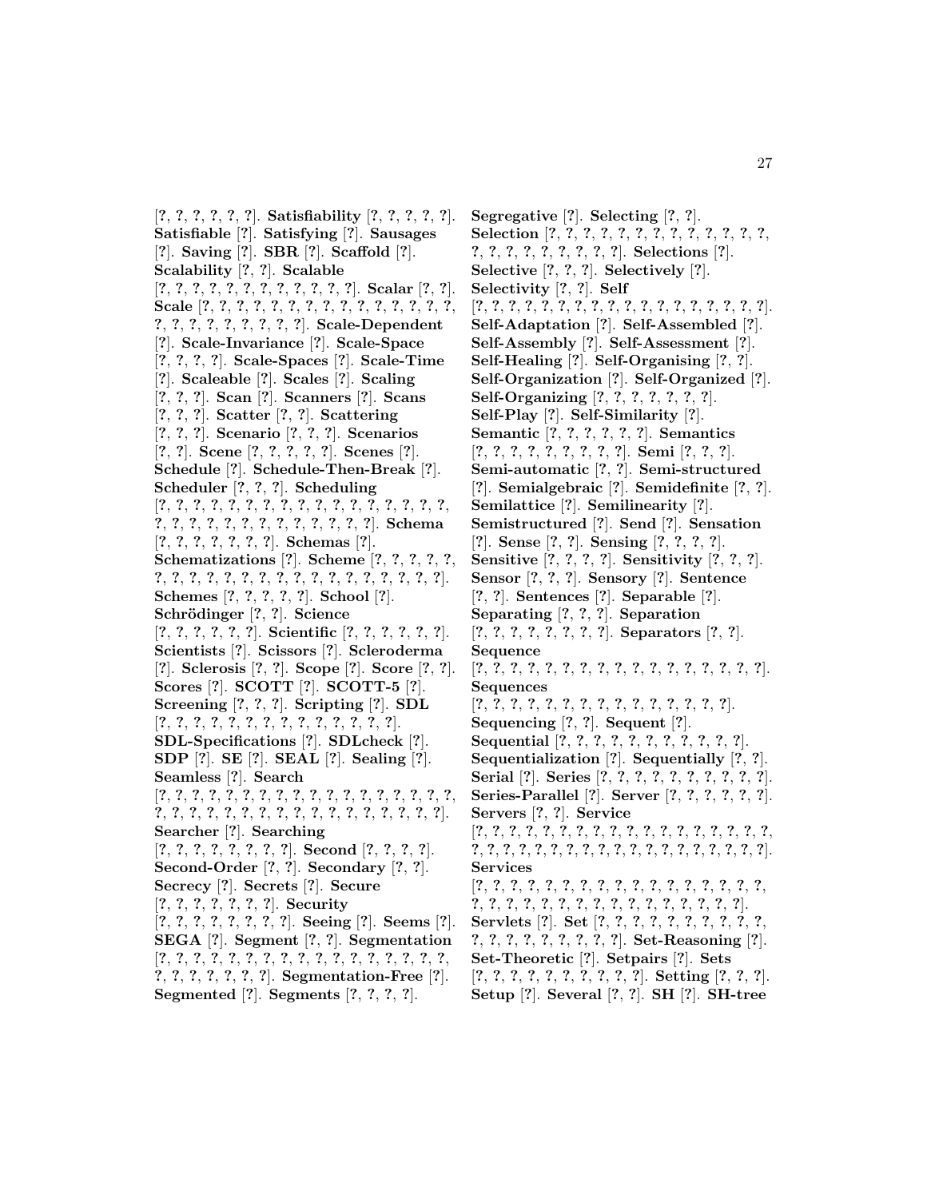[?, ?, ?, ?, ?, ?]. **Satisfiability** [?, ?, ?, ?, ?]. **Satisfiable** [?]. **Satisfying** [?]. **Sausages** [?]. **Saving** [?]. **SBR** [?]. **Scaffold** [?]. **Scalability** [?, ?]. **Scalable** [?, ?, ?, ?, ?, ?, ?, ?, ?, ?, ?, ?]. **Scalar** [?, ?]. **Scale** [?, ?, ?, ?, ?, ?, ?, ?, ?, ?, ?, ?, ?, ?, ?, ?, ?, ?, ?, ?, ?, ?, ?, ?, ?]. **Scale-Dependent** [?]. **Scale-Invariance** [?]. **Scale-Space** [?, ?, ?, ?]. **Scale-Spaces** [?]. **Scale-Time** [?]. **Scaleable** [?]. **Scales** [?]. **Scaling** [?, ?, ?]. **Scan** [?]. **Scanners** [?]. **Scans** [?, ?, ?]. **Scatter** [?, ?]. **Scattering** [?, ?, ?]. **Scenario** [?, ?, ?]. **Scenarios** [?, ?]. **Scene** [?, ?, ?, ?, ?]. **Scenes** [?]. **Schedule** [?]. **Schedule-Then-Break** [?]. **Scheduler** [?, ?, ?]. **Scheduling** [?, ?, ?, ?, ?, ?, ?, ?, ?, ?, ?, ?, ?, ?, ?, ?, ?, ?, ?, ?, ?, ?, ?, ?, ?, ?, ?, ?, ?, ?, ?, ?]. **Schema** [?, ?, ?, ?, ?, ?, ?]. **Schemas** [?]. **Schematizations** [?]. **Scheme** [?, ?, ?, ?, ?, ?, ?, ?, ?, ?, ?, ?, ?, ?, ?, ?, ?, ?, ?, ?, ?, ?]. **Schemes** [?, ?, ?, ?, ?]. **School** [?]. **Schrödinger** [?, ?]. **Science** [?, ?, ?, ?, ?, ?]. **Scientific** [?, ?, ?, ?, ?, ?]. **Scientists** [?]. **Scissors** [?]. **Scleroderma** [?]. **Sclerosis** [?, ?]. **Scope** [?]. **Score** [?, ?]. **Scores** [?]. **SCOTT** [?]. **SCOTT-5** [?]. **Screening** [?, ?, ?]. **Scripting** [?]. **SDL** [?, ?, ?, ?, ?, ?, ?, ?, ?, ?, ?, ?, ?, ?]. **SDL-Specifications** [?]. **SDLcheck** [?]. **SDP** [?]. **SE** [?]. **SEAL** [?]. **Sealing** [?]. **Seamless** [?]. **Search** [?, ?, ?, ?, ?, ?, ?, ?, ?, ?, ?, ?, ?, ?, ?, ?, ?, ?, ?, ?, ?, ?, ?, ?, ?, ?, ?, ?, ?, ?, ?, ?, ?, ?, ?, ?, ?, ?, ?, ?]. **Searcher** [?]. **Searching** [?, ?, ?, ?, ?, ?, ?, ?]. **Second** [?, ?, ?, ?]. **Second-Order** [?, ?]. **Secondary** [?, ?]. **Secrecy** [?]. **Secrets** [?]. **Secure** [?, ?, ?, ?, ?, ?, ?]. **Security** [?, ?, ?, ?, ?, ?, ?, ?]. **Seeing** [?]. **Seems** [?]. **SEGA** [?]. **Segment** [?, ?]. **Segmentation** [?, ?, ?, ?, ?, ?, ?, ?, ?, ?, ?, ?, ?, ?, ?, ?, ?, ?, ?, ?, ?, ?, ?, ?, ?, ?]. **Segmentation-Free** [?]. **Segmented** [?]. **Segments** [?, ?, ?, ?]. **Segregative** [?]. **Selecting** [?, ?]. **Selection** [?, ?, ?, ?, ?, ?, ?, ?, ?, ?, ?, ?, ?, ?, ?, ?, ?, ?, ?, ?, ?, ?, ?]. **Selections** [?]. **Selective** [?, ?, ?]. **Selectively** [?]. **Selectivity** [?, ?]. **Self** [?, ?, ?, ?, ?, ?, ?, ?, ?, ?, ?, ?, ?, ?, ?, ?, ?, ?, ?]. **Self-Adaptation** [?]. **Self-Assembled** [?]. **Self-Assembly** [?]. **Self-Assessment** [?]. **Self-Healing** [?]. **Self-Organising** [?, ?]. **Self-Organization** [?]. **Self-Organized** [?]. **Self-Organizing** [?, ?, ?, ?, ?, ?, ?]. **Self-Play** [?]. **Self-Similarity** [?]. **Semantic** [?, ?, ?, ?, ?, ?]. **Semantics** [?, ?, ?, ?, ?, ?, ?, ?, ?]. **Semi** [?, ?, ?]. **Semi-automatic** [?, ?]. **Semi-structured** [?]. **Semialgebraic** [?]. **Semidefinite** [?, ?]. **Semilattice** [?]. **Semilinearity** [?]. **Semistructured** [?]. **Send** [?]. **Sensation** [?]. **Sense** [?, ?]. **Sensing** [?, ?, ?, ?]. **Sensitive** [?, ?, ?, ?]. **Sensitivity** [?, ?, ?]. **Sensor** [?, ?, ?]. **Sensory** [?]. **Sentence** [?, ?]. **Sentences** [?]. **Separable** [?]. **Separating** [?, ?, ?]. **Separation** [?, ?, ?, ?, ?, ?, ?, ?]. **Separators** [?, ?]. **Sequence** [?, ?, ?, ?, ?, ?, ?, ?, ?, ?, ?, ?, ?, ?, ?, ?, ?, ?]. **Sequences** [?, ?, ?, ?, ?, ?, ?, ?, ?, ?, ?, ?, ?, ?, ?, ?]. **Sequencing** [?, ?]. **Sequent** [?]. **Sequential** [?, ?, ?, ?, ?, ?, ?, ?, ?, ?, ?]. **Sequentialization** [?]. **Sequentially** [?, ?]. **Serial** [?]. **Series** [?, ?, ?, ?, ?, ?, ?, ?, ?, ?]. **Series-Parallel** [?]. **Server** [?, ?, ?, ?, ?, ?]. **Servers** [?, ?]. **Service** [?, ?, ?, ?, ?, ?, ?, ?, ?, ?, ?, ?, ?, ?, ?, ?, ?, ?, ?, ?, ?, ?, ?, ?, ?, ?, ?, ?, ?, ?, ?, ?, ?, ?, ?, ?, ?, ?, ?, ?, ?, ?]. **Services** [?, ?, ?, ?, ?, ?, ?, ?, ?, ?, ?, ?, ?, ?, ?, ?, ?, ?, ?, ?, ?, ?, ?, ?, ?, ?, ?, ?, ?, ?, ?, ?, ?, ?, ?, ?, ?]. **Servlets** [?]. **Set** [?, ?, ?, ?, ?, ?, ?, ?, ?, ?, ?, ?, ?, ?, ?, ?, ?, ?, ?, ?, ?]. **Set-Reasoning** [?]. **Set-Theoretic** [?]. **Setpairs** [?]. **Sets** [?, ?, ?, ?, ?, ?, ?, ?, ?, ?, ?]. **Setting** [?, ?, ?]. **Setup** [?]. **Several** [?, ?]. **SH** [?]. **SH-tree**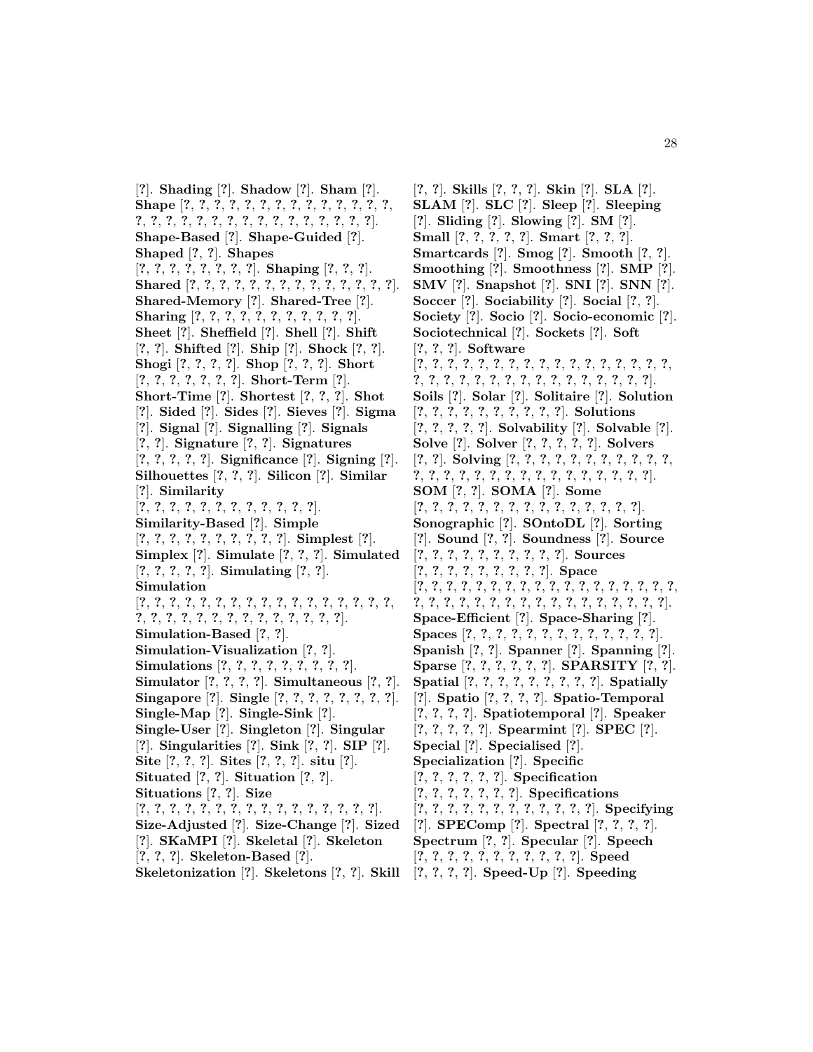[?]. **Shading** [?]. **Shadow** [?]. **Sham** [?]. **Shape** [?, ?, ?, ?, ?, ?, ?, ?, ?, ?, ?, ?, ?, ?, ?, ?, ?, ?, ?, ?, ?, ?, ?, ?, ?, ?, ?, ?, ?, ?, ?, ?]. **Shape-Based** [?]. **Shape-Guided** [?]. **Shaped** [?, ?]. **Shapes** [?, ?, ?, ?, ?, ?, ?, ?, ?]. **Shaping** [?, ?, ?]. **Shared** [?, ?, ?, ?, ?, ?, ?, ?, ?, ?, ?, ?, ?, ?, ?]. **Shared-Memory** [?]. **Shared-Tree** [?]. **Sharing** [?, ?, ?, ?, ?, ?, ?, ?, ?, ?, ?, ?]. **Sheet** [?]. **Sheffield** [?]. **Shell** [?]. **Shift** [?, ?]. **Shifted** [?]. **Ship** [?]. **Shock** [?, ?]. **Shogi** [?, ?, ?, ?]. **Shop** [?, ?, ?]. **Short** [?, ?, ?, ?, ?, ?, ?]. **Short-Term** [?]. **Short-Time** [?]. **Shortest** [?, ?, ?]. **Shot** [?]. **Sided** [?]. **Sides** [?]. **Sieves** [?]. **Sigma** [?]. **Signal** [?]. **Signalling** [?]. **Signals** [?, ?]. **Signature** [?, ?]. **Signatures** [?, ?, ?, ?, ?]. **Significance** [?]. **Signing** [?]. **Silhouettes** [?, ?, ?]. **Silicon** [?]. **Similar** [?]. **Similarity** [?, ?, ?, ?, ?, ?, ?, ?, ?, ?, ?, ?, ?]. **Similarity-Based** [?]. **Simple** [?, ?, ?, ?, ?, ?, ?, ?, ?, ?, ?]. **Simplest** [?]. **Simplex** [?]. **Simulate** [?, ?, ?]. **Simulated** [?, ?, ?, ?, ?]. **Simulating** [?, ?]. **Simulation** [?, ?, ?, ?, ?, ?, ?, ?, ?, ?, ?, ?, ?, ?, ?, ?, ?, ?, ?, ?, ?, ?, ?, ?, ?, ?, ?, ?, ?, ?, ?, ?, ?, ?]. **Simulation-Based** [?, ?]. **Simulation-Visualization** [?, ?]. **Simulations** [?, ?, ?, ?, ?, ?, ?, ?, ?, ?]. **Simulator** [?, ?, ?, ?]. **Simultaneous** [?, ?]. **Singapore** [?]. **Single** [?, ?, ?, ?, ?, ?, ?, ?, ?]. **Single-Map** [?]. **Single-Sink** [?]. **Single-User** [?]. **Singleton** [?]. **Singular** [?]. **Singularities** [?]. **Sink** [?, ?]. **SIP** [?]. **Site** [?, ?, ?]. **Sites** [?, ?, ?]. **situ** [?]. **Situated** [?, ?]. **Situation** [?, ?]. **Situations** [?, ?]. **Size** [?, ?, ?, ?, ?, ?, ?, ?, ?, ?, ?, ?, ?, ?, ?, ?, ?, ?]. **Size-Adjusted** [?]. **Size-Change** [?]. **Sized** [?]. **SKaMPI** [?]. **Skeletal** [?]. **Skeleton** [?, ?, ?]. **Skeleton-Based** [?]. **Skeletonization** [?]. **Skeletons** [?, ?]. **Skill** [?, ?]. **Skills** [?, ?, ?]. **Skin** [?]. **SLA** [?]. **SLAM** [?]. **SLC** [?]. **Sleep** [?]. **Sleeping** [?]. **Sliding** [?]. **Slowing** [?]. **SM** [?]. **Small** [?, ?, ?, ?, ?]. **Smart** [?, ?, ?]. **Smartcards** [?]. **Smog** [?]. **Smooth** [?, ?]. **Smoothing** [?]. **Smoothness** [?]. **SMP** [?]. **SMV** [?]. **Snapshot** [?]. **SNI** [?]. **SNN** [?]. **Soccer** [?]. **Sociability** [?]. **Social** [?, ?]. **Society** [?]. **Socio** [?]. **Socio-economic** [?]. **Sociotechnical** [?]. **Sockets** [?]. **Soft** [?, ?, ?]. **Software** [?, ?, ?, ?, ?, ?, ?, ?, ?, ?, ?, ?, ?, ?, ?, ?, ?, ?, ?, ?, ?, ?, ?, ?, ?, ?, ?, ?, ?, ?, ?, ?, ?, ?, ?, ?]. **Soils** [?]. **Solar** [?]. **Solitaire** [?]. **Solution** [?, ?, ?, ?, ?, ?, ?, ?, ?, ?]. **Solutions** [?, ?, ?, ?, ?]. **Solvability** [?]. **Solvable** [?]. **Solve** [?]. **Solver** [?, ?, ?, ?, ?]. **Solvers** [?, ?]. **Solving** [?, ?, ?, ?, ?, ?, ?, ?, ?, ?, ?, ?, ?, ?, ?, ?, ?, ?, ?, ?, ?, ?, ?, ?, ?, ?, ?, ?, ?]. **SOM** [?, ?]. **SOMA** [?]. **Some** [?, ?, ?, ?, ?, ?, ?, ?, ?, ?, ?, ?, ?, ?, ?, ?]. **Sonographic** [?]. **SOntoDL** [?]. **Sorting** [?]. **Sound** [?, ?]. **Soundness** [?]. **Source** [?, ?, ?, ?, ?, ?, ?, ?, ?, ?]. **Sources** [?, ?, ?, ?, ?, ?, ?, ?, ?, ?]. **Space** [?, ?, ?, ?, ?, ?, ?, ?, ?, ?, ?, ?, ?, ?, ?, ?, ?, ?, ?, ?, ?, ?, ?, ?, ?, ?, ?, ?, ?, ?, ?, ?, ?, ?, ?, ?]. **Space-Efficient** [?]. **Space-Sharing** [?]. **Spaces** [?, ?, ?, ?, ?, ?, ?, ?, ?, ?, ?, ?, ?, ?]. **Spanish** [?, ?]. **Spanner** [?]. **Spanning** [?]. **Sparse** [?, ?, ?, ?, ?, ?]. **SPARSITY** [?, ?]. **Spatial** [?, ?, ?, ?, ?, ?, ?, ?, ?, ?]. **Spatially** [?]. **Spatio** [?, ?, ?, ?]. **Spatio-Temporal** [?, ?, ?, ?]. **Spatiotemporal** [?]. **Speaker** [?, ?, ?, ?, ?]. **Spearmint** [?]. **SPEC** [?]. **Special** [?]. **Specialised** [?]. **Specialization** [?]. **Specific** [?, ?, ?, ?, ?, ?]. **Specification** [?, ?, ?, ?, ?, ?, ?]. **Specifications** [?, ?, ?, ?, ?, ?, ?, ?, ?, ?, ?, ?]. **Specifying** [?]. **SPEComp** [?]. **Spectral** [?, ?, ?, ?]. **Spectrum** [?, ?]. **Specular** [?]. **Speech** [?, ?, ?, ?, ?, ?, ?, ?, ?, ?, ?, ?]. **Speed** [?, ?, ?, ?]. **Speed-Up** [?]. **Speeding**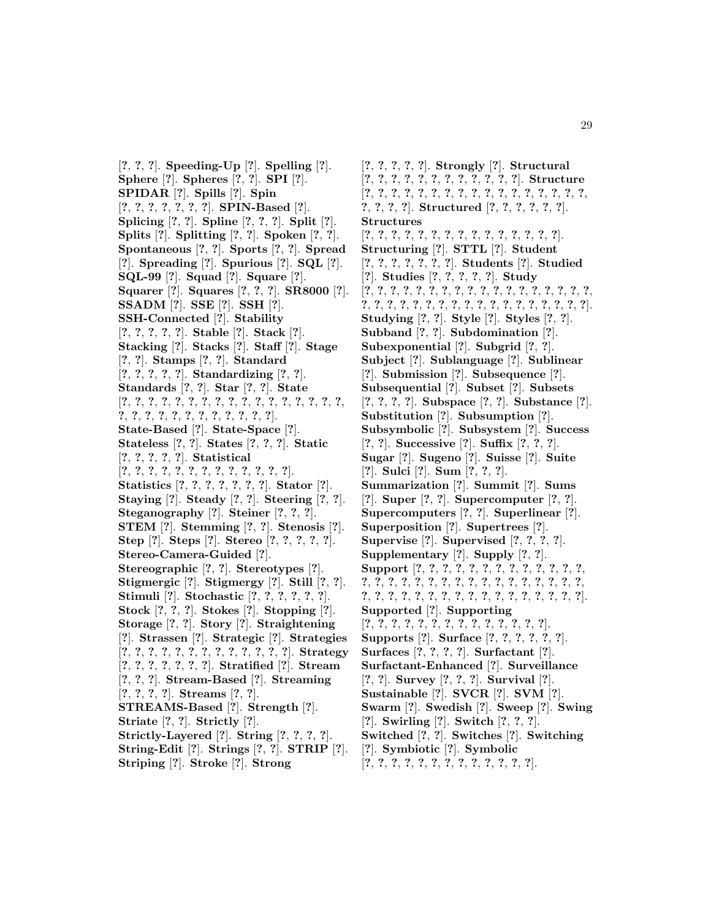[?, ?, ?]. **Speeding-Up** [?]. **Spelling** [?]. **Sphere** [?]. **Spheres** [?, ?]. **SPI** [?]. **SPIDAR** [?]. **Spills** [?]. **Spin** [?, ?, ?, ?, ?, ?, ?]. **SPIN-Based** [?]. **Splicing** [?, ?]. **Spline** [?, ?, ?]. **Split** [?]. **Splits** [?]. **Splitting** [?, ?]. **Spoken** [?, ?]. **Spontaneous** [?, ?]. **Sports** [?, ?]. **Spread** [?]. **Spreading** [?]. **Spurious** [?]. **SQL** [?]. **SQL-99** [?]. **Squad** [?]. **Square** [?]. **Squarer** [?]. **Squares** [?, ?, ?]. **SR8000** [?]. **SSADM** [?]. **SSE** [?]. **SSH** [?]. **SSH-Connected** [?]. **Stability** [?, ?, ?, ?, ?]. **Stable** [?]. **Stack** [?]. **Stacking** [?]. **Stacks** [?]. **Staff** [?]. **Stage** [?, ?]. **Stamps** [?, ?]. **Standard** [?, ?, ?, ?, ?]. **Standardizing** [?, ?]. **Standards** [?, ?]. **Star** [?, ?]. **State** [?, ?, ?, ?, ?, ?, ?, ?, ?, ?, ?, ?, ?, ?, ?, ?, ?, ?, ?, ?, ?, ?, ?, ?, ?, ?, ?, ?, ?, ?, ?]. **State-Based** [?]. **State-Space** [?]. **Stateless** [?, ?]. **States** [?, ?, ?]. **Static** [?, ?, ?, ?, ?]. **Statistical** [?, ?, ?, ?, ?, ?, ?, ?, ?, ?, ?, ?, ?, ?]. **Statistics** [?, ?, ?, ?, ?, ?, ?]. **Stator** [?]. **Staying** [?]. **Steady** [?, ?]. **Steering** [?, ?]. **Steganography** [?]. **Steiner** [?, ?, ?]. **STEM** [?]. **Stemming** [?, ?]. **Stenosis** [?]. **Step** [?]. **Steps** [?]. **Stereo** [?, ?, ?, ?, ?]. **Stereo-Camera-Guided** [?]. **Stereographic** [?, ?]. **Stereotypes** [?]. **Stigmergic** [?]. **Stigmergy** [?]. **Still** [?, ?]. **Stimuli** [?]. **Stochastic** [?, ?, ?, ?, ?, ?]. **Stock** [?, ?, ?]. **Stokes** [?]. **Stopping** [?]. **Storage** [?, ?]. **Story** [?]. **Straightening** [?]. **Strassen** [?]. **Strategic** [?]. **Strategies** [?, ?, ?, ?, ?, ?, ?, ?, ?, ?, ?, ?, ?, ?]. **Strategy** [?, ?, ?, ?, ?, ?, ?]. **Stratified** [?]. **Stream** [?, ?, ?]. **Stream-Based** [?]. **Streaming** [?, ?, ?, ?]. **Streams** [?, ?]. **STREAMS-Based** [?]. **Strength** [?]. **Striate** [?, ?]. **Strictly** [?]. **Strictly-Layered** [?]. **String** [?, ?, ?, ?]. **String-Edit** [?]. **Strings** [?, ?]. **STRIP** [?]. **Striping** [?]. **Stroke** [?]. **Strong** [?, ?, ?, ?, ?]. **Strongly** [?]. **Structural** [?, ?, ?, ?, ?, ?, ?, ?, ?, ?, ?, ?, ?]. **Structure** [?, ?, ?, ?, ?, ?, ?, ?, ?, ?, ?, ?, ?, ?, ?, ?, ?, ?, ?, ?, ?, ?, ?]. **Structured** [?, ?, ?, ?, ?, ?]. **Structures** [?, ?, ?, ?, ?, ?, ?, ?, ?, ?, ?, ?, ?, ?, ?, ?]. **Structuring** [?]. **STTL** [?]. **Student** [?, ?, ?, ?, ?, ?, ?]. **Students** [?]. **Studied** [?]. **Studies** [?, ?, ?, ?, ?]. **Study** [?, ?, ?, ?, ?, ?, ?, ?, ?, ?, ?, ?, ?, ?, ?, ?, ?, ?, ?, ?, ?, ?, ?, ?, ?, ?, ?, ?, ?, ?, ?, ?, ?, ?, ?, ?, ?, ?]. **Studying** [?, ?]. **Style** [?]. **Styles** [?, ?]. **Subband** [?, ?]. **Subdomination** [?]. **Subexponential** [?]. **Subgrid** [?, ?]. **Subject** [?]. **Sublanguage** [?]. **Sublinear** [?]. **Submission** [?]. **Subsequence** [?]. **Subsequential** [?]. **Subset** [?]. **Subsets** [?, ?, ?, ?]. **Subspace** [?, ?]. **Substance** [?]. **Substitution** [?]. **Subsumption** [?]. **Subsymbolic** [?]. **Subsystem** [?]. **Success** [?, ?]. **Successive** [?]. **Suffix** [?, ?, ?]. **Sugar** [?]. **Sugeno** [?]. **Suisse** [?]. **Suite** [?]. **Sulci** [?]. **Sum** [?, ?, ?]. **Summarization** [?]. **Summit** [?]. **Sums** [?]. **Super** [?, ?]. **Supercomputer** [?, ?]. **Supercomputers** [?, ?]. **Superlinear** [?]. **Superposition** [?]. **Supertrees** [?]. **Supervise** [?]. **Supervised** [?, ?, ?, ?]. **Supplementary** [?]. **Supply** [?, ?]. **Support** [?, ?, ?, ?, ?, ?, ?, ?, ?, ?, ?, ?, ?, ?, ?, ?, ?, ?, ?, ?, ?, ?, ?, ?, ?, ?, ?, ?, ?, ?, ?, ?, ?, ?, ?, ?, ?, ?, ?, ?, ?, ?, ?, ?, ?, ?, ?, ?, ?, ?, ?]. **Supported** [?]. **Supporting** [?, ?, ?, ?, ?, ?, ?, ?, ?, ?, ?, ?, ?, ?, ?]. **Supports** [?]. **Surface** [?, ?, ?, ?, ?, ?]. **Surfaces** [?, ?, ?, ?]. **Surfactant** [?]. **Surfactant-Enhanced** [?]. **Surveillance** [?, ?]. **Survey** [?, ?, ?]. **Survival** [?]. **Sustainable** [?]. **SVCR** [?]. **SVM** [?]. **Swarm** [?]. **Swedish** [?]. **Sweep** [?]. **Swing** [?]. **Swirling** [?]. **Switch** [?, ?, ?]. **Switched** [?, ?]. **Switches** [?]. **Switching** [?]. **Symbiotic** [?]. **Symbolic** [?, ?, ?, ?, ?, ?, ?, ?, ?, ?, ?, ?, ?, ?].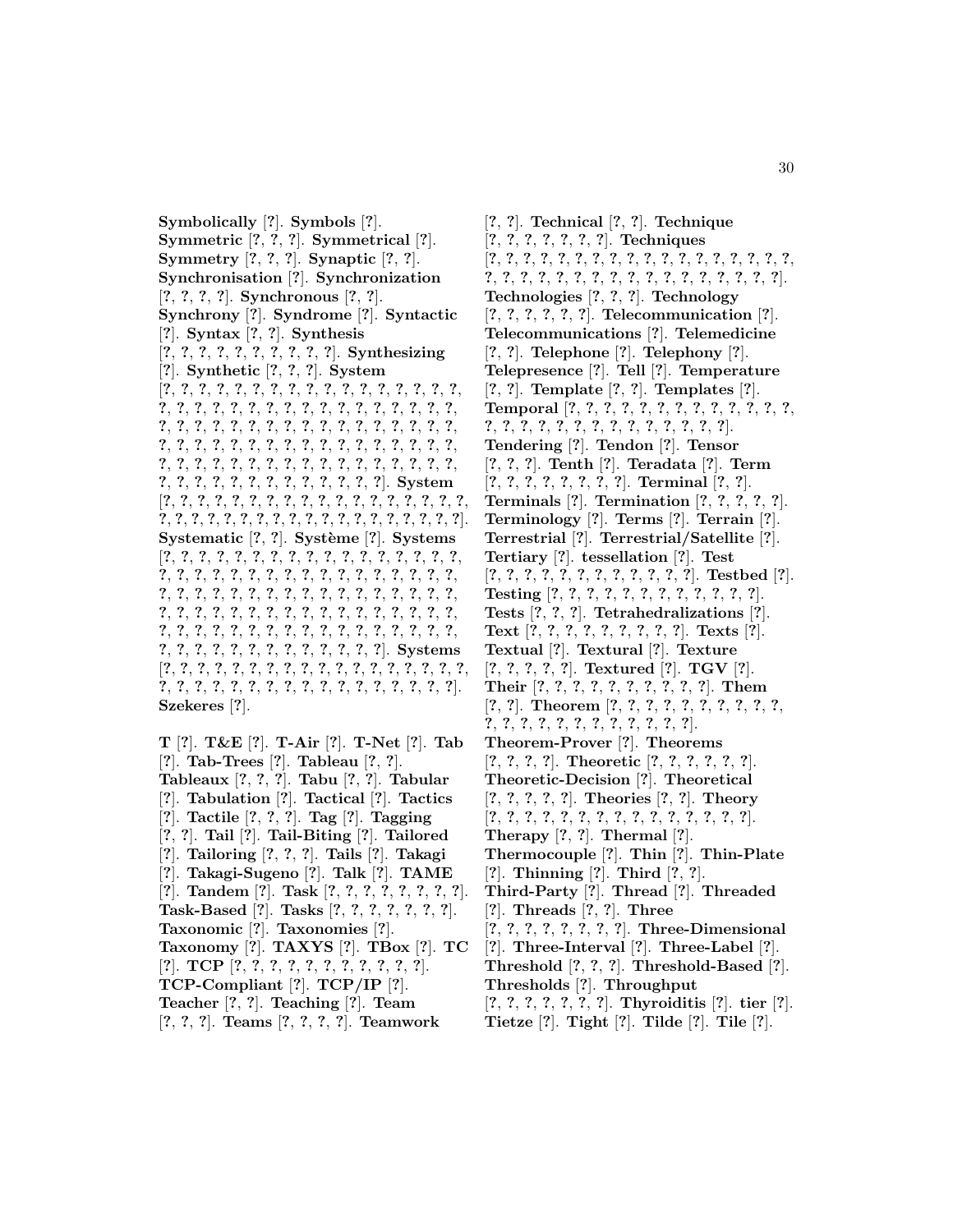**Symbolically** [?]. **Symbols** [?]. **Symmetric** [?, ?, ?]. **Symmetrical** [?]. **Symmetry** [?, ?, ?]. **Synaptic** [?, ?]. **Synchronisation** [?]. **Synchronization** [?, ?, ?, ?]. **Synchronous** [?, ?]. **Synchrony** [?]. **Syndrome** [?]. **Syntactic** [?]. **Syntax** [?, ?]. **Synthesis** [?, ?, ?, ?, ?, ?, ?, ?, ?, ?]. **Synthesizing** [?]. **Synthetic** [?, ?, ?]. **System** [?, ?, ?, ?, ?, ?, ?, ?, ?, ?, ?, ?, ?, ?, ?, ?, ?, ?, ?, ?, ?, ?, ?, ?, ?, ?, ?, ?, ?, ?, ?, ?, ?, ?, ?, ?, ?, ?, ?, ?, ?, ?, ?, ?, ?, ?, ?, ?, ?, ?, ?, ?, ?, ?, ?, ?, ?, ?, ?, ?, ?, ?, ?, ?, ?, ?, ?, ?, ?, ?, ?, ?, ?, ?, ?, ?, ?, ?, ?, ?, ?, ?, ?, ?, ?, ?, ?, ?, ?, ?, ?, ?, ?, ?, ?, ?, ?, ?, ?, ?, ?, ?, ?, ?]. **System** [?, ?, ?, ?, ?, ?, ?, ?, ?, ?, ?, ?, ?, ?, ?, ?, ?, ?, ?, ?, ?, ?, ?, ?, ?, ?, ?, ?, ?, ?, ?, ?, ?, ?, ?, ?, ?, ?, ?]. **Systematic** [?, ?]. **Système** [?]. **Systems** [?, ?, ?, ?, ?, ?, ?, ?, ?, ?, ?, ?, ?, ?, ?, ?, ?, ?, ?, ?, ?, ?, ?, ?, ?, ?, ?, ?, ?, ?, ?, ?, ?, ?, ?, ?, ?, ?, ?, ?, ?, ?, ?, ?, ?, ?, ?, ?, ?, ?, ?, ?, ?, ?, ?, ?, ?, ?, ?, ?, ?, ?, ?, ?, ?, ?, ?, ?, ?, ?, ?, ?, ?, ?, ?, ?, ?, ?, ?, ?, ?, ?, ?, ?, ?, ?, ?, ?, ?, ?, ?, ?, ?, ?, ?, ?, ?, ?, ?, ?, ?, ?, ?]. **Systems** [?, ?, ?, ?, ?, ?, ?, ?, ?, ?, ?, ?, ?, ?, ?, ?, ?, ?, ?, ?, ?, ?, ?, ?, ?, ?, ?, ?, ?, ?, ?, ?, ?, ?, ?, ?, ?, ?, ?]. **Szekeres** [?].

**T** [?]. **T&E** [?]. **T-Air** [?]. **T-Net** [?]. **Tab** [?]. **Tab-Trees** [?]. **Tableau** [?, ?]. **Tableaux** [?, ?, ?]. **Tabu** [?, ?]. **Tabular** [?]. **Tabulation** [?]. **Tactical** [?]. **Tactics** [?]. **Tactile** [?, ?, ?]. **Tag** [?]. **Tagging** [?, ?]. **Tail** [?]. **Tail-Biting** [?]. **Tailored** [?]. **Tailoring** [?, ?, ?]. **Tails** [?]. **Takagi** [?]. **Takagi-Sugeno** [?]. **Talk** [?]. **TAME** [?]. **Tandem** [?]. **Task** [?, ?, ?, ?, ?, ?, ?, ?, ?]. **Task-Based** [?]. **Tasks** [?, ?, ?, ?, ?, ?, ?, ?]. **Taxonomic** [?]. **Taxonomies** [?]. **Taxonomy** [?]. **TAXYS** [?]. **TBox** [?]. **TC** [?]. **TCP** [?, ?, ?, ?, ?, ?, ?, ?, ?, ?, ?, ?]. **TCP-Compliant** [?]. **TCP/IP** [?]. **Teacher** [?, ?]. **Teaching** [?]. **Team** [?, ?, ?]. **Teams** [?, ?, ?, ?]. **Teamwork** [?, ?]. **Technical** [?, ?]. **Technique** [?, ?, ?, ?, ?, ?, ?, ?]. **Techniques** [?, ?, ?, ?, ?, ?, ?, ?, ?, ?, ?, ?, ?, ?, ?, ?, ?, ?, ?, ?, ?, ?, ?, ?, ?, ?, ?, ?, ?, ?, ?, ?, ?, ?, ?, ?, ?, ?, ?]. **Technologies** [?, ?, ?]. **Technology** [?, ?, ?, ?, ?, ?]. **Telecommunication** [?]. **Telecommunications** [?]. **Telemedicine** [?, ?]. **Telephone** [?]. **Telephony** [?]. **Telepresence** [?]. **Tell** [?]. **Temperature** [?, ?]. **Template** [?, ?]. **Templates** [?]. **Temporal** [?, ?, ?, ?, ?, ?, ?, ?, ?, ?, ?, ?, ?, ?, ?, ?, ?, ?, ?, ?, ?, ?, ?, ?, ?, ?, ?, ?, ?, ?, ?]. **Tendering** [?]. **Tendon** [?]. **Tensor** [?, ?, ?]. **Tenth** [?]. **Teradata** [?]. **Term** [?, ?, ?, ?, ?, ?, ?, ?]. **Terminal** [?, ?]. **Terminals** [?]. **Termination** [?, ?, ?, ?, ?]. **Terminology** [?]. **Terms** [?]. **Terrain** [?]. **Terrestrial** [?]. **Terrestrial/Satellite** [?]. **Tertiary** [?]. **tessellation** [?]. **Test** [?, ?, ?, ?, ?, ?, ?, ?, ?, ?, ?, ?, ?]. **Testbed** [?]. **Testing** [?, ?, ?, ?, ?, ?, ?, ?, ?, ?, ?, ?, ?]. **Tests** [?, ?, ?]. **Tetrahedralizations** [?]. **Text** [?, ?, ?, ?, ?, ?, ?, ?, ?, ?]. **Texts** [?]. **Textual** [?]. **Textural** [?]. **Texture** [?, ?, ?, ?, ?]. **Textured** [?]. **TGV** [?]. **Their** [?, ?, ?, ?, ?, ?, ?, ?, ?, ?, ?]. **Them** [?, ?]. **Theorem** [?, ?, ?, ?, ?, ?, ?, ?, ?, ?, ?, ?, ?, ?, ?, ?, ?, ?, ?, ?, ?, ?, ?]. **Theorem-Prover** [?]. **Theorems** [?, ?, ?, ?]. **Theoretic** [?, ?, ?, ?, ?, ?]. **Theoretic-Decision** [?]. **Theoretical** [?, ?, ?, ?, ?]. **Theories** [?, ?]. **Theory** [?, ?, ?, ?, ?, ?, ?, ?, ?, ?, ?, ?, ?, ?, ?, ?]. **Therapy** [?, ?]. **Thermal** [?]. **Thermocouple** [?]. **Thin** [?]. **Thin-Plate** [?]. **Thinning** [?]. **Third** [?, ?]. **Third-Party** [?]. **Thread** [?]. **Threaded** [?]. **Threads** [?, ?]. **Three** [?, ?, ?, ?, ?, ?, ?, ?, ?]. **Three-Dimensional** [?]. **Three-Interval** [?]. **Three-Label** [?]. **Threshold** [?, ?, ?]. **Threshold-Based** [?]. **Thresholds** [?]. **Throughput** [?, ?, ?, ?, ?, ?, ?, ?]. **Thyroiditis** [?]. **tier** [?]. **Tietze** [?]. **Tight** [?]. **Tilde** [?]. **Tile** [?].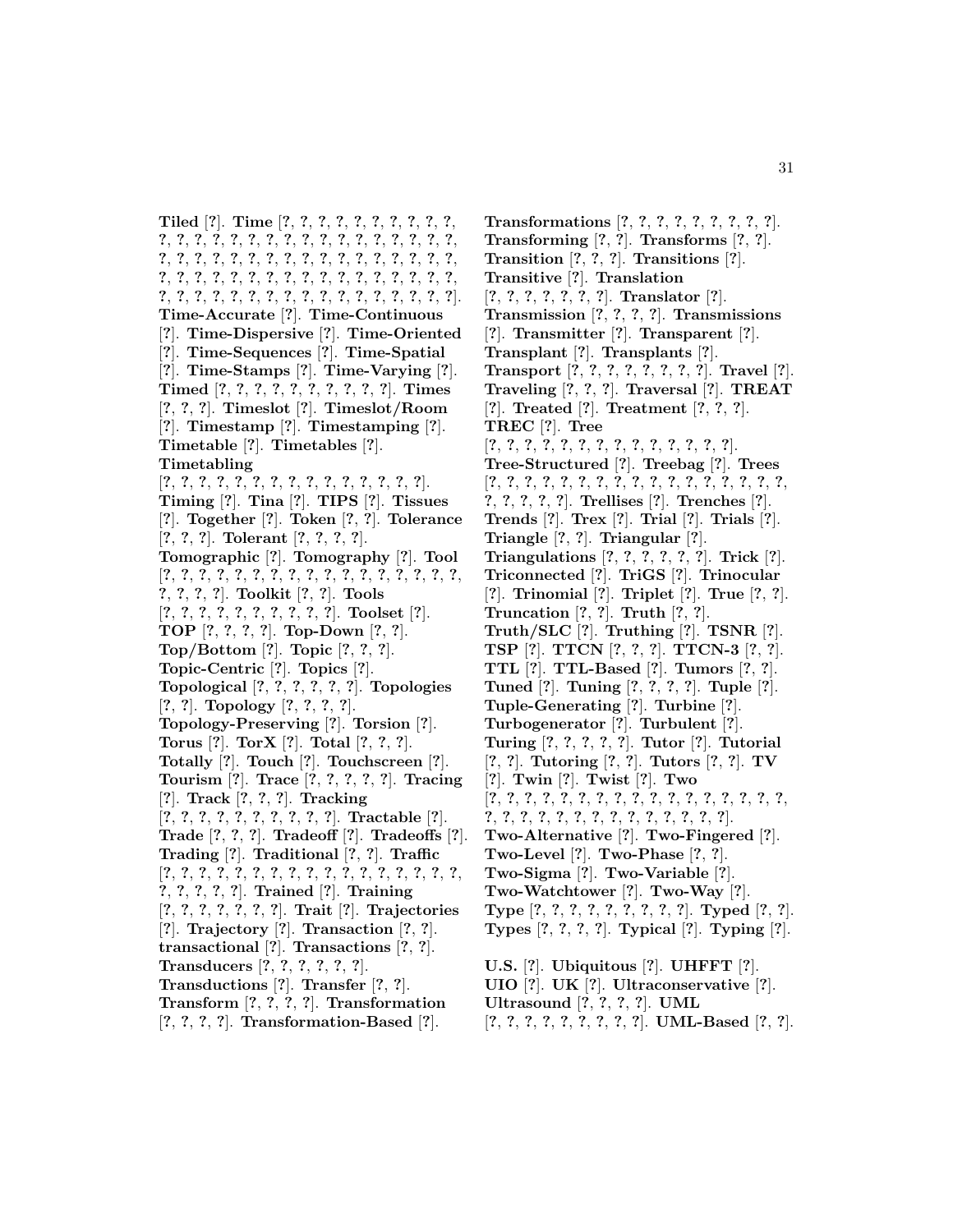**Tiled** [?]. **Time** [?, ?, ?, ?, ?, ?, ?, ?, ?, ?, ?, ?, ?, ?, ?, ?, ?, ?, ?, ?, ?, ?, ?, ?, ?, ?, ?, ?, ?, ?, ?, ?, ?, ?, ?, ?, ?, ?, ?, ?, ?, ?, ?, ?, ?, ?, ?, ?, ?, ?, ?, ?, ?, ?, ?, ?, ?, ?, ?, ?, ?, ?, ?, ?, ?, ?, ?, ?, ?, ?, ?, ?, ?, ?, ?, ?, ?, ?, ?, ?, ?, ?, ?, ?, ?, ?, ?, ?, ?, ?, ?, ?, ?]. **Time-Accurate** [?]. **Time-Continuous** [?]. **Time-Dispersive** [?]. **Time-Oriented** [?]. **Time-Sequences** [?]. **Time-Spatial** [?]. **Time-Stamps** [?]. **Time-Varying** [?]. **Timed** [?, ?, ?, ?, ?, ?, ?, ?, ?, ?, ?]. **Times** [?, ?, ?]. **Timeslot** [?]. **Timeslot/Room** [?]. **Timestamp** [?]. **Timestamping** [?]. **Timetable** [?]. **Timetables** [?]. **Timetabling** [?, ?, ?, ?, ?, ?, ?, ?, ?, ?, ?, ?, ?, ?, ?, ?, ?]. **Timing** [?]. **Tina** [?]. **TIPS** [?]. **Tissues** [?]. **Together** [?]. **Token** [?, ?]. **Tolerance** [?, ?, ?]. **Tolerant** [?, ?, ?, ?]. **Tomographic** [?]. **Tomography** [?]. **Tool** [?, ?, ?, ?, ?, ?, ?, ?, ?, ?, ?, ?, ?, ?, ?, ?, ?, ?, ?, ?, ?, ?, ?, ?]. **Toolkit** [?, ?]. **Tools** [?, ?, ?, ?, ?, ?, ?, ?, ?, ?, ?]. **Toolset** [?]. **TOP** [?, ?, ?, ?]. **Top-Down** [?, ?]. **Top/Bottom** [?]. **Topic** [?, ?, ?]. **Topic-Centric** [?]. **Topics** [?]. **Topological** [?, ?, ?, ?, ?, ?]. **Topologies** [?, ?]. **Topology** [?, ?, ?, ?]. **Topology-Preserving** [?]. **Torsion** [?]. **Torus** [?]. **TorX** [?]. **Total** [?, ?, ?]. **Totally** [?]. **Touch** [?]. **Touchscreen** [?]. **Tourism** [?]. **Trace** [?, ?, ?, ?, ?]. **Tracing** [?]. **Track** [?, ?, ?]. **Tracking** [?, ?, ?, ?, ?, ?, ?, ?, ?, ?, ?]. **Tractable** [?]. **Trade** [?, ?, ?]. **Tradeoff** [?]. **Tradeoffs** [?]. **Trading** [?]. **Traditional** [?, ?]. **Traffic** [?, ?, ?, ?, ?, ?, ?, ?, ?, ?, ?, ?, ?, ?, ?, ?, ?, ?, ?, ?, ?, ?, ?, ?, ?]. **Trained** [?]. **Training** [?, ?, ?, ?, ?, ?, ?, ?]. **Trait** [?]. **Trajectories** [?]. **Trajectory** [?]. **Transaction** [?, ?]. **transactional** [?]. **Transactions** [?, ?]. **Transducers** [?, ?, ?, ?, ?, ?]. **Transductions** [?]. **Transfer** [?, ?]. **Transform** [?, ?, ?, ?]. **Transformation** [?, ?, ?, ?]. **Transformation-Based** [?]. **Transformations** [?, ?, ?, ?, ?, ?, ?, ?, ?, ?]. **Transforming** [?, ?]. **Transforms** [?, ?]. **Transition** [?, ?, ?]. **Transitions** [?]. **Transitive** [?]. **Translation** [?, ?, ?, ?, ?, ?, ?, ?]. **Translator** [?]. **Transmission** [?, ?, ?, ?]. **Transmissions** [?]. **Transmitter** [?]. **Transparent** [?]. **Transplant** [?]. **Transplants** [?]. **Transport** [?, ?, ?, ?, ?, ?, ?, ?]. **Travel** [?]. **Traveling** [?, ?, ?]. **Traversal** [?]. **TREAT** [?]. **Treated** [?]. **Treatment** [?, ?, ?]. **TREC** [?]. **Tree** [?, ?, ?, ?, ?, ?, ?, ?, ?, ?, ?, ?, ?, ?, ?]. **Tree-Structured** [?]. **Treebag** [?]. **Trees** [?, ?, ?, ?, ?, ?, ?, ?, ?, ?, ?, ?, ?, ?, ?, ?, ?, ?, ?, ?, ?, ?, ?, ?]. **Trellises** [?]. **Trenches** [?]. **Trends** [?]. **Trex** [?]. **Trial** [?]. **Trials** [?]. **Triangle** [?, ?]. **Triangular** [?]. **Triangulations** [?, ?, ?, ?, ?, ?]. **Trick** [?]. **Triconnected** [?]. **TriGS** [?]. **Trinocular** [?]. **Trinomial** [?]. **Triplet** [?]. **True** [?, ?]. **Truncation** [?, ?]. **Truth** [?, ?]. **Truth/SLC** [?]. **Truthing** [?]. **TSNR** [?]. **TSP** [?]. **TTCN** [?, ?, ?]. **TTCN-3** [?, ?]. **TTL** [?]. **TTL-Based** [?]. **Tumors** [?, ?]. **Tuned** [?]. **Tuning** [?, ?, ?, ?]. **Tuple** [?]. **Tuple-Generating** [?]. **Turbine** [?]. **Turbogenerator** [?]. **Turbulent** [?]. **Turing** [?, ?, ?, ?, ?]. **Tutor** [?]. **Tutorial** [?, ?]. **Tutoring** [?, ?]. **Tutors** [?, ?]. **TV** [?]. **Twin** [?]. **Twist** [?]. **Two** [?, ?, ?, ?, ?, ?, ?, ?, ?, ?, ?, ?, ?, ?, ?, ?, ?, ?, ?, ?, ?, ?, ?, ?, ?, ?, ?, ?, ?, ?, ?, ?, ?, ?]. **Two-Alternative** [?]. **Two-Fingered** [?]. **Two-Level** [?]. **Two-Phase** [?, ?]. **Two-Sigma** [?]. **Two-Variable** [?]. **Two-Watchtower** [?]. **Two-Way** [?]. **Type** [?, ?, ?, ?, ?, ?, ?, ?, ?, ?]. **Typed** [?, ?]. **Types** [?, ?, ?, ?]. **Typical** [?]. **Typing** [?].

**U.S.** [?]. **Ubiquitous** [?]. **UHFFT** [?]. **UIO** [?]. **UK** [?]. **Ultraconservative** [?]. **Ultrasound** [?, ?, ?, ?]. **UML** [?, ?, ?, ?, ?, ?, ?, ?, ?, ?]. **UML-Based** [?, ?].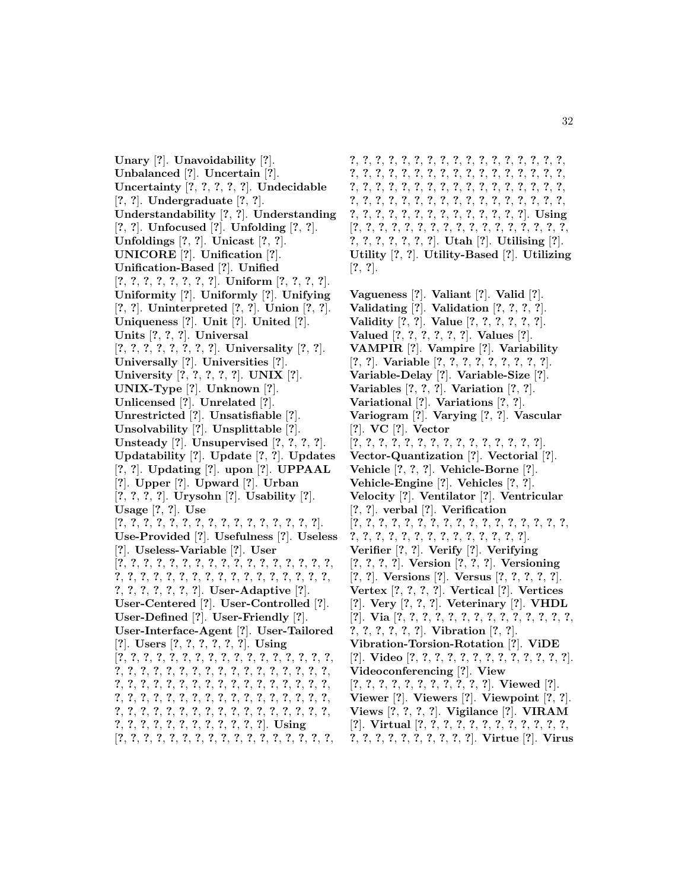**Unary** [?]. **Unavoidability** [?]. **Unbalanced** [?]. **Uncertain** [?]. **Uncertainty** [?, ?, ?, ?, ?]. **Undecidable** [?, ?]. **Undergraduate** [?, ?]. **Understandability** [?, ?]. **Understanding** [?, ?]. **Unfocused** [?]. **Unfolding** [?, ?]. **Unfoldings** [?, ?]. **Unicast** [?, ?]. **UNICORE** [?]. **Unification** [?]. **Unification-Based** [?]. **Unified** [?, ?, ?, ?, ?, ?, ?, ?]. **Uniform** [?, ?, ?, ?]. **Uniformity** [?]. **Uniformly** [?]. **Unifying** [?, ?]. **Uninterpreted** [?, ?]. **Union** [?, ?]. **Uniqueness** [?]. **Unit** [?]. **United** [?]. **Units** [?, ?, ?]. **Universal** [?, ?, ?, ?, ?, ?, ?, ?]. **Universality** [?, ?]. **Universally** [?]. **Universities** [?]. **University** [?, ?, ?, ?, ?]. **UNIX** [?]. **UNIX-Type** [?]. **Unknown** [?]. **Unlicensed** [?]. **Unrelated** [?]. **Unrestricted** [?]. **Unsatisfiable** [?]. **Unsolvability** [?]. **Unsplittable** [?]. **Unsteady** [?]. **Unsupervised** [?, ?, ?, ?]. **Updatability** [?]. **Update** [?, ?]. **Updates** [?, ?]. **Updating** [?]. **upon** [?]. **UPPAAL** [?]. **Upper** [?]. **Upward** [?]. **Urban** [?, ?, ?, ?]. **Urysohn** [?]. **Usability** [?]. **Usage** [?, ?]. **Use** [?, ?, ?, ?, ?, ?, ?, ?, ?, ?, ?, ?, ?, ?, ?, ?, ?]. **Use-Provided** [?]. **Usefulness** [?]. **Useless** [?]. **Useless-Variable** [?]. **User** [?, ?, ?, ?, ?, ?, ?, ?, ?, ?, ?, ?, ?, ?, ?, ?, ?, ?, ?, ?, ?, ?, ?, ?, ?, ?, ?, ?, ?, ?, ?, ?, ?, ?, ?, ?, ?, ?, ?, ?, ?, ?, ?, ?, ?]. **User-Adaptive** [?]. **User-Centered** [?]. **User-Controlled** [?]. **User-Defined** [?]. **User-Friendly** [?]. **User-Interface-Agent** [?]. **User-Tailored** [?]. **Users** [?, ?, ?, ?, ?, ?]. **Using** [?, ?, ?, ?, ?, ?, ?, ?, ?, ?, ?, ?, ?, ?, ?, ?, ?, ?, ?, ?, ?, ?, ?, ?, ?, ?, ?, ?, ?, ?, ?, ?, ?, ?, ?, ?, ?, ?, ?, ?, ?, ?, ?, ?, ?, ?, ?, ?, ?, ?, ?, ?, ?, ?, ?, ?, ?, ?, ?, ?, ?, ?, ?, ?, ?, ?, ?, ?, ?, ?, ?, ?, ?, ?, ?, ?, ?, ?, ?, ?, ?, ?, ?, ?, ?, ?, ?, ?, ?, ?, ?, ?, ?, ?, ?, ?, ?, ?, ?, ?, ?, ?, ?, ?, ?, ?]. **Using** [?, ?, ?, ?, ?, ?, ?, ?, ?, ?, ?, ?, ?, ?, ?, ?, ?, ?, ?, ?, ?, ?, ?, ?, ?, ?, ?, ?, ?, ?, ?, ?, ?, ?, ?, ?, ?, ?, ?, ?, ?, ?, ?, ?, ?, ?, ?, ?, ?, ?, ?, ?, ?, ?, ?, ?, ?, ?, ?, ?, ?, ?, ?, ?, ?, ?, ?, ?, ?, ?, ?, ?, ?, ?, ?, ?, ?, ?, ?, ?, ?, ?, ?, ?, ?, ?, ?, ?, ?, ?, ?, ?, ?, ?, ?, ?, ?, ?, ?, ?, ?, ?]. **Using** [?, ?, ?, ?, ?, ?, ?, ?, ?, ?, ?, ?, ?, ?, ?, ?, ?, ?, ?, ?, ?, ?, ?, ?, ?, ?]. **Utah** [?]. **Utilising** [?]. **Utility** [?, ?]. **Utility-Based** [?]. **Utilizing** [?, ?].

**Vagueness** [?]. **Valiant** [?]. **Valid** [?]. **Validating** [?]. **Validation** [?, ?, ?, ?]. **Validity** [?, ?]. **Value** [?, ?, ?, ?, ?, ?]. **Valued** [?, ?, ?, ?, ?, ?]. **Values** [?]. **VAMPIR** [?]. **Vampire** [?]. **Variability** [?, ?]. **Variable** [?, ?, ?, ?, ?, ?, ?, ?, ?]. **Variable-Delay** [?]. **Variable-Size** [?]. **Variables** [?, ?, ?]. **Variation** [?, ?]. **Variational** [?]. **Variations** [?, ?]. **Variogram** [?]. **Varying** [?, ?]. **Vascular** [?]. **VC** [?]. **Vector** [?, ?, ?, ?, ?, ?, ?, ?, ?, ?, ?, ?, ?, ?, ?, ?]. **Vector-Quantization** [?]. **Vectorial** [?]. **Vehicle** [?, ?, ?]. **Vehicle-Borne** [?]. **Vehicle-Engine** [?]. **Vehicles** [?, ?]. **Velocity** [?]. **Ventilator** [?]. **Ventricular** [?, ?]. **verbal** [?]. **Verification** [?, ?, ?, ?, ?, ?, ?, ?, ?, ?, ?, ?, ?, ?, ?, ?, ?, ?, ?, ?, ?, ?, ?, ?, ?, ?, ?, ?, ?, ?, ?, ?, ?, ?]. **Verifier** [?, ?]. **Verify** [?]. **Verifying** [?, ?, ?, ?]. **Version** [?, ?, ?]. **Versioning** [?, ?]. **Versions** [?]. **Versus** [?, ?, ?, ?, ?]. **Vertex** [?, ?, ?, ?]. **Vertical** [?]. **Vertices** [?]. **Very** [?, ?, ?]. **Veterinary** [?]. **VHDL** [?]. **Via** [?, ?, ?, ?, ?, ?, ?, ?, ?, ?, ?, ?, ?, ?, ?, ?, ?, ?, ?, ?, ?, ?, ?]. **Vibration** [?, ?]. **Vibration-Torsion-Rotation** [?]. **ViDE** [?]. **Video** [?, ?, ?, ?, ?, ?, ?, ?, ?, ?, ?, ?, ?]. **Videoconferencing** [?]. **View** [?, ?, ?, ?, ?, ?, ?, ?, ?, ?, ?, ?]. **Viewed** [?]. **Viewer** [?]. **Viewers** [?]. **Viewpoint** [?, ?]. **Views** [?, ?, ?, ?]. **Vigilance** [?]. **VIRAM** [?]. **Virtual** [?, ?, ?, ?, ?, ?, ?, ?, ?, ?, ?, ?, ?, ?, ?, ?, ?, ?, ?, ?, ?, ?, ?]. **Virtue** [?]. **Virus**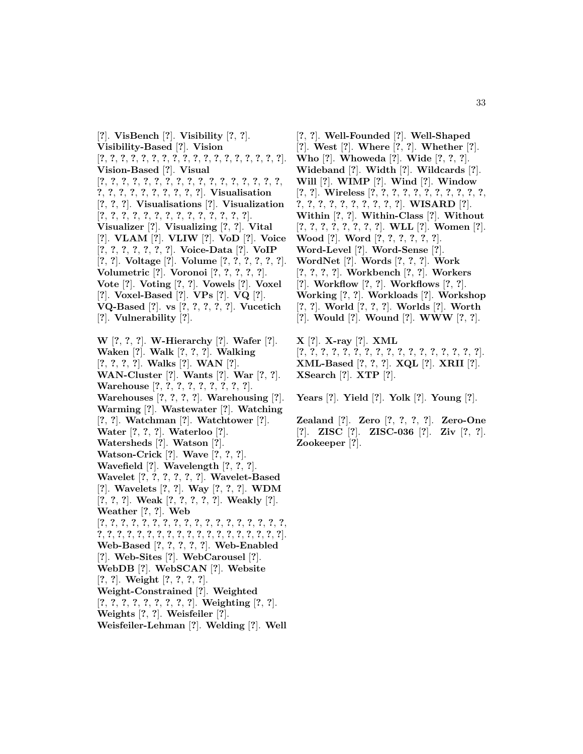[?]. **VisBench** [?]. **Visibility** [?, ?]. **Visibility-Based** [?]. **Vision** [?, ?, ?, ?, ?, ?, ?, ?, ?, ?, ?, ?, ?, ?, ?, ?, ?, ?, ?]. **Vision-Based** [?]. **Visual** [?, ?, ?, ?, ?, ?, ?, ?, ?, ?, ?, ?, ?, ?, ?, ?, ?, ?, ?, ?, ?, ?, ?, ?, ?, ?, ?, ?, ?]. **Visualisation** [?, ?, ?]. **Visualisations** [?]. **Visualization** [?, ?, ?, ?, ?, ?, ?, ?, ?, ?, ?, ?, ?, ?, ?]. **Visualizer** [?]. **Visualizing** [?, ?]. **Vital** [?]. **VLAM** [?]. **VLIW** [?]. **VoD** [?]. **Voice** [?, ?, ?, ?, ?, ?, ?]. **Voice-Data** [?]. **VoIP** [?, ?]. **Voltage** [?]. **Volume** [?, ?, ?, ?, ?, ?]. **Volumetric** [?]. **Voronoi** [?, ?, ?, ?, ?]. **Vote** [?]. **Voting** [?, ?]. **Vowels** [?]. **Voxel** [?]. **Voxel-Based** [?]. **VPs** [?]. **VQ** [?]. **VQ-Based** [?]. **vs** [?, ?, ?, ?, ?]. **Vucetich** [?]. **Vulnerability** [?].

**W** [?, ?, ?]. **W-Hierarchy** [?]. **Wafer** [?]. **Waken** [?]. **Walk** [?, ?, ?]. **Walking** [?, ?, ?, ?]. **Walks** [?]. **WAN** [?]. **WAN-Cluster** [?]. **Wants** [?]. **War** [?, ?]. **Warehouse** [?, ?, ?, ?, ?, ?, ?, ?, ?]. **Warehouses** [?, ?, ?, ?]. **Warehousing** [?]. **Warming** [?]. **Wastewater** [?]. **Watching** [?, ?]. **Watchman** [?]. **Watchtower** [?]. **Water** [?, ?, ?]. **Waterloo** [?]. **Watersheds** [?]. **Watson** [?]. **Watson-Crick** [?]. **Wave** [?, ?, ?]. **Wavefield** [?]. **Wavelength** [?, ?, ?]. **Wavelet** [?, ?, ?, ?, ?, ?]. **Wavelet-Based** [?]. **Wavelets** [?, ?]. **Way** [?, ?, ?]. **WDM** [?, ?, ?]. **Weak** [?, ?, ?, ?, ?]. **Weakly** [?]. **Weather** [?, ?]. **Web** [?, ?, ?, ?, ?, ?, ?, ?, ?, ?, ?, ?, ?, ?, ?, ?, ?, ?, ?, ?, ?, ?, ?, ?, ?, ?, ?, ?, ?, ?, ?, ?, ?, ?, ?, ?, ?, ?, ?, ?]. **Web-Based** [?, ?, ?, ?, ?]. **Web-Enabled** [?]. **Web-Sites** [?]. **WebCarousel** [?]. **WebDB** [?]. **WebSCAN** [?]. **Website** [?, ?]. **Weight** [?, ?, ?, ?]. **Weight-Constrained** [?]. **Weighted** [?, ?, ?, ?, ?, ?, ?, ?, ?]. **Weighting** [?, ?]. **Weights** [?, ?]. **Weisfeiler** [?]. **Weisfeiler-Lehman** [?]. **Welding** [?]. **Well** [?, ?]. **Well-Founded** [?]. **Well-Shaped** [?]. **West** [?]. **Where** [?, ?]. **Whether** [?]. **Who** [?]. **Whoweda** [?]. **Wide** [?, ?, ?]. **Wideband** [?]. **Width** [?]. **Wildcards** [?]. **Will** [?]. **WIMP** [?]. **Wind** [?]. **Window** [?, ?]. **Wireless** [?, ?, ?, ?, ?, ?, ?, ?, ?, ?, ?, ?, ?, ?, ?, ?, ?, ?, ?, ?, ?, ?]. **WISARD** [?]. **Within** [?, ?]. **Within-Class** [?]. **Without** [?, ?, ?, ?, ?, ?, ?, ?]. **WLL** [?]. **Women** [?]. **Wood** [?]. **Word** [?, ?, ?, ?, ?, ?]. **Word-Level** [?]. **Word-Sense** [?]. **WordNet** [?]. **Words** [?, ?, ?]. **Work** [?, ?, ?, ?]. **Workbench** [?, ?]. **Workers** [?]. **Workflow** [?, ?]. **Workflows** [?, ?]. **Working** [?, ?]. **Workloads** [?]. **Workshop** [?, ?]. **World** [?, ?, ?]. **Worlds** [?]. **Worth** [?]. **Would** [?]. **Wound** [?]. **WWW** [?, ?].

**X** [?]. **X-ray** [?]. **XML** [?, ?, ?, ?, ?, ?, ?, ?, ?, ?, ?, ?, ?, ?, ?, ?, ?, ?]. **XML-Based** [?, ?, ?]. **XQL** [?]. **XRII** [?]. **XSearch** [?]. **XTP** [?].

**Years** [?]. **Yield** [?]. **Yolk** [?]. **Young** [?].

**Zealand** [?]. **Zero** [?, ?, ?, ?]. **Zero-One** [?]. **ZISC** [?]. **ZISC-036** [?]. **Ziv** [?, ?]. **Zookeeper** [?].